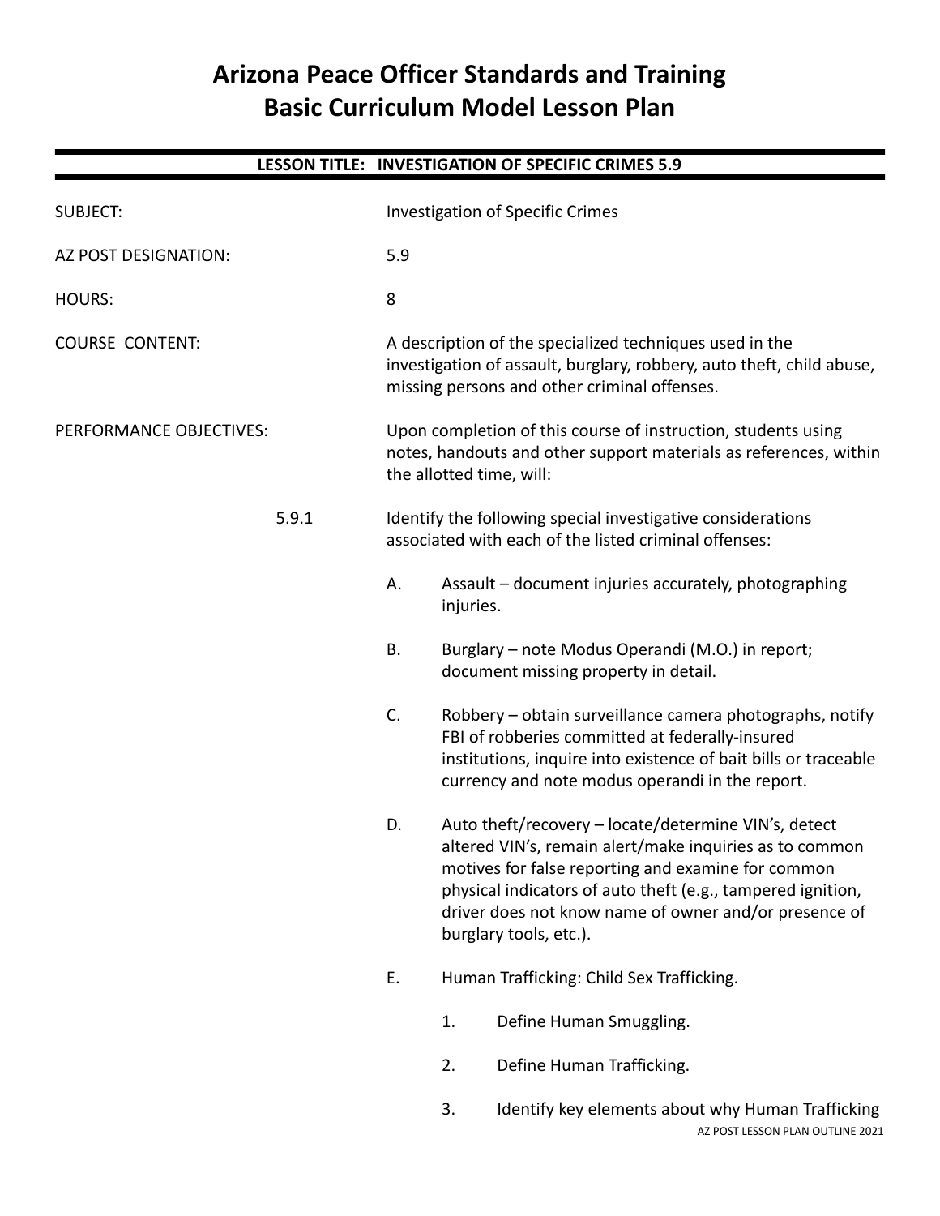# Arizona Peace Officer Standards and Training
# Basic Curriculum Model Lesson Plan

## LESSON TITLE: INVESTIGATION OF SPECIFIC CRIMES 5.9

SUBJECT: Investigation of Specific Crimes

AZ POST DESIGNATION: 5.9

HOURS: 8

COURSE CONTENT: A description of the specialized techniques used in the investigation of assault, burglary, robbery, auto theft, child abuse, missing persons and other criminal offenses.

PERFORMANCE OBJECTIVES: Upon completion of this course of instruction, students using notes, handouts and other support materials as references, within the allotted time, will:

5.9.1 Identify the following special investigative considerations associated with each of the listed criminal offenses:

A. Assault – document injuries accurately, photographing injuries.

B. Burglary – note Modus Operandi (M.O.) in report; document missing property in detail.

C. Robbery – obtain surveillance camera photographs, notify FBI of robberies committed at federally-insured institutions, inquire into existence of bait bills or traceable currency and note modus operandi in the report.

D. Auto theft/recovery – locate/determine VIN's, detect altered VIN's, remain alert/make inquiries as to common motives for false reporting and examine for common physical indicators of auto theft (e.g., tampered ignition, driver does not know name of owner and/or presence of burglary tools, etc.).

E. Human Trafficking: Child Sex Trafficking.

1. Define Human Smuggling.

2. Define Human Trafficking.

3. Identify key elements about why Human Trafficking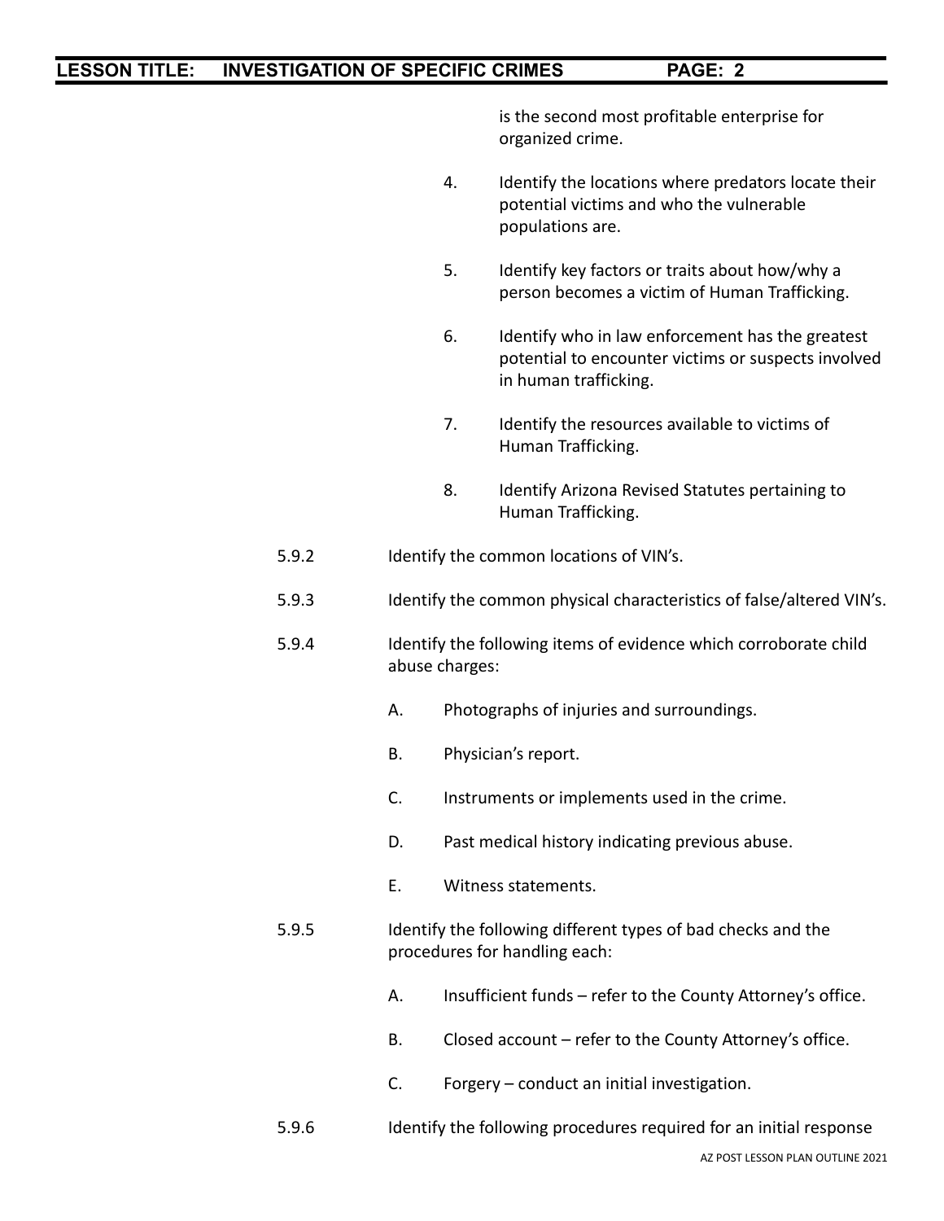is the second most profitable enterprise for organized crime.

4. Identify the locations where predators locate their potential victims and who the vulnerable populations are.

5. Identify key factors or traits about how/why a person becomes a victim of Human Trafficking.

6. Identify who in law enforcement has the greatest potential to encounter victims or suspects involved in human trafficking.

7. Identify the resources available to victims of Human Trafficking.

8. Identify Arizona Revised Statutes pertaining to Human Trafficking.

5.9.2 Identify the common locations of VIN's.

5.9.3 Identify the common physical characteristics of false/altered VIN's.

5.9.4 Identify the following items of evidence which corroborate child abuse charges:

A. Photographs of injuries and surroundings.

B. Physician's report.

C. Instruments or implements used in the crime.

D. Past medical history indicating previous abuse.

E. Witness statements.

5.9.5 Identify the following different types of bad checks and the procedures for handling each:

A. Insufficient funds – refer to the County Attorney's office.

B. Closed account – refer to the County Attorney's office.

C. Forgery – conduct an initial investigation.

5.9.6 Identify the following procedures required for an initial response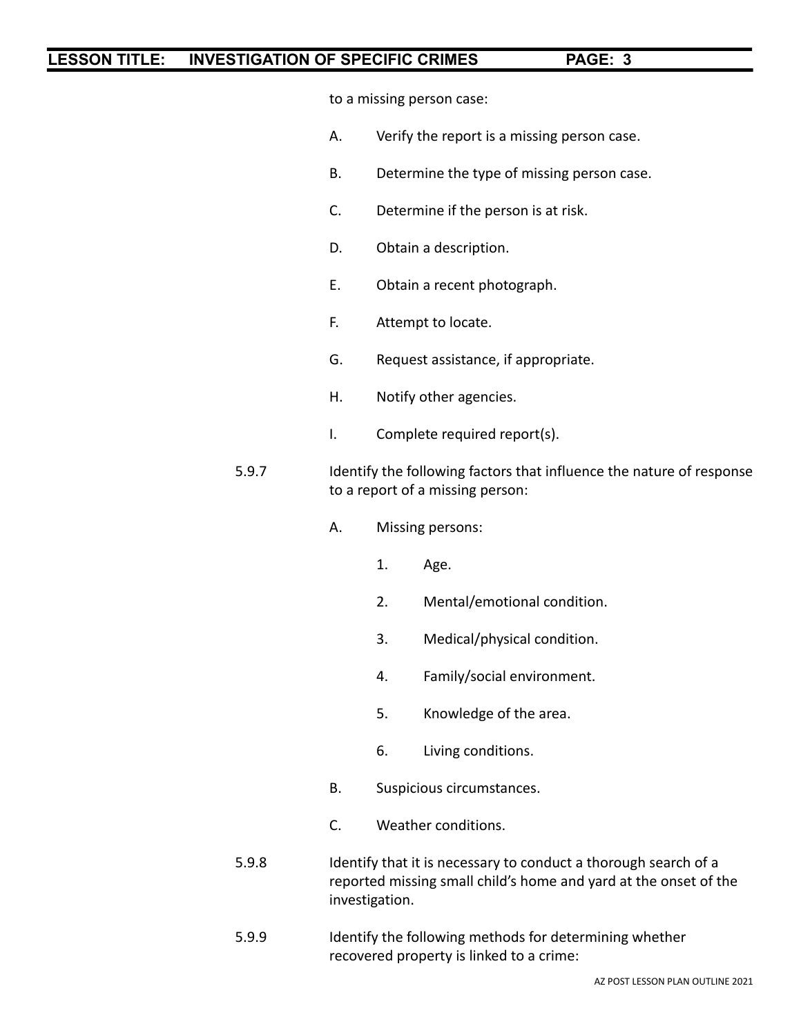to a missing person case:

A. Verify the report is a missing person case.

B. Determine the type of missing person case.

C. Determine if the person is at risk.

D. Obtain a description.

E. Obtain a recent photograph.

F. Attempt to locate.

G. Request assistance, if appropriate.

H. Notify other agencies.

I. Complete required report(s).

5.9.7 Identify the following factors that influence the nature of response to a report of a missing person:

A. Missing persons:

1. Age.

2. Mental/emotional condition.

3. Medical/physical condition.

4. Family/social environment.

5. Knowledge of the area.

6. Living conditions.

B. Suspicious circumstances.

C. Weather conditions.

5.9.8 Identify that it is necessary to conduct a thorough search of a reported missing small child's home and yard at the onset of the investigation.

5.9.9 Identify the following methods for determining whether recovered property is linked to a crime: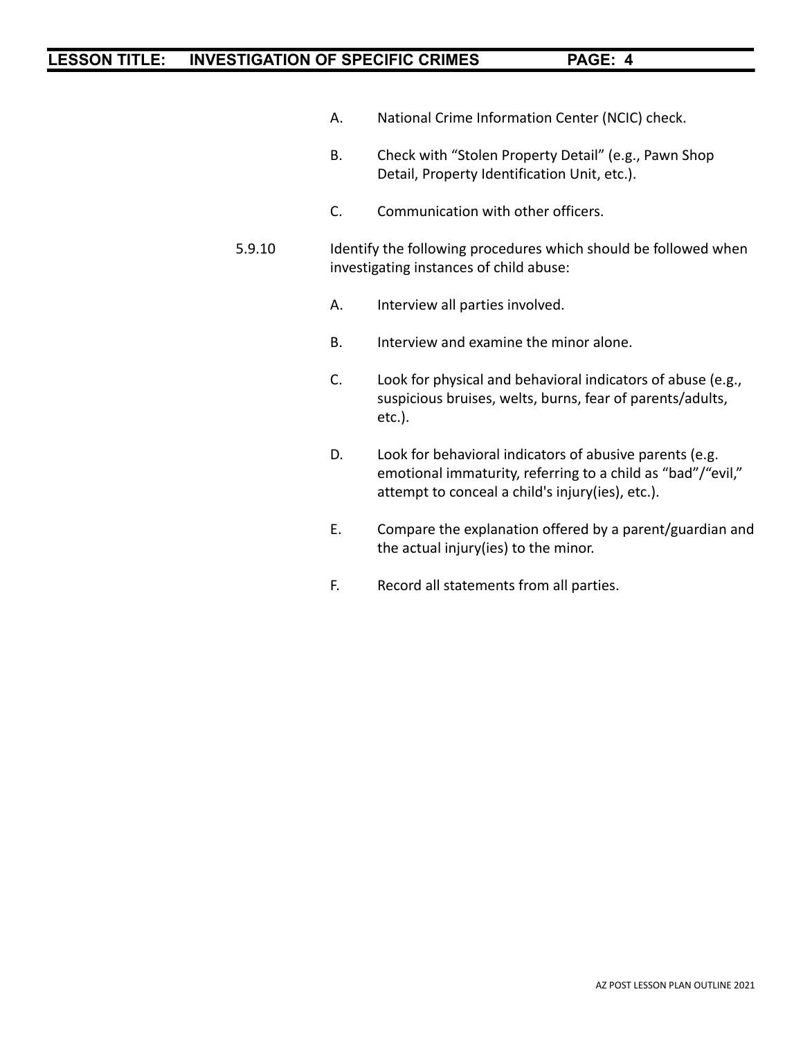A. National Crime Information Center (NCIC) check.

B. Check with "Stolen Property Detail" (e.g., Pawn Shop Detail, Property Identification Unit, etc.).

C. Communication with other officers.

5.9.10 Identify the following procedures which should be followed when investigating instances of child abuse:

A. Interview all parties involved.

B. Interview and examine the minor alone.

C. Look for physical and behavioral indicators of abuse (e.g., suspicious bruises, welts, burns, fear of parents/adults, etc.).

D. Look for behavioral indicators of abusive parents (e.g. emotional immaturity, referring to a child as "bad"/"evil," attempt to conceal a child's injury(ies), etc.).

E. Compare the explanation offered by a parent/guardian and the actual injury(ies) to the minor.

F. Record all statements from all parties.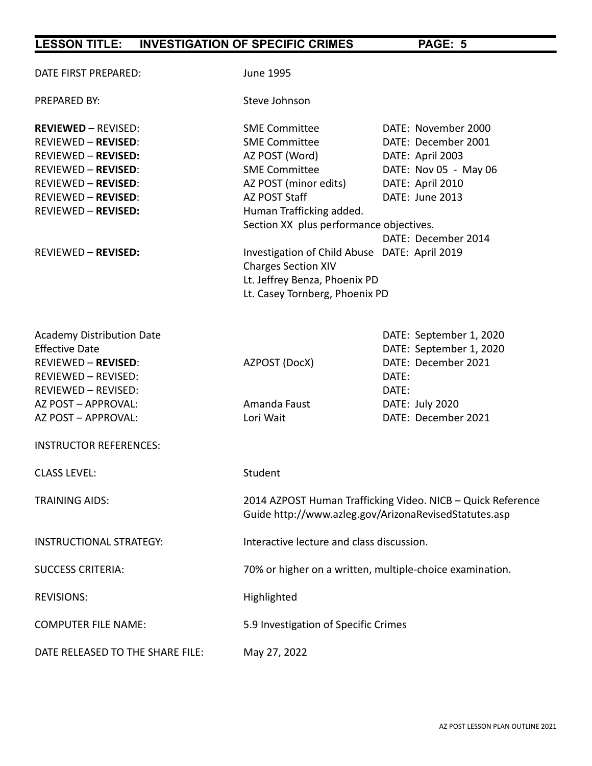**LESSON TITLE: INVESTIGATION OF SPECIFIC CRIMES**

| | | |
|---|---|---|
| DATE FIRST PREPARED: | June 1995 | |
| PREPARED BY: | Steve Johnson | |
| **REVIEWED** – REVISED: | SME Committee | DATE: November 2000 |
| REVIEWED – **REVISED**: | SME Committee | DATE: December 2001 |
| REVIEWED – **REVISED:** | AZ POST (Word) | DATE: April 2003 |
| REVIEWED – **REVISED**: | SME Committee | DATE: Nov 05 - May 06 |
| REVIEWED – **REVISED**: | AZ POST (minor edits) | DATE: April 2010 |
| REVIEWED – **REVISED**: | AZ POST Staff | DATE: June 2013 |
| REVIEWED – **REVISED:** | Human Trafficking added. Section XX plus performance objectives. | DATE: December 2014 |
| REVIEWED – **REVISED:** | Investigation of Child Abuse Charges Section XIV Lt. Jeffrey Benza, Phoenix PD Lt. Casey Tornberg, Phoenix PD | DATE: April 2019 |
| Academy Distribution Date | | DATE: September 1, 2020 |
| Effective Date | | DATE: September 1, 2020 |
| REVIEWED – **REVISED**: | AZPOST (DocX) | DATE: December 2021 |
| REVIEWED – REVISED: | | DATE: |
| REVIEWED – REVISED: | | DATE: |
| AZ POST – APPROVAL: | Amanda Faust | DATE: July 2020 |
| AZ POST – APPROVAL: | Lori Wait | DATE: December 2021 |

INSTRUCTOR REFERENCES:

CLASS LEVEL: Student

TRAINING AIDS: 2014 AZPOST Human Trafficking Video. NICB – Quick Reference Guide http://www.azleg.gov/ArizonaRevisedStatutes.asp

INSTRUCTIONAL STRATEGY: Interactive lecture and class discussion.

SUCCESS CRITERIA: 70% or higher on a written, multiple-choice examination.

REVISIONS: Highlighted

COMPUTER FILE NAME: 5.9 Investigation of Specific Crimes

DATE RELEASED TO THE SHARE FILE: May 27, 2022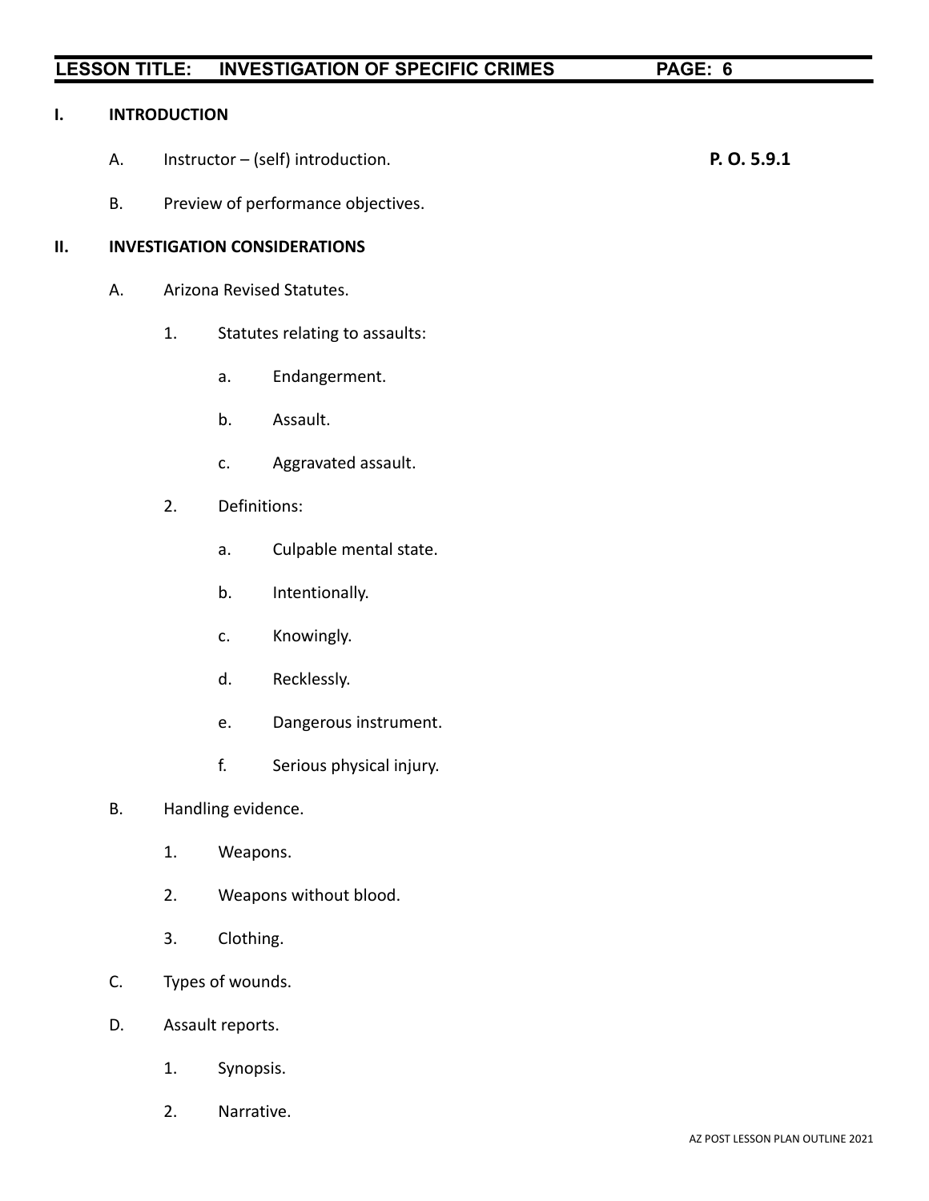## I. INTRODUCTION

A. Instructor – (self) introduction. **P. O. 5.9.1**

B. Preview of performance objectives.

## II. INVESTIGATION CONSIDERATIONS

A. Arizona Revised Statutes.

1. Statutes relating to assaults:

   a. Endangerment.

   b. Assault.

   c. Aggravated assault.

2. Definitions:

   a. Culpable mental state.

   b. Intentionally.

   c. Knowingly.

   d. Recklessly.

   e. Dangerous instrument.

   f. Serious physical injury.

B. Handling evidence.

1. Weapons.

2. Weapons without blood.

3. Clothing.

C. Types of wounds.

D. Assault reports.

1. Synopsis.

2. Narrative.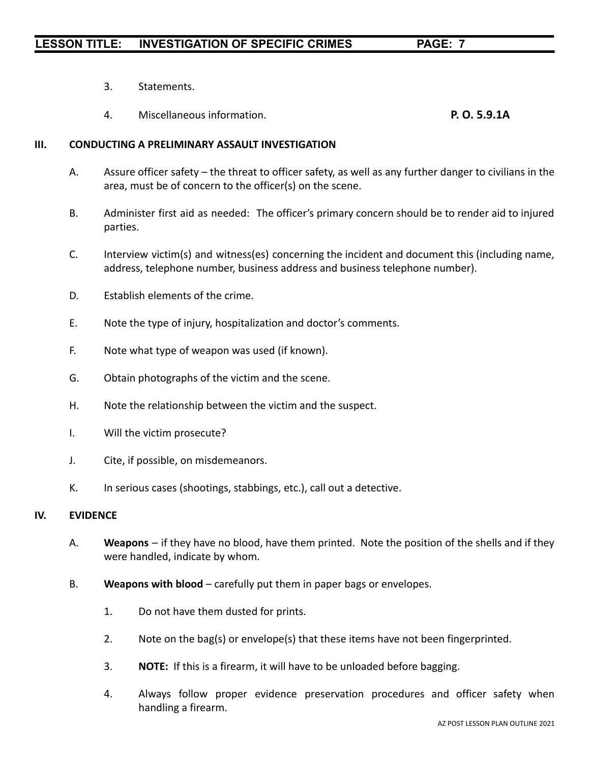3. Statements.

4. Miscellaneous information. **P. O. 5.9.1A**

## III. CONDUCTING A PRELIMINARY ASSAULT INVESTIGATION

A. Assure officer safety – the threat to officer safety, as well as any further danger to civilians in the area, must be of concern to the officer(s) on the scene.

B. Administer first aid as needed: The officer's primary concern should be to render aid to injured parties.

C. Interview victim(s) and witness(es) concerning the incident and document this (including name, address, telephone number, business address and business telephone number).

D. Establish elements of the crime.

E. Note the type of injury, hospitalization and doctor's comments.

F. Note what type of weapon was used (if known).

G. Obtain photographs of the victim and the scene.

H. Note the relationship between the victim and the suspect.

I. Will the victim prosecute?

J. Cite, if possible, on misdemeanors.

K. In serious cases (shootings, stabbings, etc.), call out a detective.

## IV. EVIDENCE

A. **Weapons** – if they have no blood, have them printed. Note the position of the shells and if they were handled, indicate by whom.

B. **Weapons with blood** – carefully put them in paper bags or envelopes.

   1. Do not have them dusted for prints.

   2. Note on the bag(s) or envelope(s) that these items have not been fingerprinted.

   3. **NOTE:** If this is a firearm, it will have to be unloaded before bagging.

   4. Always follow proper evidence preservation procedures and officer safety when handling a firearm.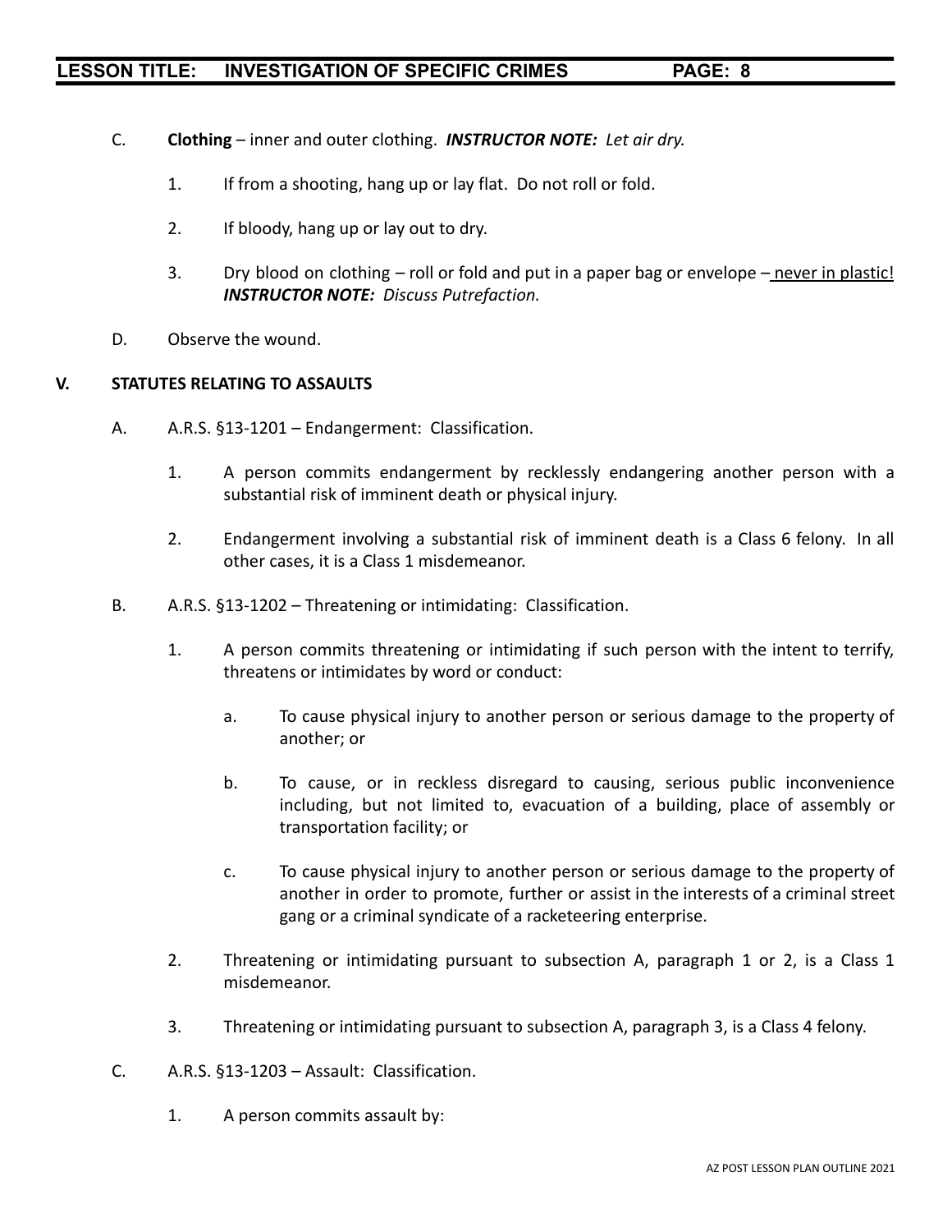C. **Clothing** – inner and outer clothing. ***INSTRUCTOR NOTE:*** *Let air dry.*

   1. If from a shooting, hang up or lay flat. Do not roll or fold.

   2. If bloody, hang up or lay out to dry.

   3. Dry blood on clothing – roll or fold and put in a paper bag or envelope – <u>never in plastic!</u> ***INSTRUCTOR NOTE:*** *Discuss Putrefaction.*

D. Observe the wound.

**V. STATUTES RELATING TO ASSAULTS**

A. A.R.S. §13-1201 – Endangerment: Classification.

   1. A person commits endangerment by recklessly endangering another person with a substantial risk of imminent death or physical injury.

   2. Endangerment involving a substantial risk of imminent death is a Class 6 felony. In all other cases, it is a Class 1 misdemeanor.

B. A.R.S. §13-1202 – Threatening or intimidating: Classification.

   1. A person commits threatening or intimidating if such person with the intent to terrify, threatens or intimidates by word or conduct:

      a. To cause physical injury to another person or serious damage to the property of another; or

      b. To cause, or in reckless disregard to causing, serious public inconvenience including, but not limited to, evacuation of a building, place of assembly or transportation facility; or

      c. To cause physical injury to another person or serious damage to the property of another in order to promote, further or assist in the interests of a criminal street gang or a criminal syndicate of a racketeering enterprise.

   2. Threatening or intimidating pursuant to subsection A, paragraph 1 or 2, is a Class 1 misdemeanor.

   3. Threatening or intimidating pursuant to subsection A, paragraph 3, is a Class 4 felony.

C. A.R.S. §13-1203 – Assault: Classification.

   1. A person commits assault by: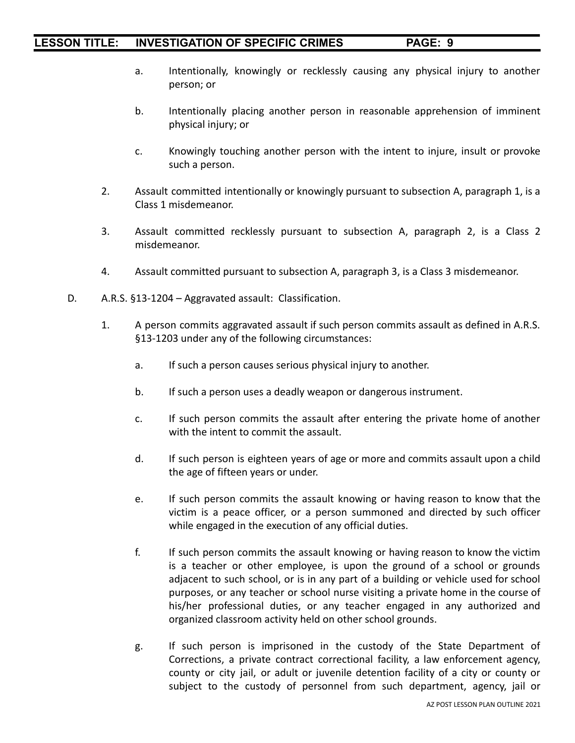a. Intentionally, knowingly or recklessly causing any physical injury to another person; or

b. Intentionally placing another person in reasonable apprehension of imminent physical injury; or

c. Knowingly touching another person with the intent to injure, insult or provoke such a person.

2. Assault committed intentionally or knowingly pursuant to subsection A, paragraph 1, is a Class 1 misdemeanor.

3. Assault committed recklessly pursuant to subsection A, paragraph 2, is a Class 2 misdemeanor.

4. Assault committed pursuant to subsection A, paragraph 3, is a Class 3 misdemeanor.

D. A.R.S. §13-1204 – Aggravated assault: Classification.

1. A person commits aggravated assault if such person commits assault as defined in A.R.S. §13-1203 under any of the following circumstances:

   a. If such a person causes serious physical injury to another.

   b. If such a person uses a deadly weapon or dangerous instrument.

   c. If such person commits the assault after entering the private home of another with the intent to commit the assault.

   d. If such person is eighteen years of age or more and commits assault upon a child the age of fifteen years or under.

   e. If such person commits the assault knowing or having reason to know that the victim is a peace officer, or a person summoned and directed by such officer while engaged in the execution of any official duties.

   f. If such person commits the assault knowing or having reason to know the victim is a teacher or other employee, is upon the ground of a school or grounds adjacent to such school, or is in any part of a building or vehicle used for school purposes, or any teacher or school nurse visiting a private home in the course of his/her professional duties, or any teacher engaged in any authorized and organized classroom activity held on other school grounds.

   g. If such person is imprisoned in the custody of the State Department of Corrections, a private contract correctional facility, a law enforcement agency, county or city jail, or adult or juvenile detention facility of a city or county or subject to the custody of personnel from such department, agency, jail or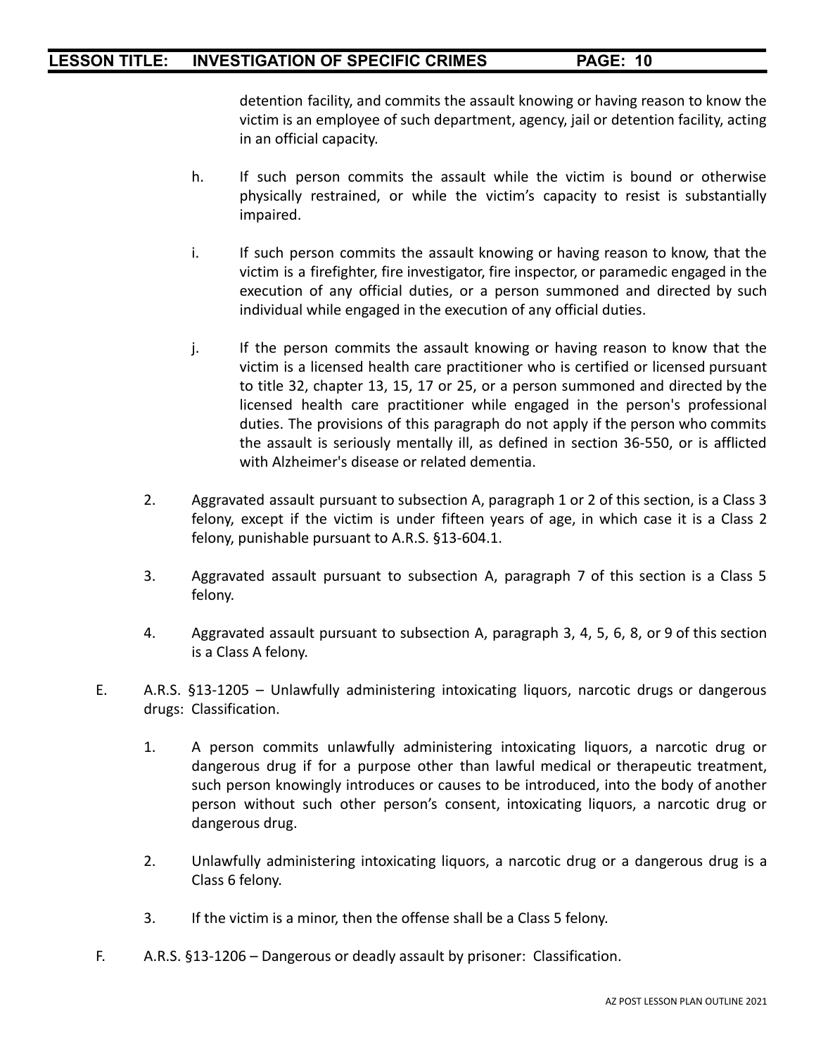detention facility, and commits the assault knowing or having reason to know the victim is an employee of such department, agency, jail or detention facility, acting in an official capacity.

h. If such person commits the assault while the victim is bound or otherwise physically restrained, or while the victim's capacity to resist is substantially impaired.

i. If such person commits the assault knowing or having reason to know, that the victim is a firefighter, fire investigator, fire inspector, or paramedic engaged in the execution of any official duties, or a person summoned and directed by such individual while engaged in the execution of any official duties.

j. If the person commits the assault knowing or having reason to know that the victim is a licensed health care practitioner who is certified or licensed pursuant to title 32, chapter 13, 15, 17 or 25, or a person summoned and directed by the licensed health care practitioner while engaged in the person's professional duties. The provisions of this paragraph do not apply if the person who commits the assault is seriously mentally ill, as defined in section 36-550, or is afflicted with Alzheimer's disease or related dementia.

2. Aggravated assault pursuant to subsection A, paragraph 1 or 2 of this section, is a Class 3 felony, except if the victim is under fifteen years of age, in which case it is a Class 2 felony, punishable pursuant to A.R.S. §13-604.1.

3. Aggravated assault pursuant to subsection A, paragraph 7 of this section is a Class 5 felony.

4. Aggravated assault pursuant to subsection A, paragraph 3, 4, 5, 6, 8, or 9 of this section is a Class A felony.

E. A.R.S. §13-1205 – Unlawfully administering intoxicating liquors, narcotic drugs or dangerous drugs: Classification.

1. A person commits unlawfully administering intoxicating liquors, a narcotic drug or dangerous drug if for a purpose other than lawful medical or therapeutic treatment, such person knowingly introduces or causes to be introduced, into the body of another person without such other person's consent, intoxicating liquors, a narcotic drug or dangerous drug.

2. Unlawfully administering intoxicating liquors, a narcotic drug or a dangerous drug is a Class 6 felony.

3. If the victim is a minor, then the offense shall be a Class 5 felony.

F. A.R.S. §13-1206 – Dangerous or deadly assault by prisoner: Classification.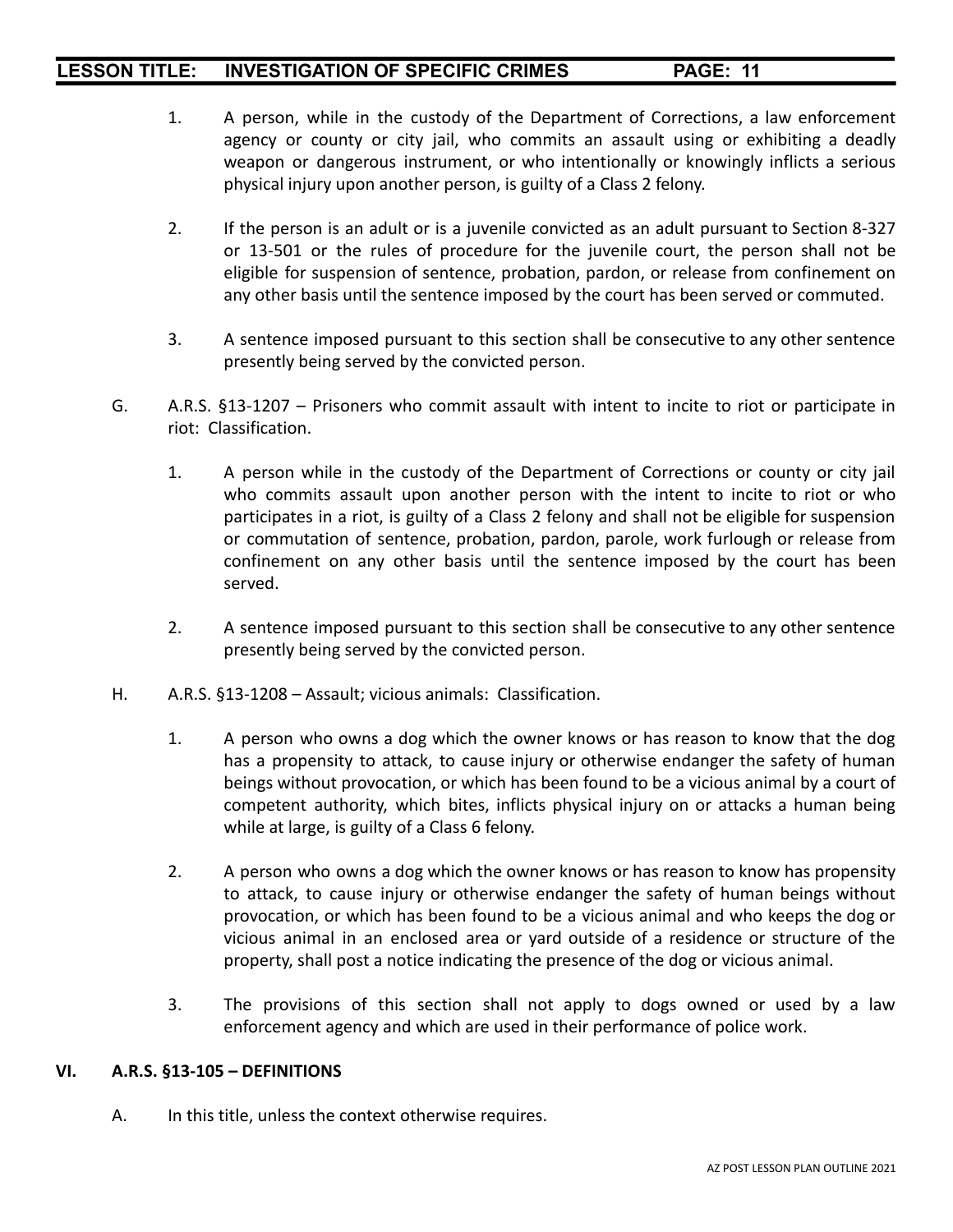1. A person, while in the custody of the Department of Corrections, a law enforcement agency or county or city jail, who commits an assault using or exhibiting a deadly weapon or dangerous instrument, or who intentionally or knowingly inflicts a serious physical injury upon another person, is guilty of a Class 2 felony.

2. If the person is an adult or is a juvenile convicted as an adult pursuant to Section 8-327 or 13-501 or the rules of procedure for the juvenile court, the person shall not be eligible for suspension of sentence, probation, pardon, or release from confinement on any other basis until the sentence imposed by the court has been served or commuted.

3. A sentence imposed pursuant to this section shall be consecutive to any other sentence presently being served by the convicted person.

G. A.R.S. §13-1207 – Prisoners who commit assault with intent to incite to riot or participate in riot: Classification.

1. A person while in the custody of the Department of Corrections or county or city jail who commits assault upon another person with the intent to incite to riot or who participates in a riot, is guilty of a Class 2 felony and shall not be eligible for suspension or commutation of sentence, probation, pardon, parole, work furlough or release from confinement on any other basis until the sentence imposed by the court has been served.

2. A sentence imposed pursuant to this section shall be consecutive to any other sentence presently being served by the convicted person.

H. A.R.S. §13-1208 – Assault; vicious animals: Classification.

1. A person who owns a dog which the owner knows or has reason to know that the dog has a propensity to attack, to cause injury or otherwise endanger the safety of human beings without provocation, or which has been found to be a vicious animal by a court of competent authority, which bites, inflicts physical injury on or attacks a human being while at large, is guilty of a Class 6 felony.

2. A person who owns a dog which the owner knows or has reason to know has propensity to attack, to cause injury or otherwise endanger the safety of human beings without provocation, or which has been found to be a vicious animal and who keeps the dog or vicious animal in an enclosed area or yard outside of a residence or structure of the property, shall post a notice indicating the presence of the dog or vicious animal.

3. The provisions of this section shall not apply to dogs owned or used by a law enforcement agency and which are used in their performance of police work.

## VI. A.R.S. §13-105 – DEFINITIONS

A. In this title, unless the context otherwise requires.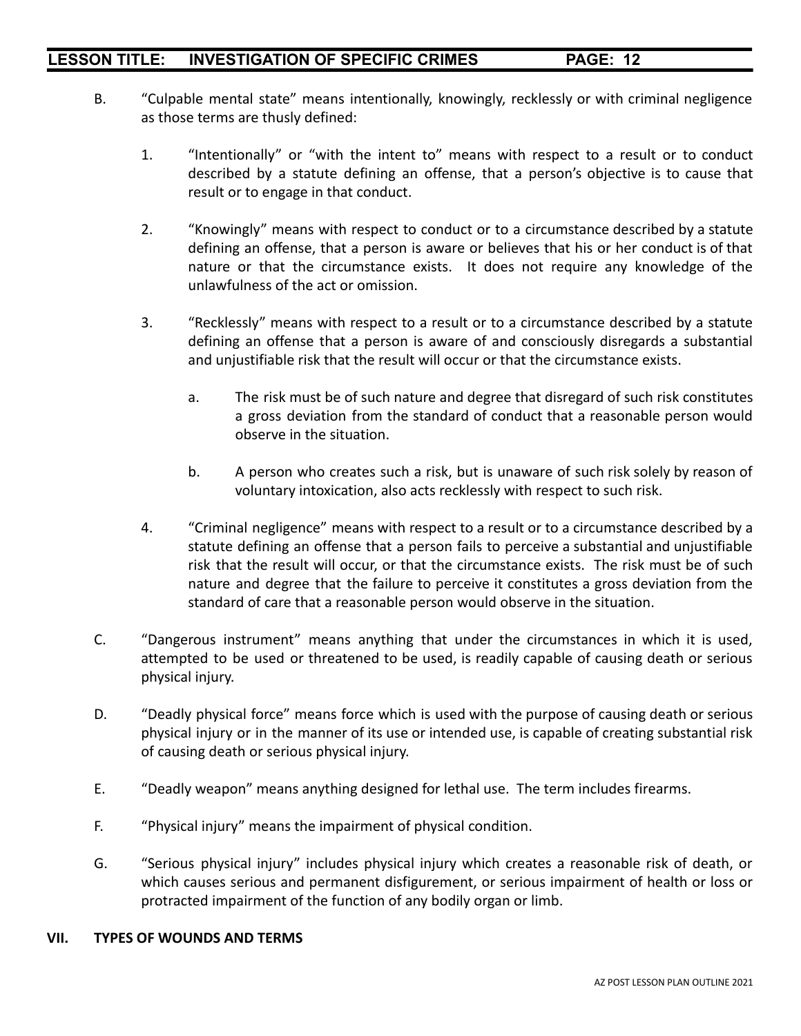B. "Culpable mental state" means intentionally, knowingly, recklessly or with criminal negligence as those terms are thusly defined:

   1. "Intentionally" or "with the intent to" means with respect to a result or to conduct described by a statute defining an offense, that a person's objective is to cause that result or to engage in that conduct.

   2. "Knowingly" means with respect to conduct or to a circumstance described by a statute defining an offense, that a person is aware or believes that his or her conduct is of that nature or that the circumstance exists. It does not require any knowledge of the unlawfulness of the act or omission.

   3. "Recklessly" means with respect to a result or to a circumstance described by a statute defining an offense that a person is aware of and consciously disregards a substantial and unjustifiable risk that the result will occur or that the circumstance exists.

      a. The risk must be of such nature and degree that disregard of such risk constitutes a gross deviation from the standard of conduct that a reasonable person would observe in the situation.

      b. A person who creates such a risk, but is unaware of such risk solely by reason of voluntary intoxication, also acts recklessly with respect to such risk.

   4. "Criminal negligence" means with respect to a result or to a circumstance described by a statute defining an offense that a person fails to perceive a substantial and unjustifiable risk that the result will occur, or that the circumstance exists. The risk must be of such nature and degree that the failure to perceive it constitutes a gross deviation from the standard of care that a reasonable person would observe in the situation.

C. "Dangerous instrument" means anything that under the circumstances in which it is used, attempted to be used or threatened to be used, is readily capable of causing death or serious physical injury.

D. "Deadly physical force" means force which is used with the purpose of causing death or serious physical injury or in the manner of its use or intended use, is capable of creating substantial risk of causing death or serious physical injury.

E. "Deadly weapon" means anything designed for lethal use. The term includes firearms.

F. "Physical injury" means the impairment of physical condition.

G. "Serious physical injury" includes physical injury which creates a reasonable risk of death, or which causes serious and permanent disfigurement, or serious impairment of health or loss or protracted impairment of the function of any bodily organ or limb.

## VII. TYPES OF WOUNDS AND TERMS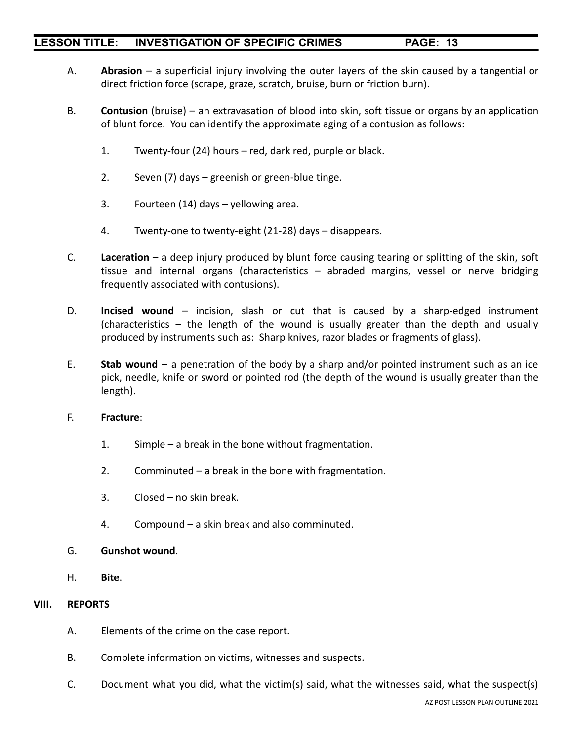A. **Abrasion** – a superficial injury involving the outer layers of the skin caused by a tangential or direct friction force (scrape, graze, scratch, bruise, burn or friction burn).

B. **Contusion** (bruise) – an extravasation of blood into skin, soft tissue or organs by an application of blunt force. You can identify the approximate aging of a contusion as follows:

   1. Twenty-four (24) hours – red, dark red, purple or black.

   2. Seven (7) days – greenish or green-blue tinge.

   3. Fourteen (14) days – yellowing area.

   4. Twenty-one to twenty-eight (21-28) days – disappears.

C. **Laceration** – a deep injury produced by blunt force causing tearing or splitting of the skin, soft tissue and internal organs (characteristics – abraded margins, vessel or nerve bridging frequently associated with contusions).

D. **Incised wound** – incision, slash or cut that is caused by a sharp-edged instrument (characteristics – the length of the wound is usually greater than the depth and usually produced by instruments such as: Sharp knives, razor blades or fragments of glass).

E. **Stab wound** – a penetration of the body by a sharp and/or pointed instrument such as an ice pick, needle, knife or sword or pointed rod (the depth of the wound is usually greater than the length).

F. **Fracture**:

   1. Simple – a break in the bone without fragmentation.

   2. Comminuted – a break in the bone with fragmentation.

   3. Closed – no skin break.

   4. Compound – a skin break and also comminuted.

G. **Gunshot wound**.

H. **Bite**.

## VIII. REPORTS

A. Elements of the crime on the case report.

B. Complete information on victims, witnesses and suspects.

C. Document what you did, what the victim(s) said, what the witnesses said, what the suspect(s)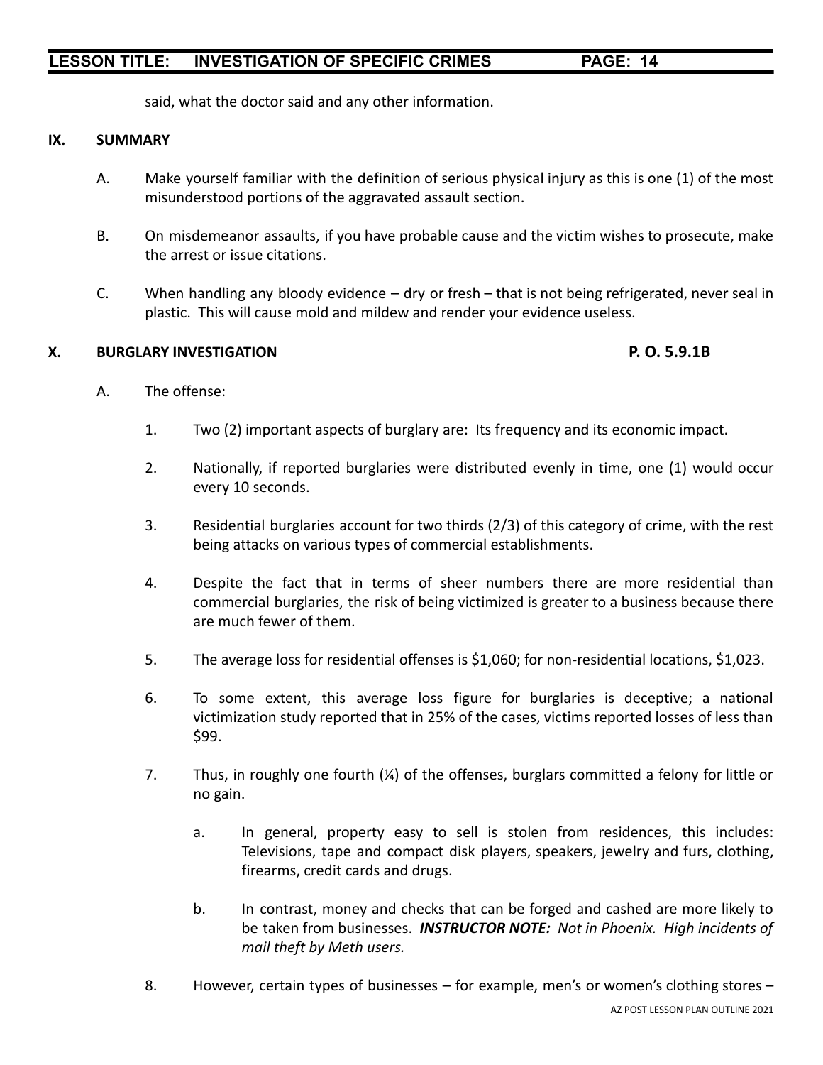said, what the doctor said and any other information.

## IX. SUMMARY

A. Make yourself familiar with the definition of serious physical injury as this is one (1) of the most misunderstood portions of the aggravated assault section.

B. On misdemeanor assaults, if you have probable cause and the victim wishes to prosecute, make the arrest or issue citations.

C. When handling any bloody evidence – dry or fresh – that is not being refrigerated, never seal in plastic. This will cause mold and mildew and render your evidence useless.

## X. BURGLARY INVESTIGATION **P. O. 5.9.1B**

A. The offense:

1. Two (2) important aspects of burglary are: Its frequency and its economic impact.

2. Nationally, if reported burglaries were distributed evenly in time, one (1) would occur every 10 seconds.

3. Residential burglaries account for two thirds (2/3) of this category of crime, with the rest being attacks on various types of commercial establishments.

4. Despite the fact that in terms of sheer numbers there are more residential than commercial burglaries, the risk of being victimized is greater to a business because there are much fewer of them.

5. The average loss for residential offenses is $1,060; for non-residential locations, $1,023.

6. To some extent, this average loss figure for burglaries is deceptive; a national victimization study reported that in 25% of the cases, victims reported losses of less than $99.

7. Thus, in roughly one fourth (¼) of the offenses, burglars committed a felony for little or no gain.

   a. In general, property easy to sell is stolen from residences, this includes: Televisions, tape and compact disk players, speakers, jewelry and furs, clothing, firearms, credit cards and drugs.

   b. In contrast, money and checks that can be forged and cashed are more likely to be taken from businesses. ***INSTRUCTOR NOTE:*** *Not in Phoenix. High incidents of mail theft by Meth users.*

8. However, certain types of businesses – for example, men's or women's clothing stores –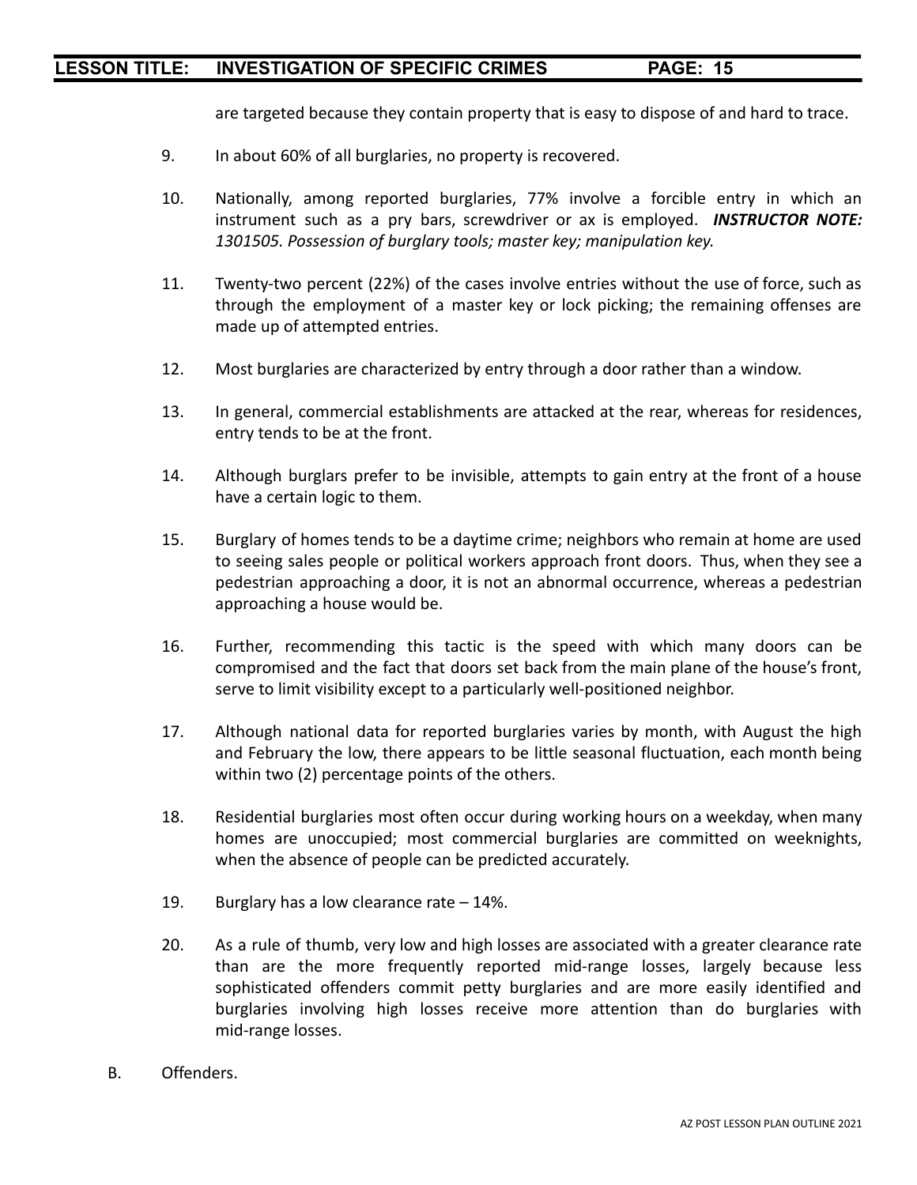are targeted because they contain property that is easy to dispose of and hard to trace.

9. In about 60% of all burglaries, no property is recovered.

10. Nationally, among reported burglaries, 77% involve a forcible entry in which an instrument such as a pry bars, screwdriver or ax is employed. ***INSTRUCTOR NOTE: 1301505. Possession of burglary tools; master key; manipulation key.***

11. Twenty-two percent (22%) of the cases involve entries without the use of force, such as through the employment of a master key or lock picking; the remaining offenses are made up of attempted entries.

12. Most burglaries are characterized by entry through a door rather than a window.

13. In general, commercial establishments are attacked at the rear, whereas for residences, entry tends to be at the front.

14. Although burglars prefer to be invisible, attempts to gain entry at the front of a house have a certain logic to them.

15. Burglary of homes tends to be a daytime crime; neighbors who remain at home are used to seeing sales people or political workers approach front doors. Thus, when they see a pedestrian approaching a door, it is not an abnormal occurrence, whereas a pedestrian approaching a house would be.

16. Further, recommending this tactic is the speed with which many doors can be compromised and the fact that doors set back from the main plane of the house's front, serve to limit visibility except to a particularly well-positioned neighbor.

17. Although national data for reported burglaries varies by month, with August the high and February the low, there appears to be little seasonal fluctuation, each month being within two (2) percentage points of the others.

18. Residential burglaries most often occur during working hours on a weekday, when many homes are unoccupied; most commercial burglaries are committed on weeknights, when the absence of people can be predicted accurately.

19. Burglary has a low clearance rate – 14%.

20. As a rule of thumb, very low and high losses are associated with a greater clearance rate than are the more frequently reported mid-range losses, largely because less sophisticated offenders commit petty burglaries and are more easily identified and burglaries involving high losses receive more attention than do burglaries with mid-range losses.

B. Offenders.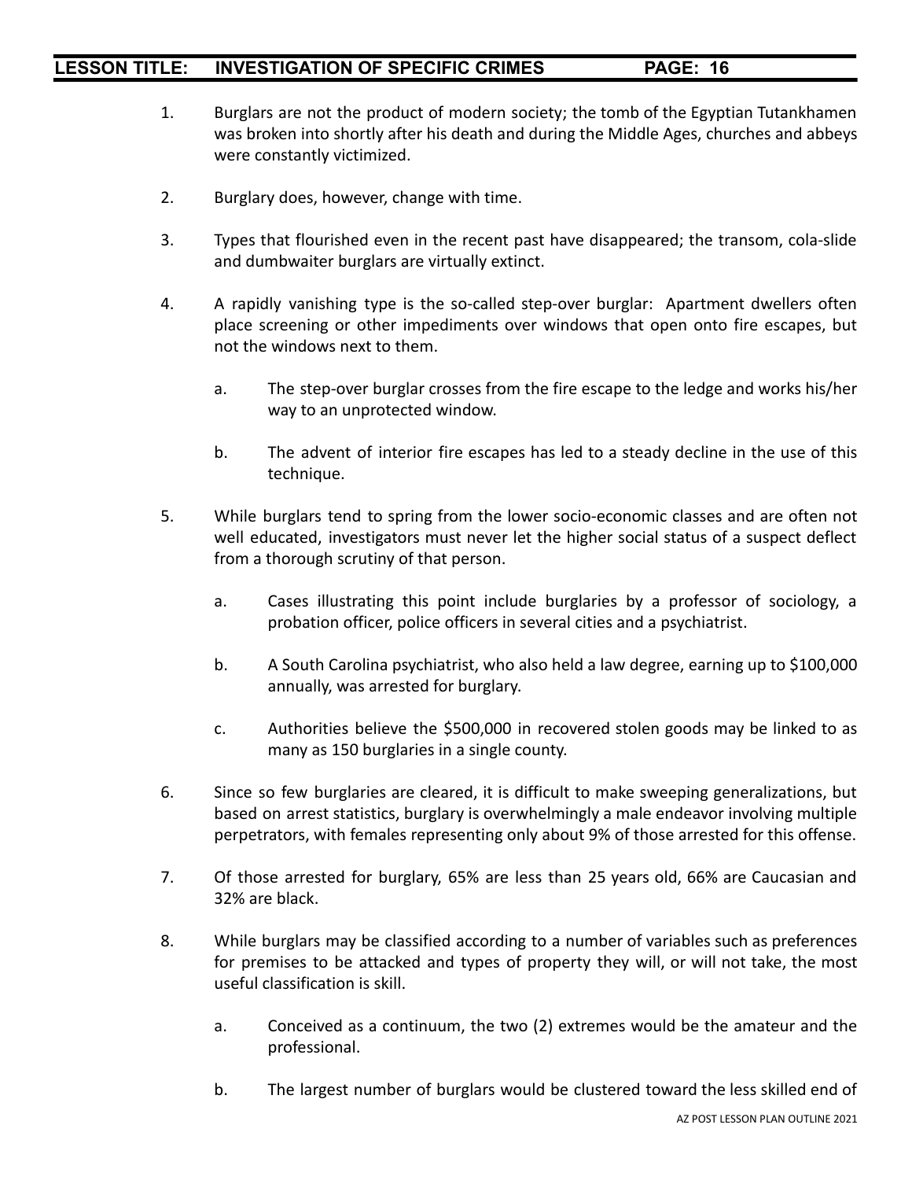1. Burglars are not the product of modern society; the tomb of the Egyptian Tutankhamen was broken into shortly after his death and during the Middle Ages, churches and abbeys were constantly victimized.

2. Burglary does, however, change with time.

3. Types that flourished even in the recent past have disappeared; the transom, cola-slide and dumbwaiter burglars are virtually extinct.

4. A rapidly vanishing type is the so-called step-over burglar: Apartment dwellers often place screening or other impediments over windows that open onto fire escapes, but not the windows next to them.

   a. The step-over burglar crosses from the fire escape to the ledge and works his/her way to an unprotected window.

   b. The advent of interior fire escapes has led to a steady decline in the use of this technique.

5. While burglars tend to spring from the lower socio-economic classes and are often not well educated, investigators must never let the higher social status of a suspect deflect from a thorough scrutiny of that person.

   a. Cases illustrating this point include burglaries by a professor of sociology, a probation officer, police officers in several cities and a psychiatrist.

   b. A South Carolina psychiatrist, who also held a law degree, earning up to $100,000 annually, was arrested for burglary.

   c. Authorities believe the $500,000 in recovered stolen goods may be linked to as many as 150 burglaries in a single county.

6. Since so few burglaries are cleared, it is difficult to make sweeping generalizations, but based on arrest statistics, burglary is overwhelmingly a male endeavor involving multiple perpetrators, with females representing only about 9% of those arrested for this offense.

7. Of those arrested for burglary, 65% are less than 25 years old, 66% are Caucasian and 32% are black.

8. While burglars may be classified according to a number of variables such as preferences for premises to be attacked and types of property they will, or will not take, the most useful classification is skill.

   a. Conceived as a continuum, the two (2) extremes would be the amateur and the professional.

   b. The largest number of burglars would be clustered toward the less skilled end of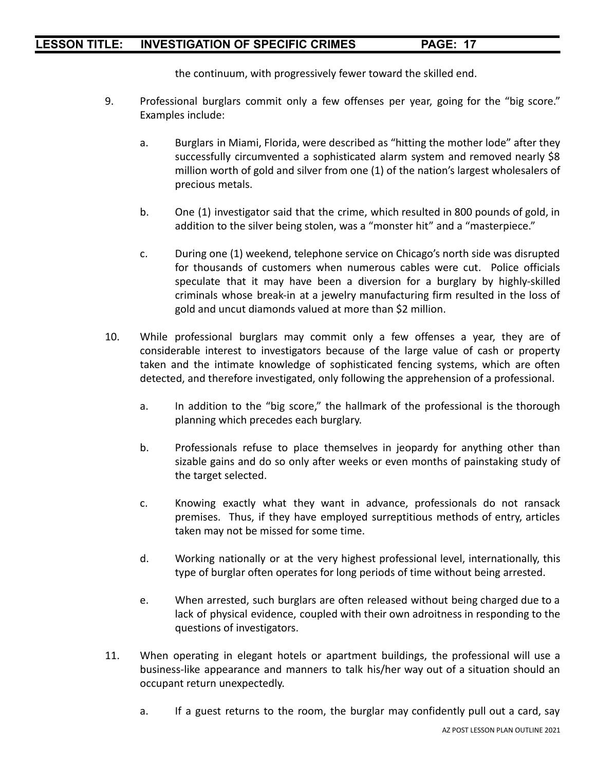the continuum, with progressively fewer toward the skilled end.

9. Professional burglars commit only a few offenses per year, going for the “big score.” Examples include:

   a. Burglars in Miami, Florida, were described as “hitting the mother lode” after they successfully circumvented a sophisticated alarm system and removed nearly $8 million worth of gold and silver from one (1) of the nation’s largest wholesalers of precious metals.

   b. One (1) investigator said that the crime, which resulted in 800 pounds of gold, in addition to the silver being stolen, was a “monster hit” and a “masterpiece.”

   c. During one (1) weekend, telephone service on Chicago’s north side was disrupted for thousands of customers when numerous cables were cut. Police officials speculate that it may have been a diversion for a burglary by highly-skilled criminals whose break-in at a jewelry manufacturing firm resulted in the loss of gold and uncut diamonds valued at more than $2 million.

10. While professional burglars may commit only a few offenses a year, they are of considerable interest to investigators because of the large value of cash or property taken and the intimate knowledge of sophisticated fencing systems, which are often detected, and therefore investigated, only following the apprehension of a professional.

    a. In addition to the “big score,” the hallmark of the professional is the thorough planning which precedes each burglary.

    b. Professionals refuse to place themselves in jeopardy for anything other than sizable gains and do so only after weeks or even months of painstaking study of the target selected.

    c. Knowing exactly what they want in advance, professionals do not ransack premises. Thus, if they have employed surreptitious methods of entry, articles taken may not be missed for some time.

    d. Working nationally or at the very highest professional level, internationally, this type of burglar often operates for long periods of time without being arrested.

    e. When arrested, such burglars are often released without being charged due to a lack of physical evidence, coupled with their own adroitness in responding to the questions of investigators.

11. When operating in elegant hotels or apartment buildings, the professional will use a business-like appearance and manners to talk his/her way out of a situation should an occupant return unexpectedly.

    a. If a guest returns to the room, the burglar may confidently pull out a card, say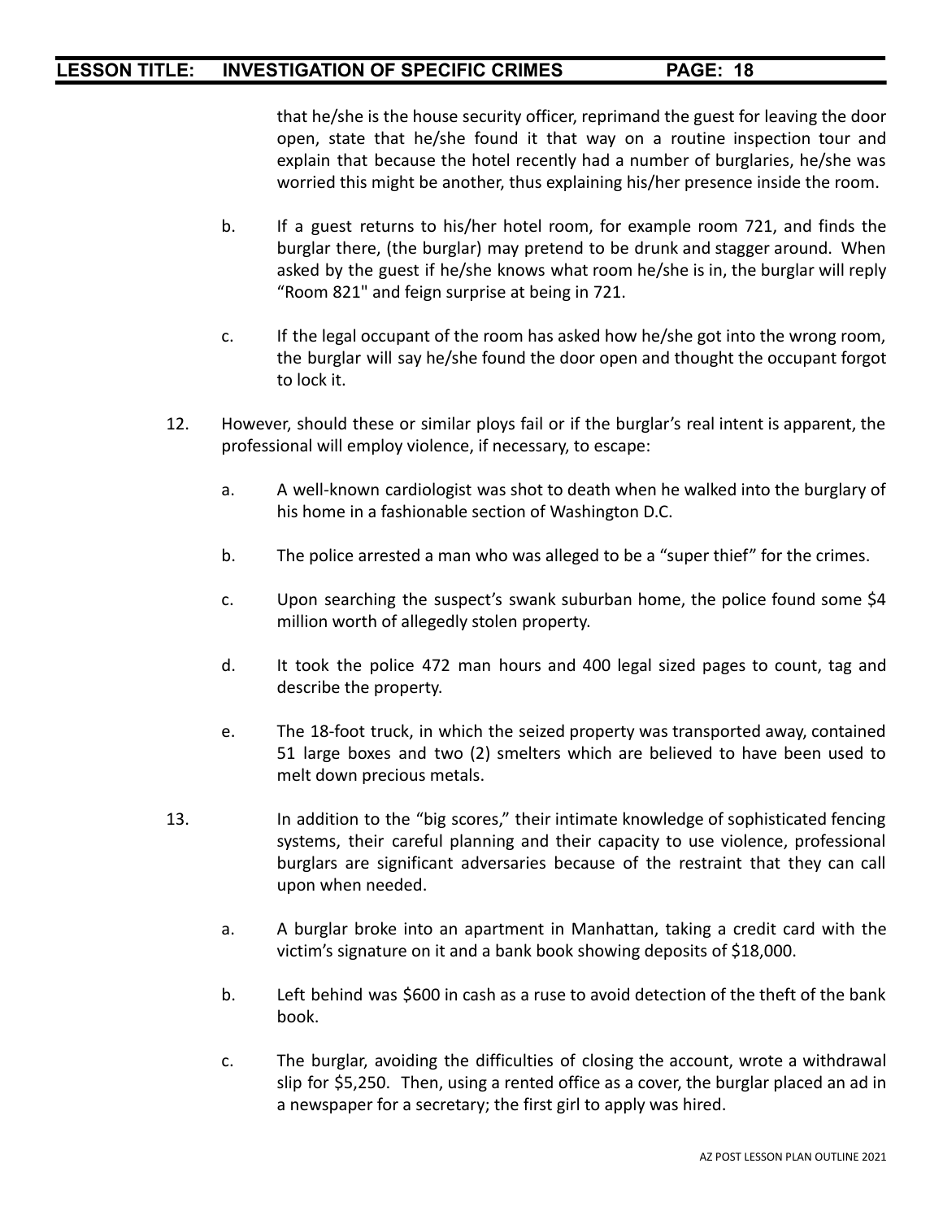that he/she is the house security officer, reprimand the guest for leaving the door open, state that he/she found it that way on a routine inspection tour and explain that because the hotel recently had a number of burglaries, he/she was worried this might be another, thus explaining his/her presence inside the room.

b. If a guest returns to his/her hotel room, for example room 721, and finds the burglar there, (the burglar) may pretend to be drunk and stagger around. When asked by the guest if he/she knows what room he/she is in, the burglar will reply "Room 821" and feign surprise at being in 721.

c. If the legal occupant of the room has asked how he/she got into the wrong room, the burglar will say he/she found the door open and thought the occupant forgot to lock it.

12. However, should these or similar ploys fail or if the burglar's real intent is apparent, the professional will employ violence, if necessary, to escape:

a. A well-known cardiologist was shot to death when he walked into the burglary of his home in a fashionable section of Washington D.C.

b. The police arrested a man who was alleged to be a "super thief" for the crimes.

c. Upon searching the suspect's swank suburban home, the police found some $4 million worth of allegedly stolen property.

d. It took the police 472 man hours and 400 legal sized pages to count, tag and describe the property.

e. The 18-foot truck, in which the seized property was transported away, contained 51 large boxes and two (2) smelters which are believed to have been used to melt down precious metals.

13. In addition to the "big scores," their intimate knowledge of sophisticated fencing systems, their careful planning and their capacity to use violence, professional burglars are significant adversaries because of the restraint that they can call upon when needed.

a. A burglar broke into an apartment in Manhattan, taking a credit card with the victim's signature on it and a bank book showing deposits of $18,000.

b. Left behind was $600 in cash as a ruse to avoid detection of the theft of the bank book.

c. The burglar, avoiding the difficulties of closing the account, wrote a withdrawal slip for $5,250. Then, using a rented office as a cover, the burglar placed an ad in a newspaper for a secretary; the first girl to apply was hired.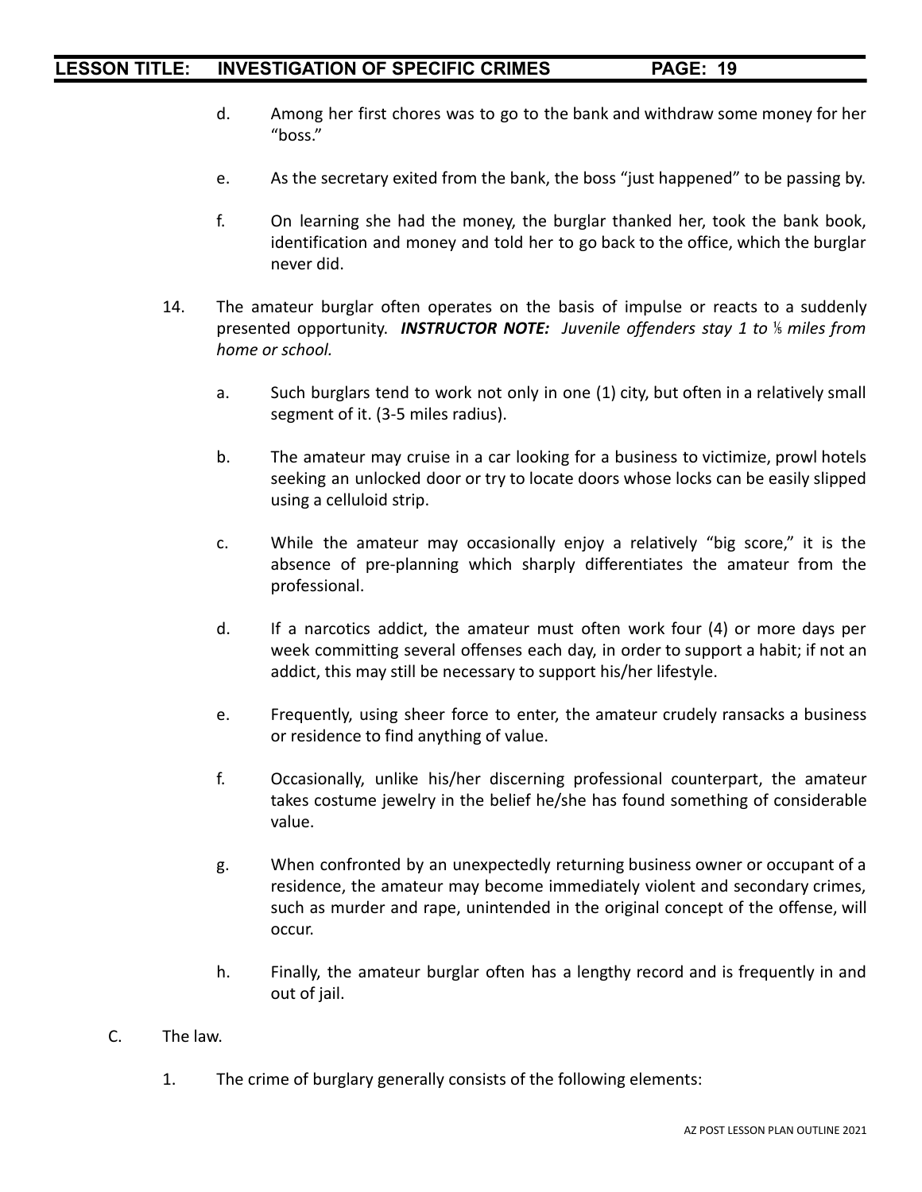d. Among her first chores was to go to the bank and withdraw some money for her "boss."

e. As the secretary exited from the bank, the boss "just happened" to be passing by.

f. On learning she had the money, the burglar thanked her, took the bank book, identification and money and told her to go back to the office, which the burglar never did.

14. The amateur burglar often operates on the basis of impulse or reacts to a suddenly presented opportunity. ***INSTRUCTOR NOTE:*** *Juvenile offenders stay 1 to ⅛ miles from home or school.*

  a. Such burglars tend to work not only in one (1) city, but often in a relatively small segment of it. (3-5 miles radius).

  b. The amateur may cruise in a car looking for a business to victimize, prowl hotels seeking an unlocked door or try to locate doors whose locks can be easily slipped using a celluloid strip.

  c. While the amateur may occasionally enjoy a relatively "big score," it is the absence of pre-planning which sharply differentiates the amateur from the professional.

  d. If a narcotics addict, the amateur must often work four (4) or more days per week committing several offenses each day, in order to support a habit; if not an addict, this may still be necessary to support his/her lifestyle.

  e. Frequently, using sheer force to enter, the amateur crudely ransacks a business or residence to find anything of value.

  f. Occasionally, unlike his/her discerning professional counterpart, the amateur takes costume jewelry in the belief he/she has found something of considerable value.

  g. When confronted by an unexpectedly returning business owner or occupant of a residence, the amateur may become immediately violent and secondary crimes, such as murder and rape, unintended in the original concept of the offense, will occur.

  h. Finally, the amateur burglar often has a lengthy record and is frequently in and out of jail.

C. The law.

  1. The crime of burglary generally consists of the following elements: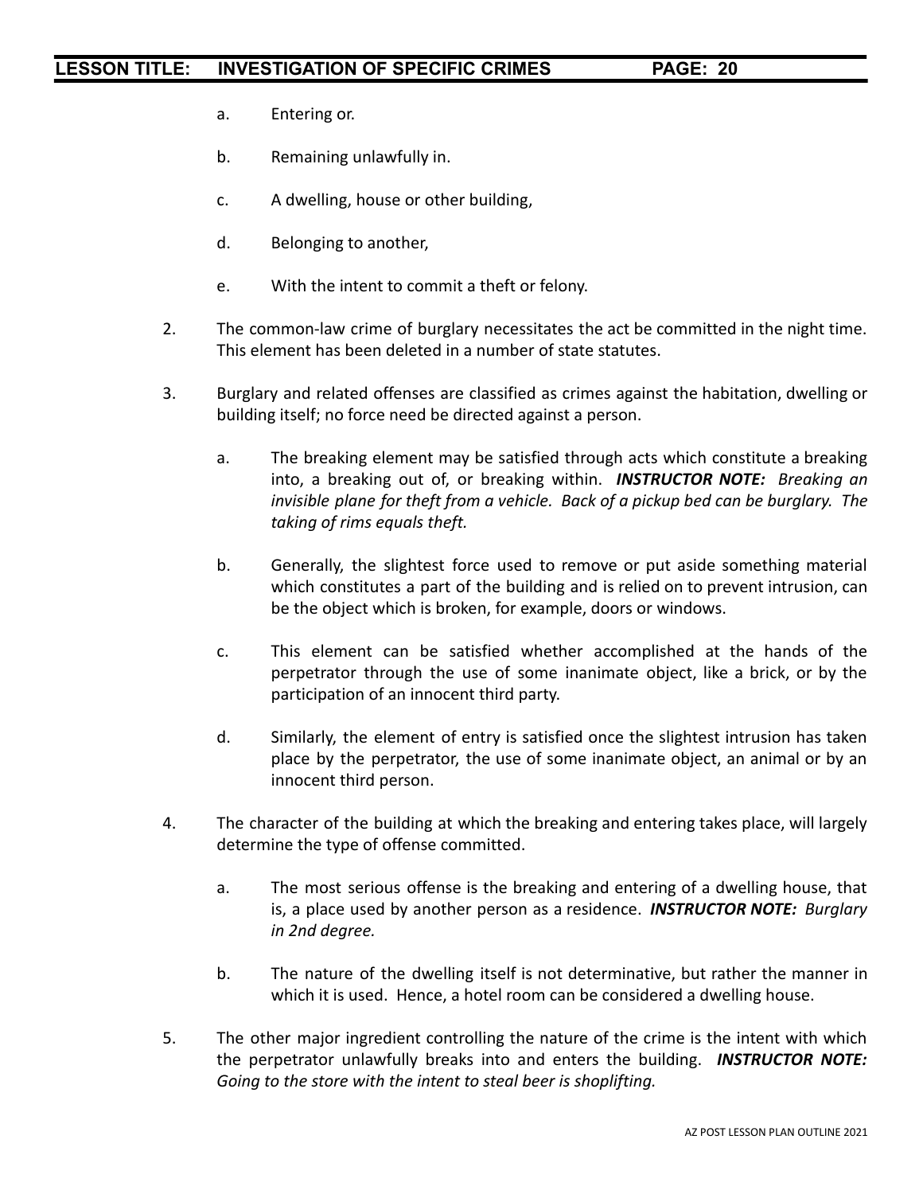a. Entering or.

b. Remaining unlawfully in.

c. A dwelling, house or other building,

d. Belonging to another,

e. With the intent to commit a theft or felony.

2. The common-law crime of burglary necessitates the act be committed in the night time. This element has been deleted in a number of state statutes.

3. Burglary and related offenses are classified as crimes against the habitation, dwelling or building itself; no force need be directed against a person.

    a. The breaking element may be satisfied through acts which constitute a breaking into, a breaking out of, or breaking within. ***INSTRUCTOR NOTE:*** *Breaking an invisible plane for theft from a vehicle. Back of a pickup bed can be burglary. The taking of rims equals theft.*

    b. Generally, the slightest force used to remove or put aside something material which constitutes a part of the building and is relied on to prevent intrusion, can be the object which is broken, for example, doors or windows.

    c. This element can be satisfied whether accomplished at the hands of the perpetrator through the use of some inanimate object, like a brick, or by the participation of an innocent third party.

    d. Similarly, the element of entry is satisfied once the slightest intrusion has taken place by the perpetrator, the use of some inanimate object, an animal or by an innocent third person.

4. The character of the building at which the breaking and entering takes place, will largely determine the type of offense committed.

    a. The most serious offense is the breaking and entering of a dwelling house, that is, a place used by another person as a residence. ***INSTRUCTOR NOTE:*** *Burglary in 2nd degree.*

    b. The nature of the dwelling itself is not determinative, but rather the manner in which it is used. Hence, a hotel room can be considered a dwelling house.

5. The other major ingredient controlling the nature of the crime is the intent with which the perpetrator unlawfully breaks into and enters the building. ***INSTRUCTOR NOTE:*** *Going to the store with the intent to steal beer is shoplifting.*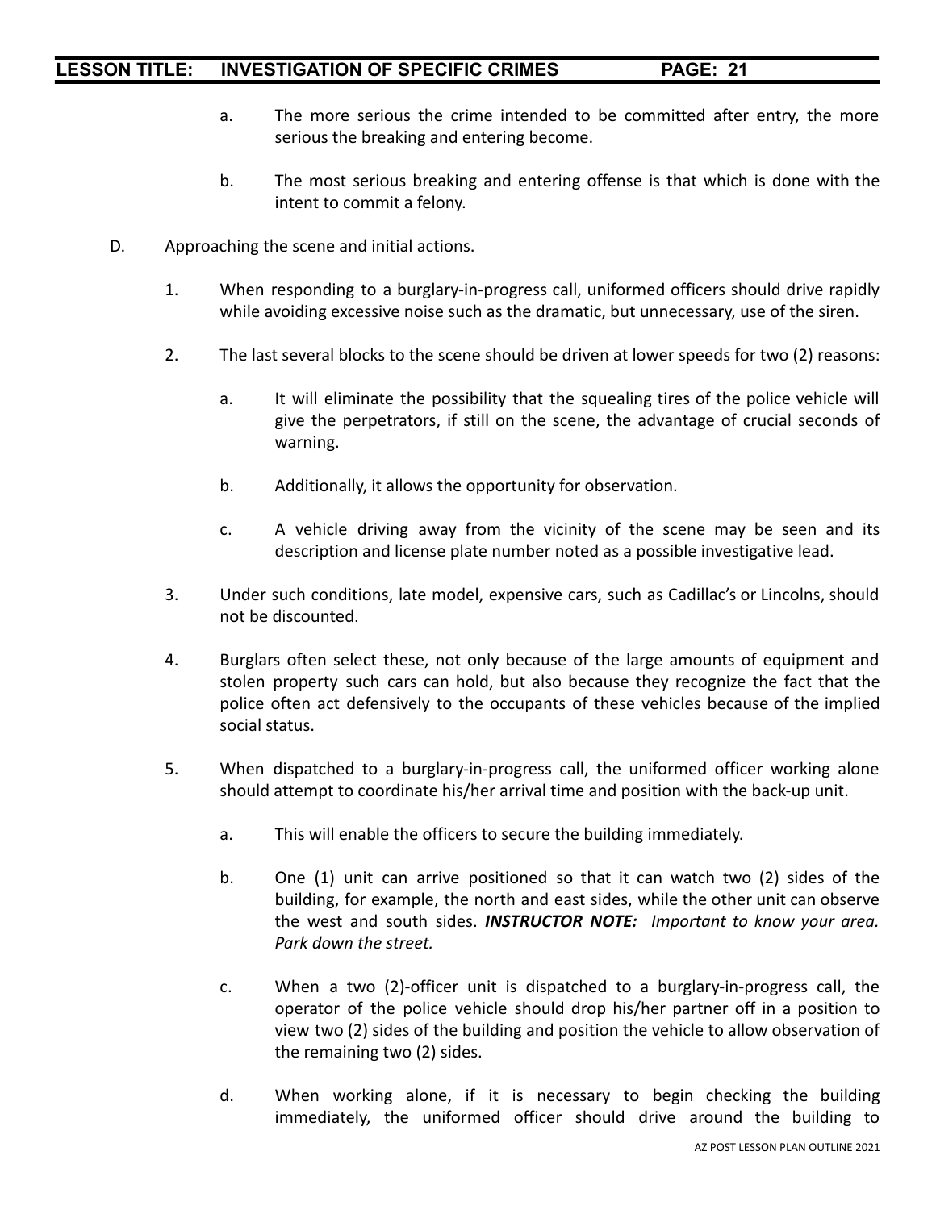a. The more serious the crime intended to be committed after entry, the more serious the breaking and entering become.

b. The most serious breaking and entering offense is that which is done with the intent to commit a felony.

D. Approaching the scene and initial actions.

1. When responding to a burglary-in-progress call, uniformed officers should drive rapidly while avoiding excessive noise such as the dramatic, but unnecessary, use of the siren.

2. The last several blocks to the scene should be driven at lower speeds for two (2) reasons:

   a. It will eliminate the possibility that the squealing tires of the police vehicle will give the perpetrators, if still on the scene, the advantage of crucial seconds of warning.

   b. Additionally, it allows the opportunity for observation.

   c. A vehicle driving away from the vicinity of the scene may be seen and its description and license plate number noted as a possible investigative lead.

3. Under such conditions, late model, expensive cars, such as Cadillac's or Lincolns, should not be discounted.

4. Burglars often select these, not only because of the large amounts of equipment and stolen property such cars can hold, but also because they recognize the fact that the police often act defensively to the occupants of these vehicles because of the implied social status.

5. When dispatched to a burglary-in-progress call, the uniformed officer working alone should attempt to coordinate his/her arrival time and position with the back-up unit.

   a. This will enable the officers to secure the building immediately.

   b. One (1) unit can arrive positioned so that it can watch two (2) sides of the building, for example, the north and east sides, while the other unit can observe the west and south sides. ***INSTRUCTOR NOTE:*** *Important to know your area. Park down the street.*

   c. When a two (2)-officer unit is dispatched to a burglary-in-progress call, the operator of the police vehicle should drop his/her partner off in a position to view two (2) sides of the building and position the vehicle to allow observation of the remaining two (2) sides.

   d. When working alone, if it is necessary to begin checking the building immediately, the uniformed officer should drive around the building to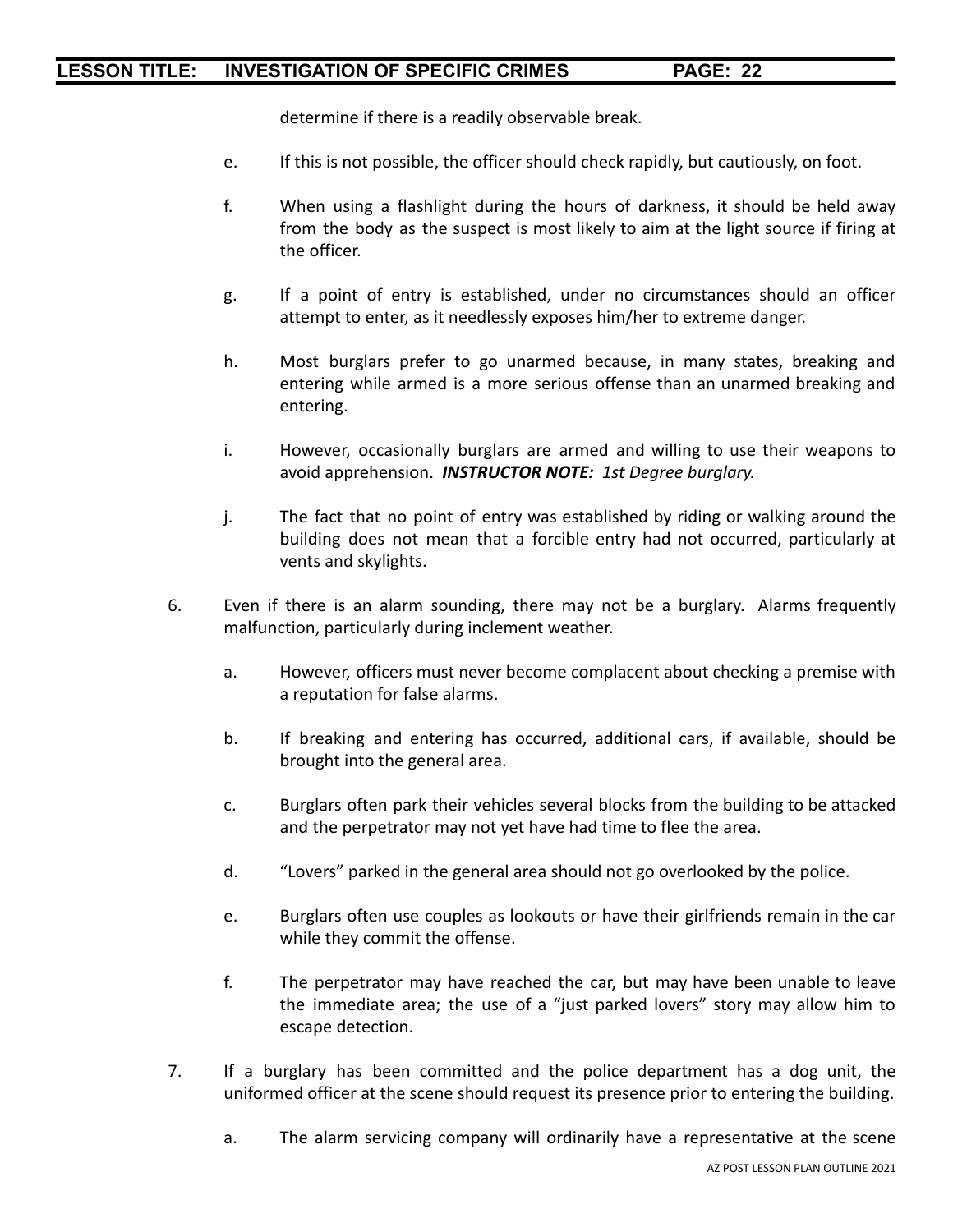determine if there is a readily observable break.

e. If this is not possible, the officer should check rapidly, but cautiously, on foot.

f. When using a flashlight during the hours of darkness, it should be held away from the body as the suspect is most likely to aim at the light source if firing at the officer.

g. If a point of entry is established, under no circumstances should an officer attempt to enter, as it needlessly exposes him/her to extreme danger.

h. Most burglars prefer to go unarmed because, in many states, breaking and entering while armed is a more serious offense than an unarmed breaking and entering.

i. However, occasionally burglars are armed and willing to use their weapons to avoid apprehension. ***INSTRUCTOR NOTE:*** *1st Degree burglary.*

j. The fact that no point of entry was established by riding or walking around the building does not mean that a forcible entry had not occurred, particularly at vents and skylights.

6. Even if there is an alarm sounding, there may not be a burglary. Alarms frequently malfunction, particularly during inclement weather.

   a. However, officers must never become complacent about checking a premise with a reputation for false alarms.

   b. If breaking and entering has occurred, additional cars, if available, should be brought into the general area.

   c. Burglars often park their vehicles several blocks from the building to be attacked and the perpetrator may not yet have had time to flee the area.

   d. "Lovers" parked in the general area should not go overlooked by the police.

   e. Burglars often use couples as lookouts or have their girlfriends remain in the car while they commit the offense.

   f. The perpetrator may have reached the car, but may have been unable to leave the immediate area; the use of a "just parked lovers" story may allow him to escape detection.

7. If a burglary has been committed and the police department has a dog unit, the uniformed officer at the scene should request its presence prior to entering the building.

   a. The alarm servicing company will ordinarily have a representative at the scene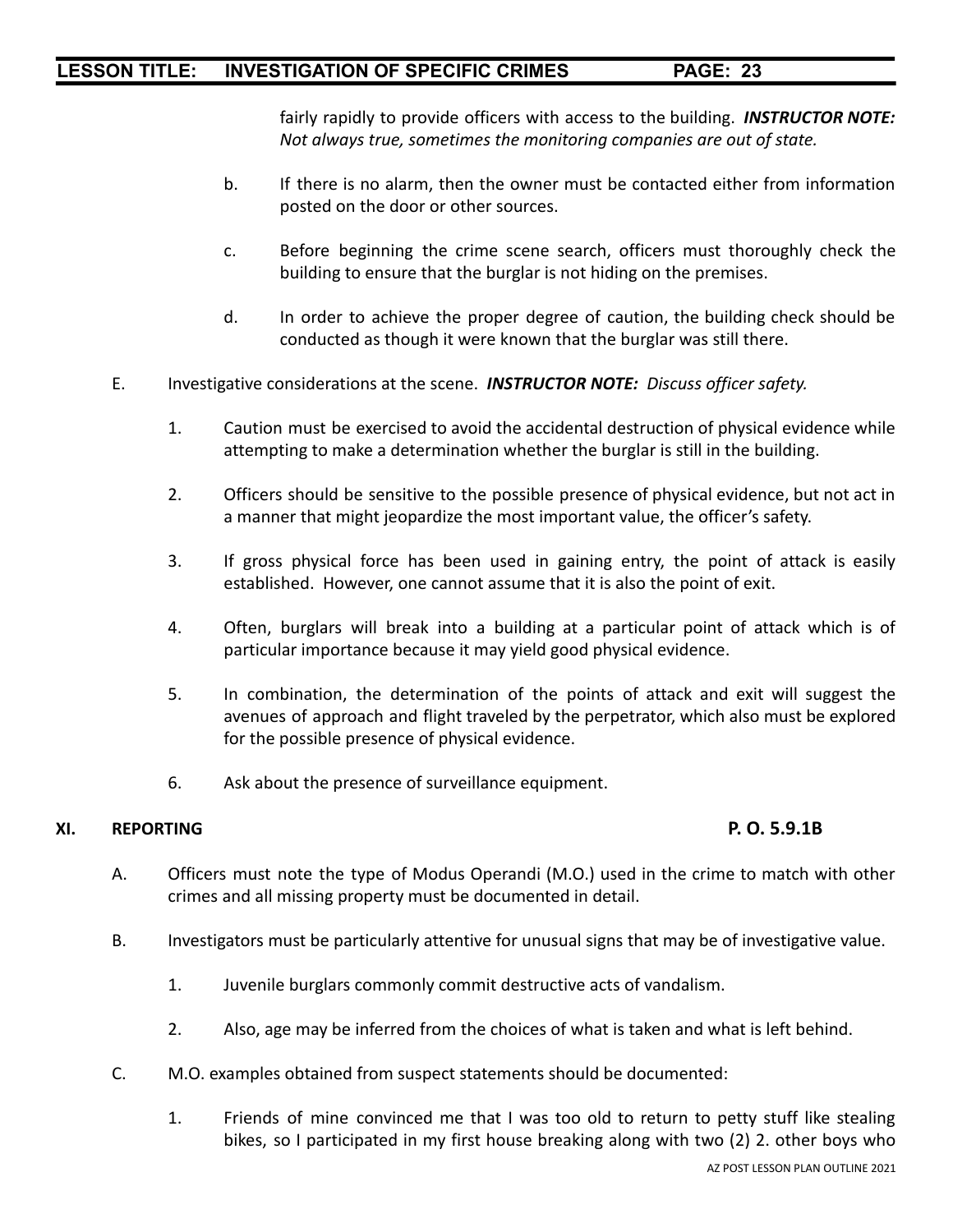fairly rapidly to provide officers with access to the building. ***INSTRUCTOR NOTE:*** *Not always true, sometimes the monitoring companies are out of state.*

b. If there is no alarm, then the owner must be contacted either from information posted on the door or other sources.

c. Before beginning the crime scene search, officers must thoroughly check the building to ensure that the burglar is not hiding on the premises.

d. In order to achieve the proper degree of caution, the building check should be conducted as though it were known that the burglar was still there.

E. Investigative considerations at the scene. ***INSTRUCTOR NOTE:*** *Discuss officer safety.*

1. Caution must be exercised to avoid the accidental destruction of physical evidence while attempting to make a determination whether the burglar is still in the building.

2. Officers should be sensitive to the possible presence of physical evidence, but not act in a manner that might jeopardize the most important value, the officer's safety.

3. If gross physical force has been used in gaining entry, the point of attack is easily established. However, one cannot assume that it is also the point of exit.

4. Often, burglars will break into a building at a particular point of attack which is of particular importance because it may yield good physical evidence.

5. In combination, the determination of the points of attack and exit will suggest the avenues of approach and flight traveled by the perpetrator, which also must be explored for the possible presence of physical evidence.

6. Ask about the presence of surveillance equipment.

## XI. REPORTING — P. O. 5.9.1B

A. Officers must note the type of Modus Operandi (M.O.) used in the crime to match with other crimes and all missing property must be documented in detail.

B. Investigators must be particularly attentive for unusual signs that may be of investigative value.

1. Juvenile burglars commonly commit destructive acts of vandalism.

2. Also, age may be inferred from the choices of what is taken and what is left behind.

C. M.O. examples obtained from suspect statements should be documented:

1. Friends of mine convinced me that I was too old to return to petty stuff like stealing bikes, so I participated in my first house breaking along with two (2) 2. other boys who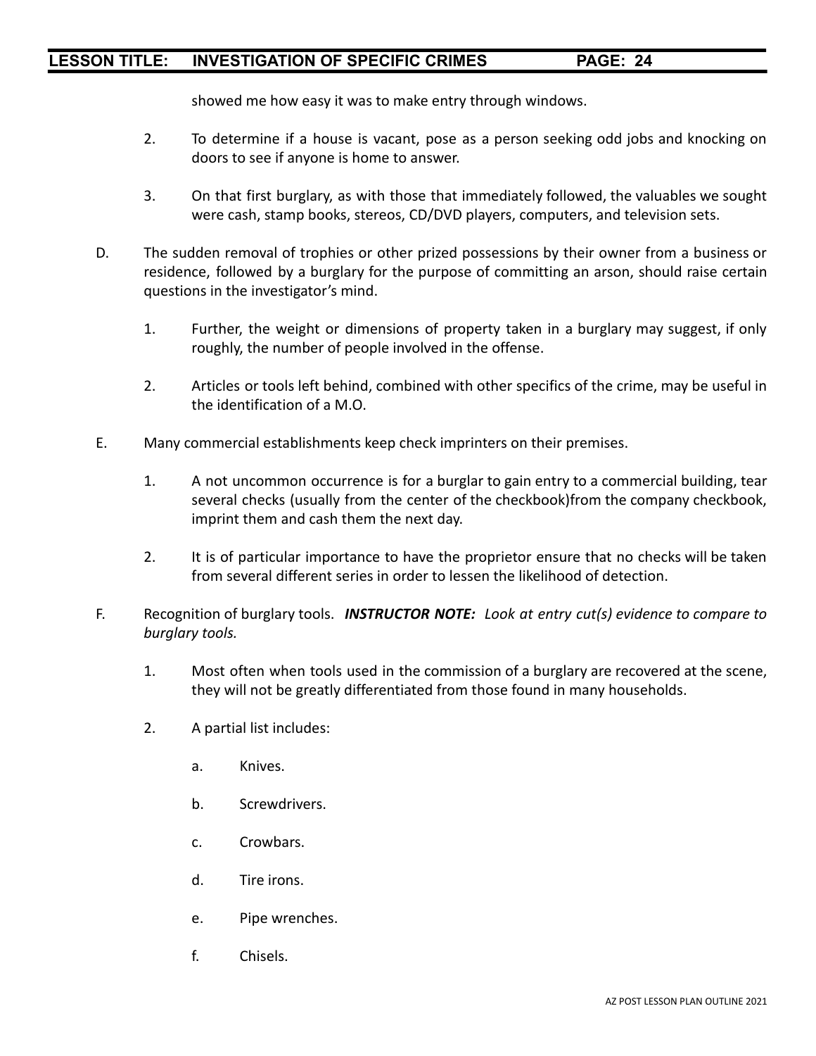showed me how easy it was to make entry through windows.

2. To determine if a house is vacant, pose as a person seeking odd jobs and knocking on doors to see if anyone is home to answer.

3. On that first burglary, as with those that immediately followed, the valuables we sought were cash, stamp books, stereos, CD/DVD players, computers, and television sets.

D. The sudden removal of trophies or other prized possessions by their owner from a business or residence, followed by a burglary for the purpose of committing an arson, should raise certain questions in the investigator's mind.

   1. Further, the weight or dimensions of property taken in a burglary may suggest, if only roughly, the number of people involved in the offense.

   2. Articles or tools left behind, combined with other specifics of the crime, may be useful in the identification of a M.O.

E. Many commercial establishments keep check imprinters on their premises.

   1. A not uncommon occurrence is for a burglar to gain entry to a commercial building, tear several checks (usually from the center of the checkbook)from the company checkbook, imprint them and cash them the next day.

   2. It is of particular importance to have the proprietor ensure that no checks will be taken from several different series in order to lessen the likelihood of detection.

F. Recognition of burglary tools. ***INSTRUCTOR NOTE:*** *Look at entry cut(s) evidence to compare to burglary tools.*

   1. Most often when tools used in the commission of a burglary are recovered at the scene, they will not be greatly differentiated from those found in many households.

   2. A partial list includes:

      a. Knives.

      b. Screwdrivers.

      c. Crowbars.

      d. Tire irons.

      e. Pipe wrenches.

      f. Chisels.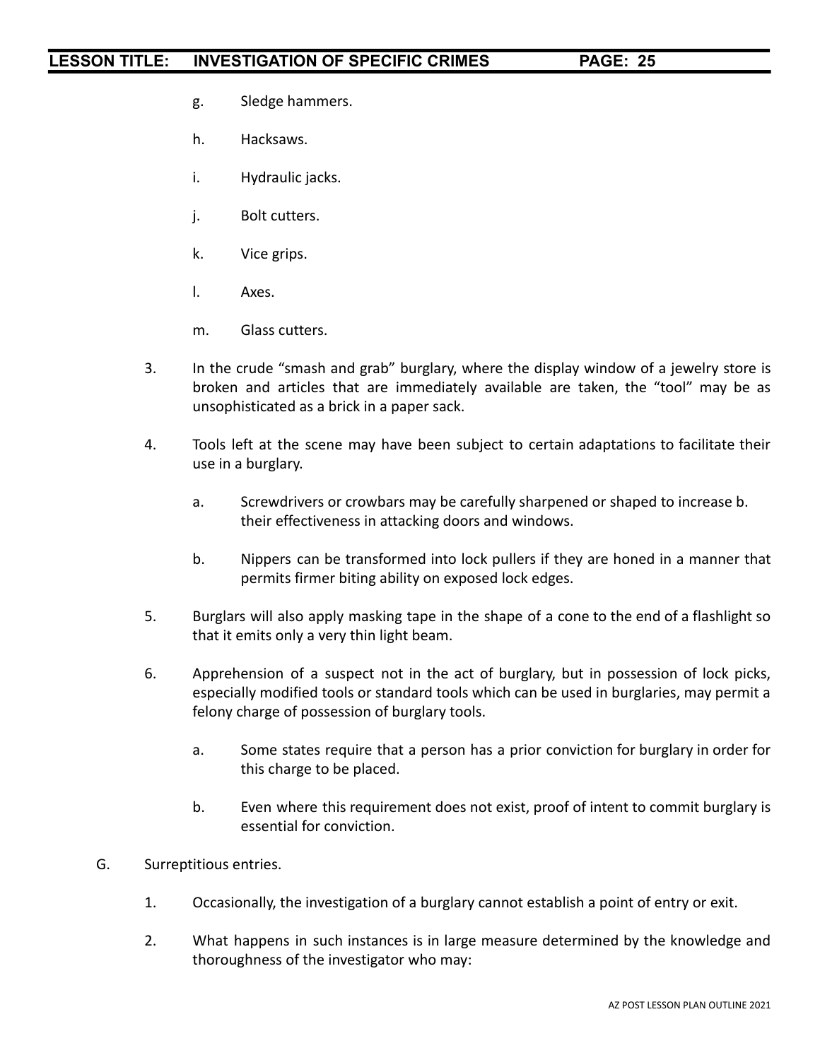g. Sledge hammers.

h. Hacksaws.

i. Hydraulic jacks.

j. Bolt cutters.

k. Vice grips.

l. Axes.

m. Glass cutters.

3. In the crude “smash and grab” burglary, where the display window of a jewelry store is broken and articles that are immediately available are taken, the “tool” may be as unsophisticated as a brick in a paper sack.

4. Tools left at the scene may have been subject to certain adaptations to facilitate their use in a burglary.

   a. Screwdrivers or crowbars may be carefully sharpened or shaped to increase b. their effectiveness in attacking doors and windows.

   b. Nippers can be transformed into lock pullers if they are honed in a manner that permits firmer biting ability on exposed lock edges.

5. Burglars will also apply masking tape in the shape of a cone to the end of a flashlight so that it emits only a very thin light beam.

6. Apprehension of a suspect not in the act of burglary, but in possession of lock picks, especially modified tools or standard tools which can be used in burglaries, may permit a felony charge of possession of burglary tools.

   a. Some states require that a person has a prior conviction for burglary in order for this charge to be placed.

   b. Even where this requirement does not exist, proof of intent to commit burglary is essential for conviction.

G. Surreptitious entries.

1. Occasionally, the investigation of a burglary cannot establish a point of entry or exit.

2. What happens in such instances is in large measure determined by the knowledge and thoroughness of the investigator who may: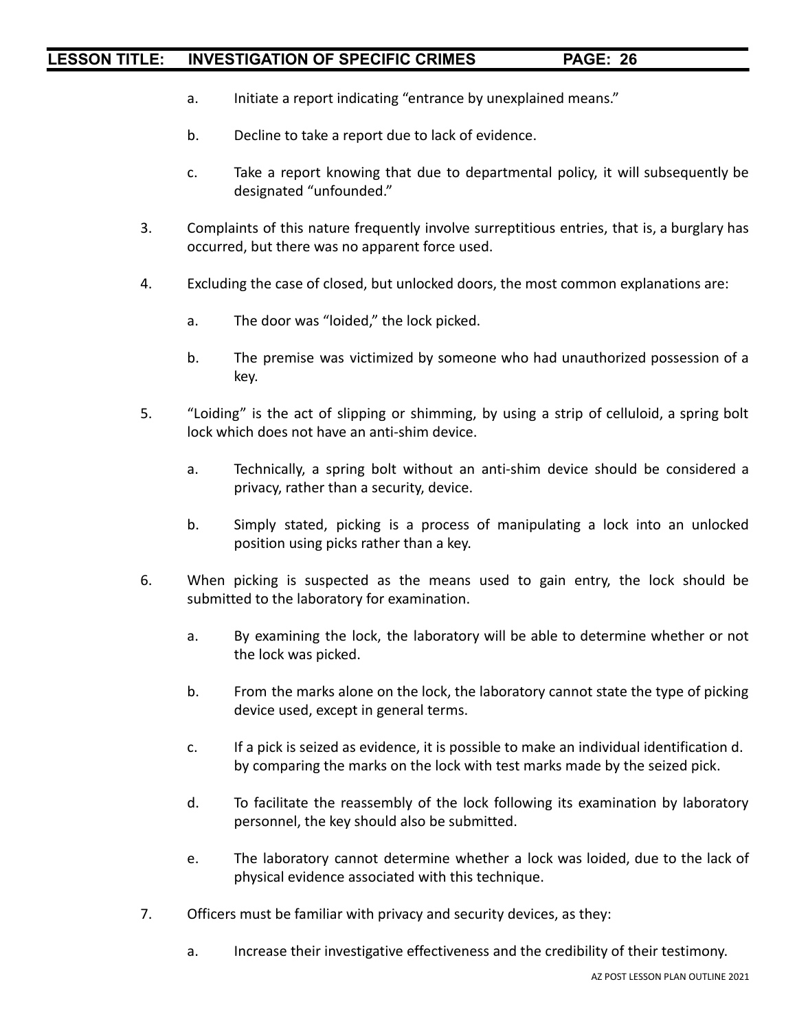a. Initiate a report indicating "entrance by unexplained means."

b. Decline to take a report due to lack of evidence.

c. Take a report knowing that due to departmental policy, it will subsequently be designated "unfounded."

3. Complaints of this nature frequently involve surreptitious entries, that is, a burglary has occurred, but there was no apparent force used.

4. Excluding the case of closed, but unlocked doors, the most common explanations are:

   a. The door was "loided," the lock picked.

   b. The premise was victimized by someone who had unauthorized possession of a key.

5. "Loiding" is the act of slipping or shimming, by using a strip of celluloid, a spring bolt lock which does not have an anti-shim device.

   a. Technically, a spring bolt without an anti-shim device should be considered a privacy, rather than a security, device.

   b. Simply stated, picking is a process of manipulating a lock into an unlocked position using picks rather than a key.

6. When picking is suspected as the means used to gain entry, the lock should be submitted to the laboratory for examination.

   a. By examining the lock, the laboratory will be able to determine whether or not the lock was picked.

   b. From the marks alone on the lock, the laboratory cannot state the type of picking device used, except in general terms.

   c. If a pick is seized as evidence, it is possible to make an individual identification d. by comparing the marks on the lock with test marks made by the seized pick.

   d. To facilitate the reassembly of the lock following its examination by laboratory personnel, the key should also be submitted.

   e. The laboratory cannot determine whether a lock was loided, due to the lack of physical evidence associated with this technique.

7. Officers must be familiar with privacy and security devices, as they:

   a. Increase their investigative effectiveness and the credibility of their testimony.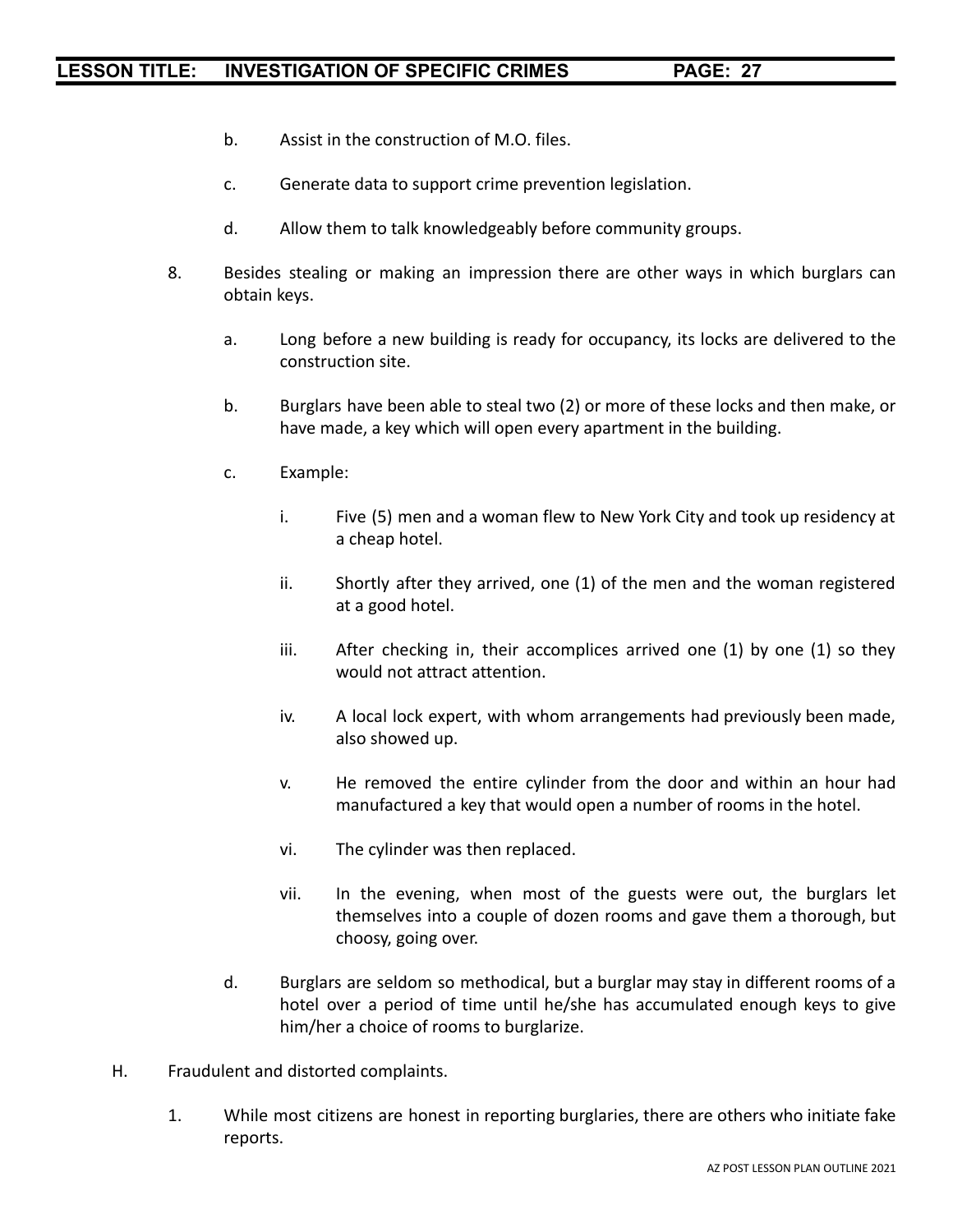b. Assist in the construction of M.O. files.

c. Generate data to support crime prevention legislation.

d. Allow them to talk knowledgeably before community groups.

8. Besides stealing or making an impression there are other ways in which burglars can obtain keys.

   a. Long before a new building is ready for occupancy, its locks are delivered to the construction site.

   b. Burglars have been able to steal two (2) or more of these locks and then make, or have made, a key which will open every apartment in the building.

   c. Example:

      i. Five (5) men and a woman flew to New York City and took up residency at a cheap hotel.

      ii. Shortly after they arrived, one (1) of the men and the woman registered at a good hotel.

      iii. After checking in, their accomplices arrived one (1) by one (1) so they would not attract attention.

      iv. A local lock expert, with whom arrangements had previously been made, also showed up.

      v. He removed the entire cylinder from the door and within an hour had manufactured a key that would open a number of rooms in the hotel.

      vi. The cylinder was then replaced.

      vii. In the evening, when most of the guests were out, the burglars let themselves into a couple of dozen rooms and gave them a thorough, but choosy, going over.

   d. Burglars are seldom so methodical, but a burglar may stay in different rooms of a hotel over a period of time until he/she has accumulated enough keys to give him/her a choice of rooms to burglarize.

H. Fraudulent and distorted complaints.

   1. While most citizens are honest in reporting burglaries, there are others who initiate fake reports.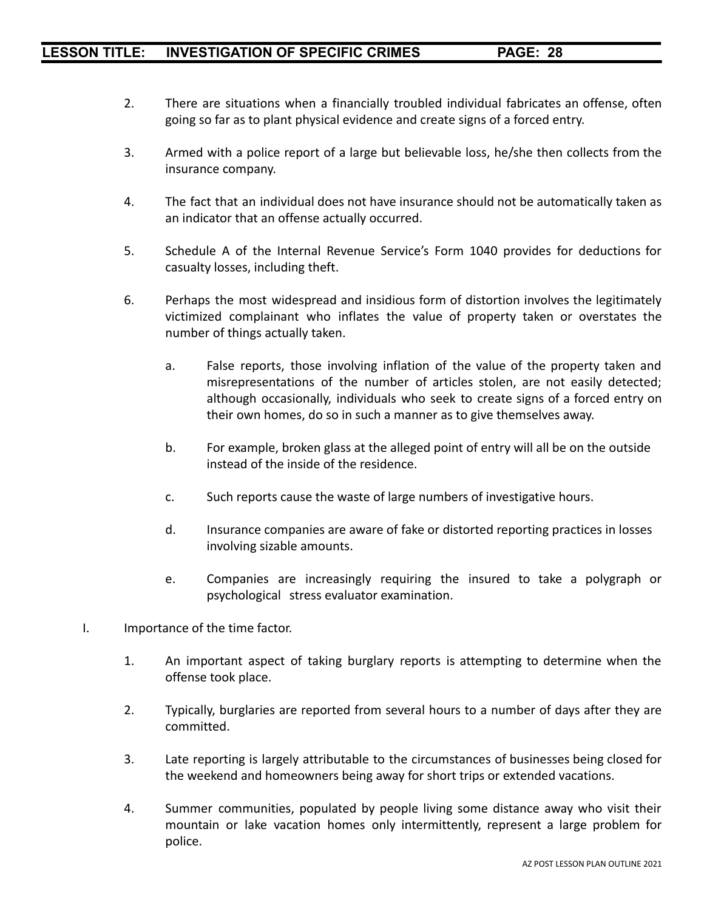2. There are situations when a financially troubled individual fabricates an offense, often going so far as to plant physical evidence and create signs of a forced entry.

3. Armed with a police report of a large but believable loss, he/she then collects from the insurance company.

4. The fact that an individual does not have insurance should not be automatically taken as an indicator that an offense actually occurred.

5. Schedule A of the Internal Revenue Service's Form 1040 provides for deductions for casualty losses, including theft.

6. Perhaps the most widespread and insidious form of distortion involves the legitimately victimized complainant who inflates the value of property taken or overstates the number of things actually taken.

    a. False reports, those involving inflation of the value of the property taken and misrepresentations of the number of articles stolen, are not easily detected; although occasionally, individuals who seek to create signs of a forced entry on their own homes, do so in such a manner as to give themselves away.

    b. For example, broken glass at the alleged point of entry will all be on the outside instead of the inside of the residence.

    c. Such reports cause the waste of large numbers of investigative hours.

    d. Insurance companies are aware of fake or distorted reporting practices in losses involving sizable amounts.

    e. Companies are increasingly requiring the insured to take a polygraph or psychological stress evaluator examination.

I. Importance of the time factor.

1. An important aspect of taking burglary reports is attempting to determine when the offense took place.

2. Typically, burglaries are reported from several hours to a number of days after they are committed.

3. Late reporting is largely attributable to the circumstances of businesses being closed for the weekend and homeowners being away for short trips or extended vacations.

4. Summer communities, populated by people living some distance away who visit their mountain or lake vacation homes only intermittently, represent a large problem for police.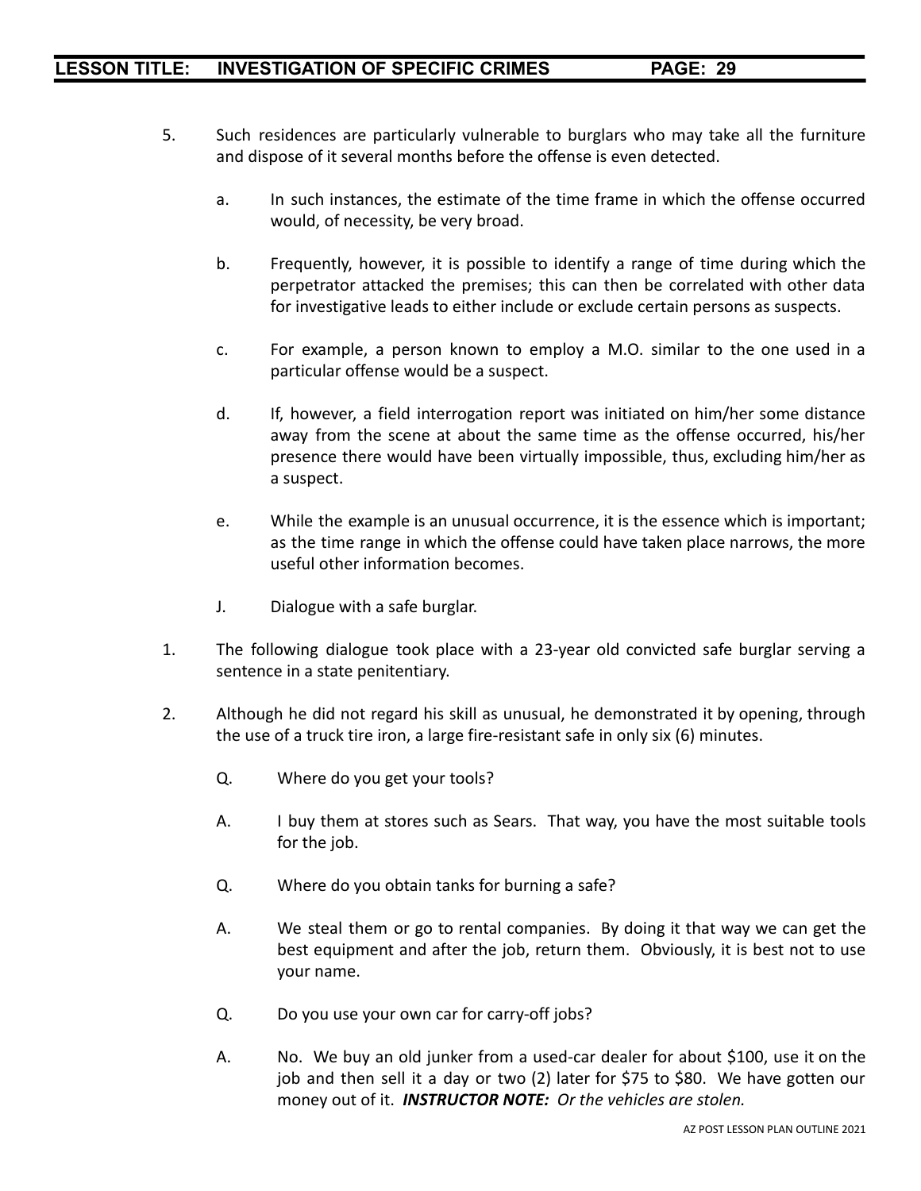5. Such residences are particularly vulnerable to burglars who may take all the furniture and dispose of it several months before the offense is even detected.

   a. In such instances, the estimate of the time frame in which the offense occurred would, of necessity, be very broad.

   b. Frequently, however, it is possible to identify a range of time during which the perpetrator attacked the premises; this can then be correlated with other data for investigative leads to either include or exclude certain persons as suspects.

   c. For example, a person known to employ a M.O. similar to the one used in a particular offense would be a suspect.

   d. If, however, a field interrogation report was initiated on him/her some distance away from the scene at about the same time as the offense occurred, his/her presence there would have been virtually impossible, thus, excluding him/her as a suspect.

   e. While the example is an unusual occurrence, it is the essence which is important; as the time range in which the offense could have taken place narrows, the more useful other information becomes.

   J. Dialogue with a safe burglar.

1. The following dialogue took place with a 23-year old convicted safe burglar serving a sentence in a state penitentiary.

2. Although he did not regard his skill as unusual, he demonstrated it by opening, through the use of a truck tire iron, a large fire-resistant safe in only six (6) minutes.

   Q. Where do you get your tools?

   A. I buy them at stores such as Sears. That way, you have the most suitable tools for the job.

   Q. Where do you obtain tanks for burning a safe?

   A. We steal them or go to rental companies. By doing it that way we can get the best equipment and after the job, return them. Obviously, it is best not to use your name.

   Q. Do you use your own car for carry-off jobs?

   A. No. We buy an old junker from a used-car dealer for about $100, use it on the job and then sell it a day or two (2) later for $75 to $80. We have gotten our money out of it. ***INSTRUCTOR NOTE:*** *Or the vehicles are stolen.*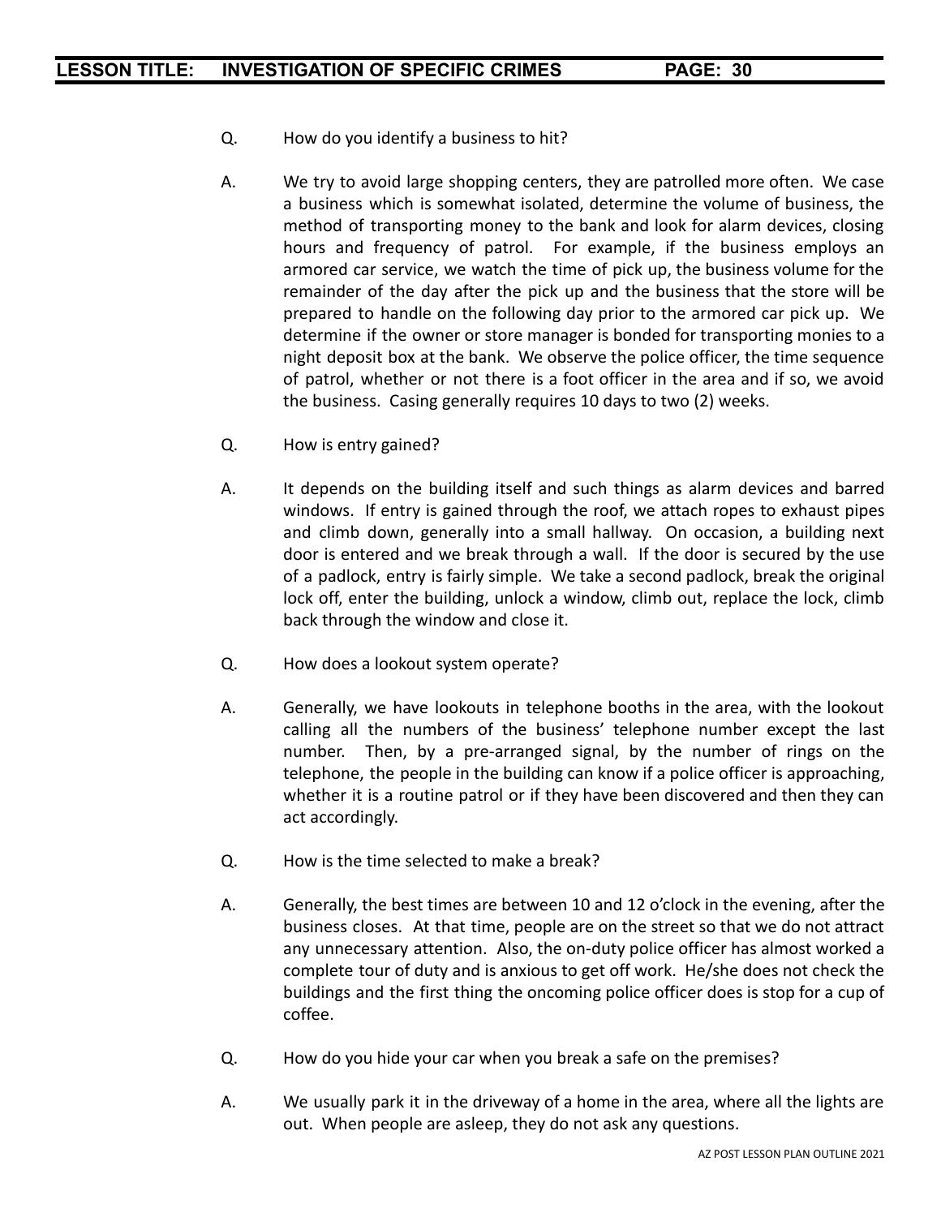Q. How do you identify a business to hit?

A. We try to avoid large shopping centers, they are patrolled more often. We case a business which is somewhat isolated, determine the volume of business, the method of transporting money to the bank and look for alarm devices, closing hours and frequency of patrol. For example, if the business employs an armored car service, we watch the time of pick up, the business volume for the remainder of the day after the pick up and the business that the store will be prepared to handle on the following day prior to the armored car pick up. We determine if the owner or store manager is bonded for transporting monies to a night deposit box at the bank. We observe the police officer, the time sequence of patrol, whether or not there is a foot officer in the area and if so, we avoid the business. Casing generally requires 10 days to two (2) weeks.

Q. How is entry gained?

A. It depends on the building itself and such things as alarm devices and barred windows. If entry is gained through the roof, we attach ropes to exhaust pipes and climb down, generally into a small hallway. On occasion, a building next door is entered and we break through a wall. If the door is secured by the use of a padlock, entry is fairly simple. We take a second padlock, break the original lock off, enter the building, unlock a window, climb out, replace the lock, climb back through the window and close it.

Q. How does a lookout system operate?

A. Generally, we have lookouts in telephone booths in the area, with the lookout calling all the numbers of the business' telephone number except the last number. Then, by a pre-arranged signal, by the number of rings on the telephone, the people in the building can know if a police officer is approaching, whether it is a routine patrol or if they have been discovered and then they can act accordingly.

Q. How is the time selected to make a break?

A. Generally, the best times are between 10 and 12 o'clock in the evening, after the business closes. At that time, people are on the street so that we do not attract any unnecessary attention. Also, the on-duty police officer has almost worked a complete tour of duty and is anxious to get off work. He/she does not check the buildings and the first thing the oncoming police officer does is stop for a cup of coffee.

Q. How do you hide your car when you break a safe on the premises?

A. We usually park it in the driveway of a home in the area, where all the lights are out. When people are asleep, they do not ask any questions.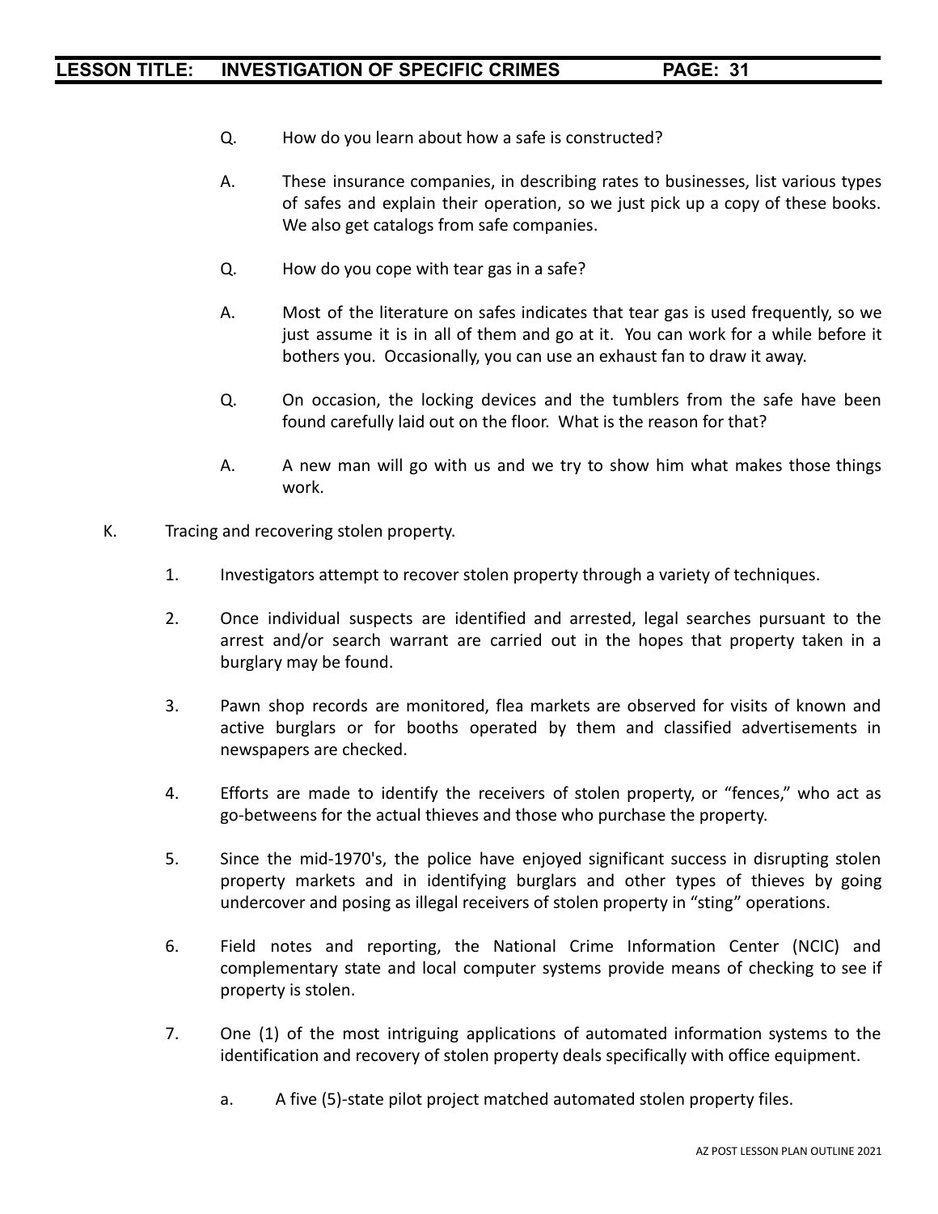Q. How do you learn about how a safe is constructed?

A. These insurance companies, in describing rates to businesses, list various types of safes and explain their operation, so we just pick up a copy of these books. We also get catalogs from safe companies.

Q. How do you cope with tear gas in a safe?

A. Most of the literature on safes indicates that tear gas is used frequently, so we just assume it is in all of them and go at it. You can work for a while before it bothers you. Occasionally, you can use an exhaust fan to draw it away.

Q. On occasion, the locking devices and the tumblers from the safe have been found carefully laid out on the floor. What is the reason for that?

A. A new man will go with us and we try to show him what makes those things work.

K. Tracing and recovering stolen property.

1. Investigators attempt to recover stolen property through a variety of techniques.

2. Once individual suspects are identified and arrested, legal searches pursuant to the arrest and/or search warrant are carried out in the hopes that property taken in a burglary may be found.

3. Pawn shop records are monitored, flea markets are observed for visits of known and active burglars or for booths operated by them and classified advertisements in newspapers are checked.

4. Efforts are made to identify the receivers of stolen property, or "fences," who act as go-betweens for the actual thieves and those who purchase the property.

5. Since the mid-1970's, the police have enjoyed significant success in disrupting stolen property markets and in identifying burglars and other types of thieves by going undercover and posing as illegal receivers of stolen property in "sting" operations.

6. Field notes and reporting, the National Crime Information Center (NCIC) and complementary state and local computer systems provide means of checking to see if property is stolen.

7. One (1) of the most intriguing applications of automated information systems to the identification and recovery of stolen property deals specifically with office equipment.

   a. A five (5)-state pilot project matched automated stolen property files.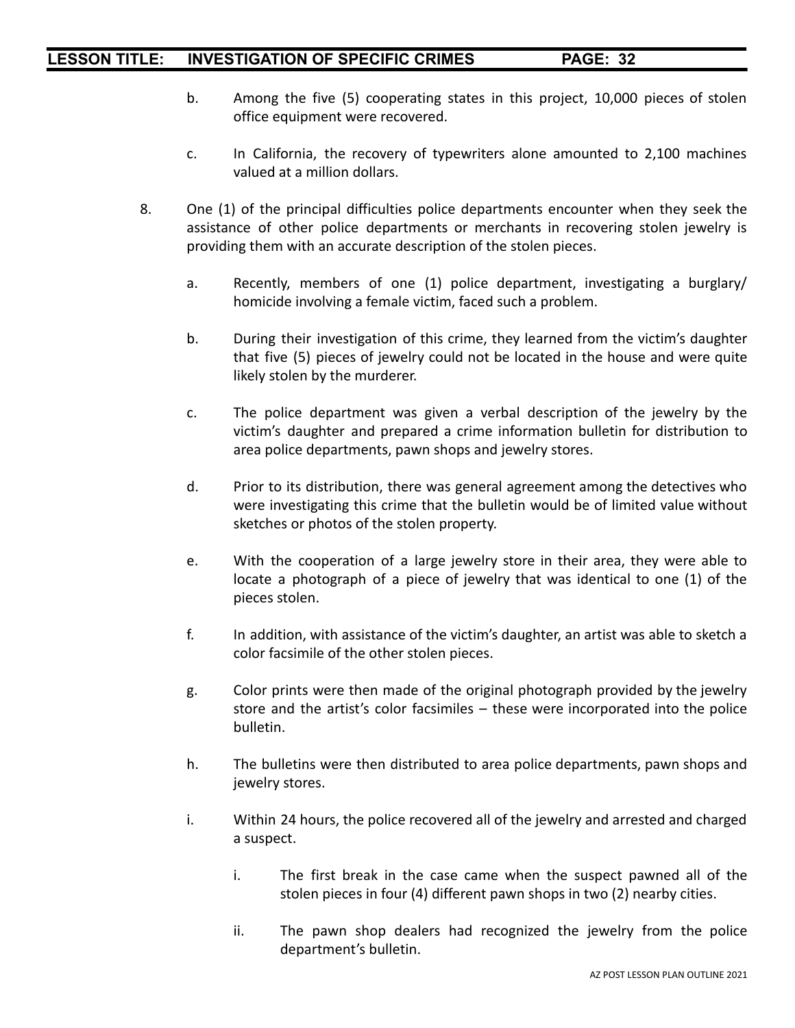b. Among the five (5) cooperating states in this project, 10,000 pieces of stolen office equipment were recovered.

c. In California, the recovery of typewriters alone amounted to 2,100 machines valued at a million dollars.

8. One (1) of the principal difficulties police departments encounter when they seek the assistance of other police departments or merchants in recovering stolen jewelry is providing them with an accurate description of the stolen pieces.

   a. Recently, members of one (1) police department, investigating a burglary/ homicide involving a female victim, faced such a problem.

   b. During their investigation of this crime, they learned from the victim's daughter that five (5) pieces of jewelry could not be located in the house and were quite likely stolen by the murderer.

   c. The police department was given a verbal description of the jewelry by the victim's daughter and prepared a crime information bulletin for distribution to area police departments, pawn shops and jewelry stores.

   d. Prior to its distribution, there was general agreement among the detectives who were investigating this crime that the bulletin would be of limited value without sketches or photos of the stolen property.

   e. With the cooperation of a large jewelry store in their area, they were able to locate a photograph of a piece of jewelry that was identical to one (1) of the pieces stolen.

   f. In addition, with assistance of the victim's daughter, an artist was able to sketch a color facsimile of the other stolen pieces.

   g. Color prints were then made of the original photograph provided by the jewelry store and the artist's color facsimiles – these were incorporated into the police bulletin.

   h. The bulletins were then distributed to area police departments, pawn shops and jewelry stores.

   i. Within 24 hours, the police recovered all of the jewelry and arrested and charged a suspect.

      i. The first break in the case came when the suspect pawned all of the stolen pieces in four (4) different pawn shops in two (2) nearby cities.

      ii. The pawn shop dealers had recognized the jewelry from the police department's bulletin.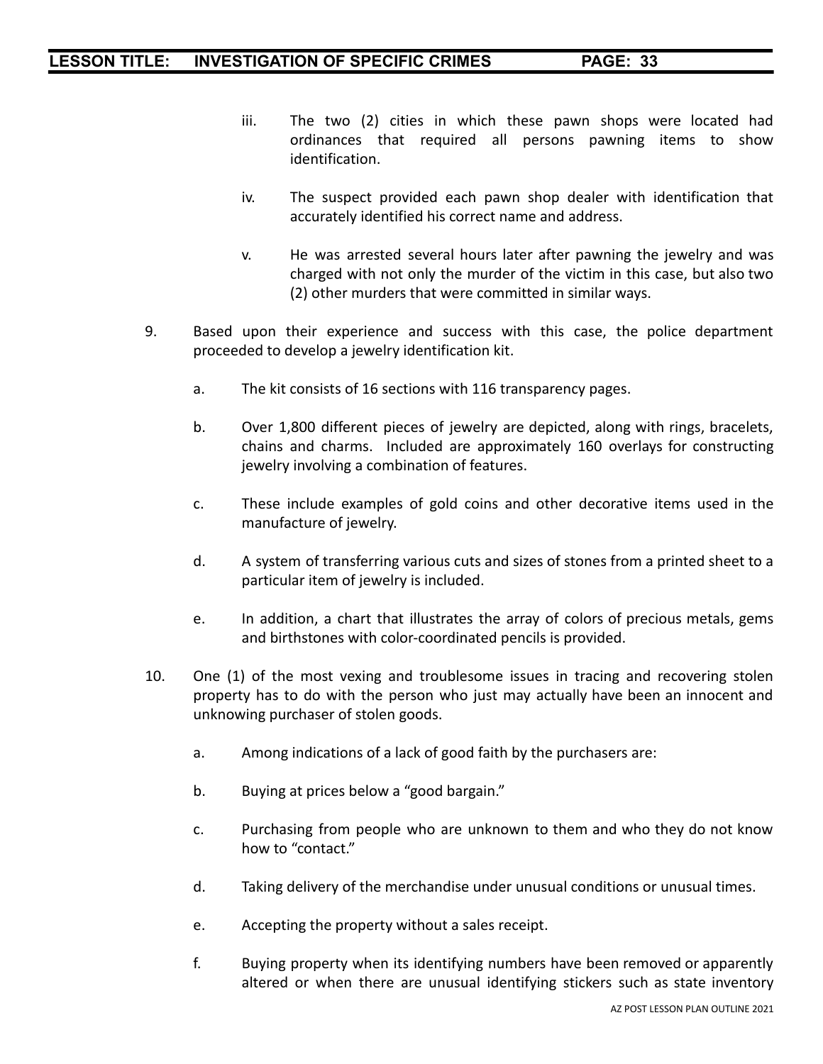iii. The two (2) cities in which these pawn shops were located had ordinances that required all persons pawning items to show identification.

iv. The suspect provided each pawn shop dealer with identification that accurately identified his correct name and address.

v. He was arrested several hours later after pawning the jewelry and was charged with not only the murder of the victim in this case, but also two (2) other murders that were committed in similar ways.

9. Based upon their experience and success with this case, the police department proceeded to develop a jewelry identification kit.

   a. The kit consists of 16 sections with 116 transparency pages.

   b. Over 1,800 different pieces of jewelry are depicted, along with rings, bracelets, chains and charms. Included are approximately 160 overlays for constructing jewelry involving a combination of features.

   c. These include examples of gold coins and other decorative items used in the manufacture of jewelry.

   d. A system of transferring various cuts and sizes of stones from a printed sheet to a particular item of jewelry is included.

   e. In addition, a chart that illustrates the array of colors of precious metals, gems and birthstones with color-coordinated pencils is provided.

10. One (1) of the most vexing and troublesome issues in tracing and recovering stolen property has to do with the person who just may actually have been an innocent and unknowing purchaser of stolen goods.

   a. Among indications of a lack of good faith by the purchasers are:

   b. Buying at prices below a "good bargain."

   c. Purchasing from people who are unknown to them and who they do not know how to "contact."

   d. Taking delivery of the merchandise under unusual conditions or unusual times.

   e. Accepting the property without a sales receipt.

   f. Buying property when its identifying numbers have been removed or apparently altered or when there are unusual identifying stickers such as state inventory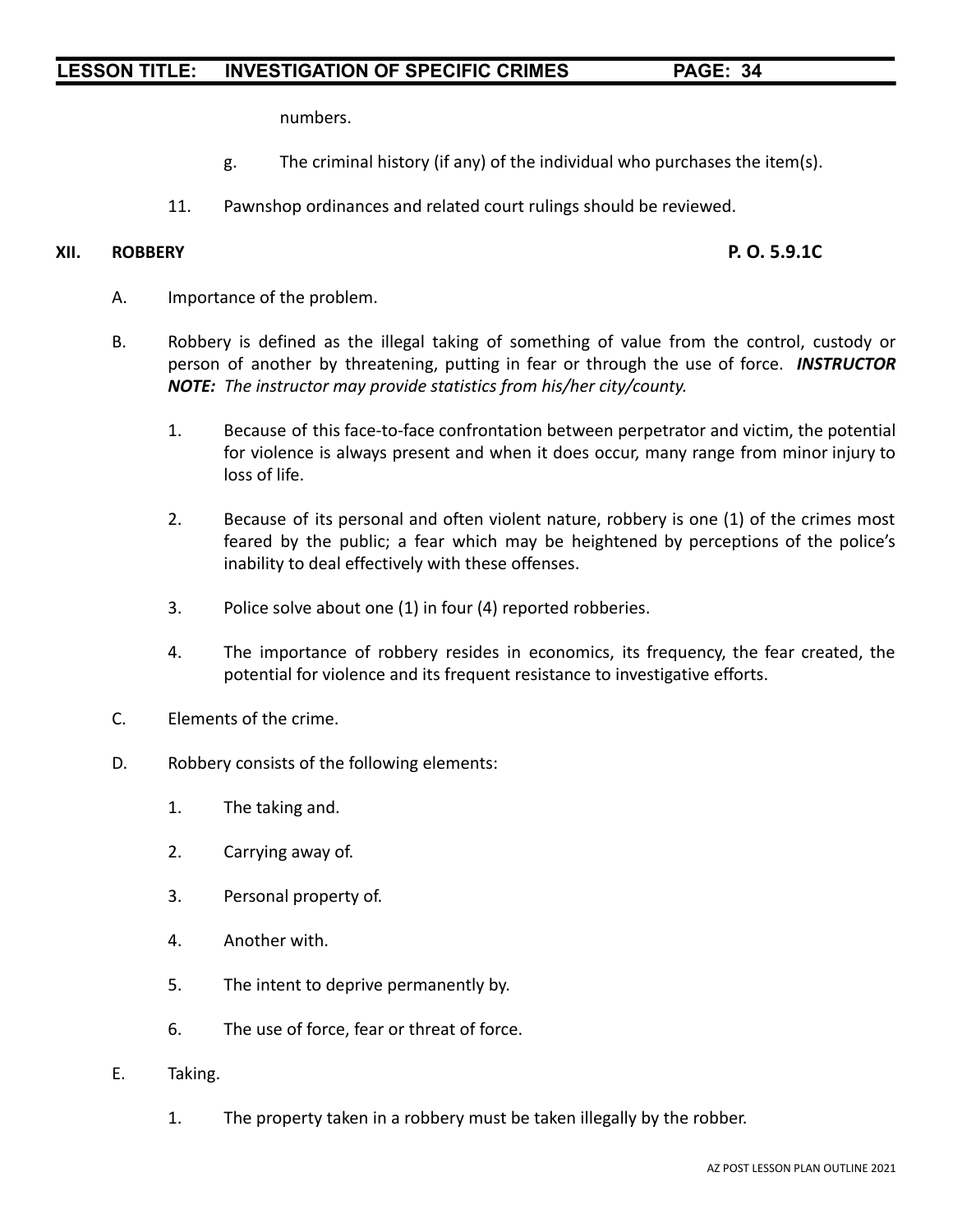numbers.

g. The criminal history (if any) of the individual who purchases the item(s).

11. Pawnshop ordinances and related court rulings should be reviewed.

## XII. ROBBERY **P. O. 5.9.1C**

A. Importance of the problem.

B. Robbery is defined as the illegal taking of something of value from the control, custody or person of another by threatening, putting in fear or through the use of force. ***INSTRUCTOR NOTE:*** *The instructor may provide statistics from his/her city/county.*

1. Because of this face-to-face confrontation between perpetrator and victim, the potential for violence is always present and when it does occur, many range from minor injury to loss of life.

2. Because of its personal and often violent nature, robbery is one (1) of the crimes most feared by the public; a fear which may be heightened by perceptions of the police's inability to deal effectively with these offenses.

3. Police solve about one (1) in four (4) reported robberies.

4. The importance of robbery resides in economics, its frequency, the fear created, the potential for violence and its frequent resistance to investigative efforts.

C. Elements of the crime.

D. Robbery consists of the following elements:

1. The taking and.

2. Carrying away of.

3. Personal property of.

4. Another with.

5. The intent to deprive permanently by.

6. The use of force, fear or threat of force.

E. Taking.

1. The property taken in a robbery must be taken illegally by the robber.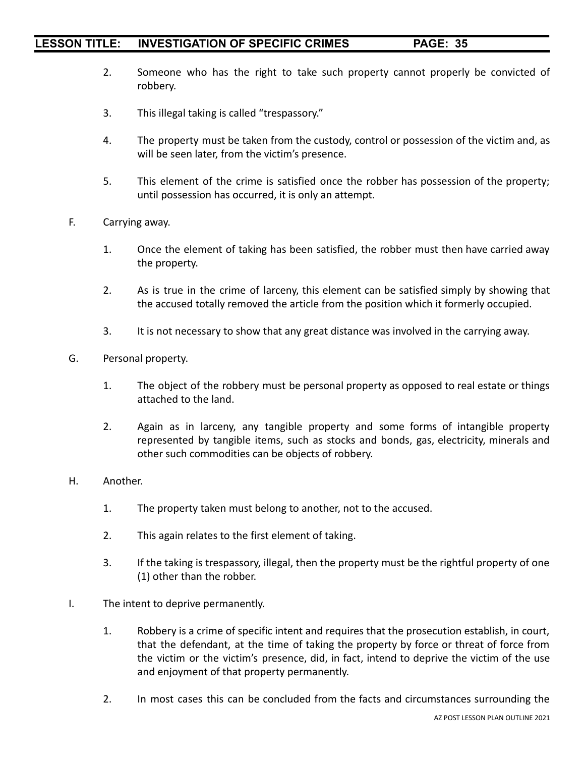2. Someone who has the right to take such property cannot properly be convicted of robbery.

3. This illegal taking is called "trespassory."

4. The property must be taken from the custody, control or possession of the victim and, as will be seen later, from the victim's presence.

5. This element of the crime is satisfied once the robber has possession of the property; until possession has occurred, it is only an attempt.

F. Carrying away.

1. Once the element of taking has been satisfied, the robber must then have carried away the property.

2. As is true in the crime of larceny, this element can be satisfied simply by showing that the accused totally removed the article from the position which it formerly occupied.

3. It is not necessary to show that any great distance was involved in the carrying away.

G. Personal property.

1. The object of the robbery must be personal property as opposed to real estate or things attached to the land.

2. Again as in larceny, any tangible property and some forms of intangible property represented by tangible items, such as stocks and bonds, gas, electricity, minerals and other such commodities can be objects of robbery.

H. Another.

1. The property taken must belong to another, not to the accused.

2. This again relates to the first element of taking.

3. If the taking is trespassory, illegal, then the property must be the rightful property of one (1) other than the robber.

I. The intent to deprive permanently.

1. Robbery is a crime of specific intent and requires that the prosecution establish, in court, that the defendant, at the time of taking the property by force or threat of force from the victim or the victim's presence, did, in fact, intend to deprive the victim of the use and enjoyment of that property permanently.

2. In most cases this can be concluded from the facts and circumstances surrounding the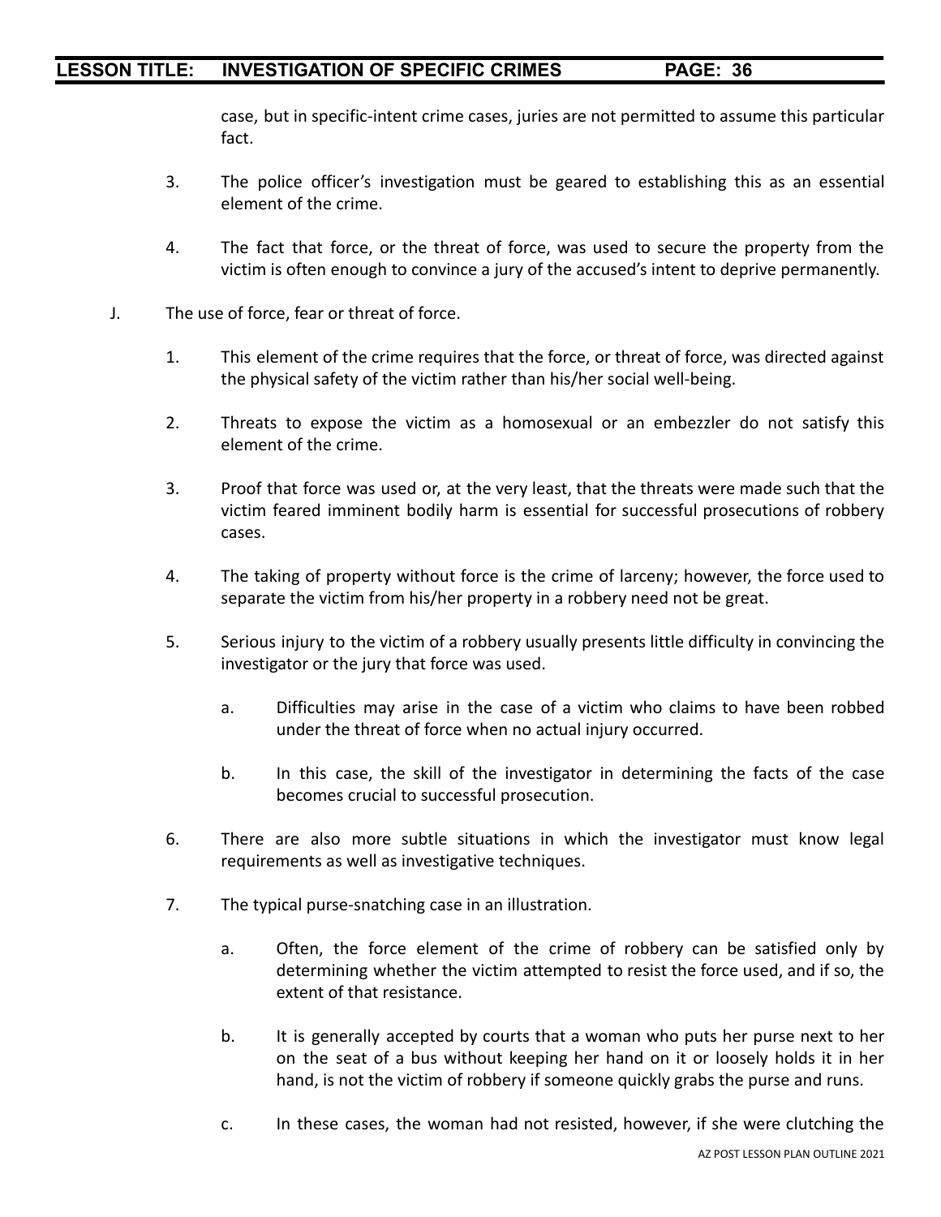case, but in specific-intent crime cases, juries are not permitted to assume this particular fact.

3. The police officer's investigation must be geared to establishing this as an essential element of the crime.

4. The fact that force, or the threat of force, was used to secure the property from the victim is often enough to convince a jury of the accused's intent to deprive permanently.

J. The use of force, fear or threat of force.

1. This element of the crime requires that the force, or threat of force, was directed against the physical safety of the victim rather than his/her social well-being.

2. Threats to expose the victim as a homosexual or an embezzler do not satisfy this element of the crime.

3. Proof that force was used or, at the very least, that the threats were made such that the victim feared imminent bodily harm is essential for successful prosecutions of robbery cases.

4. The taking of property without force is the crime of larceny; however, the force used to separate the victim from his/her property in a robbery need not be great.

5. Serious injury to the victim of a robbery usually presents little difficulty in convincing the investigator or the jury that force was used.

   a. Difficulties may arise in the case of a victim who claims to have been robbed under the threat of force when no actual injury occurred.

   b. In this case, the skill of the investigator in determining the facts of the case becomes crucial to successful prosecution.

6. There are also more subtle situations in which the investigator must know legal requirements as well as investigative techniques.

7. The typical purse-snatching case in an illustration.

   a. Often, the force element of the crime of robbery can be satisfied only by determining whether the victim attempted to resist the force used, and if so, the extent of that resistance.

   b. It is generally accepted by courts that a woman who puts her purse next to her on the seat of a bus without keeping her hand on it or loosely holds it in her hand, is not the victim of robbery if someone quickly grabs the purse and runs.

   c. In these cases, the woman had not resisted, however, if she were clutching the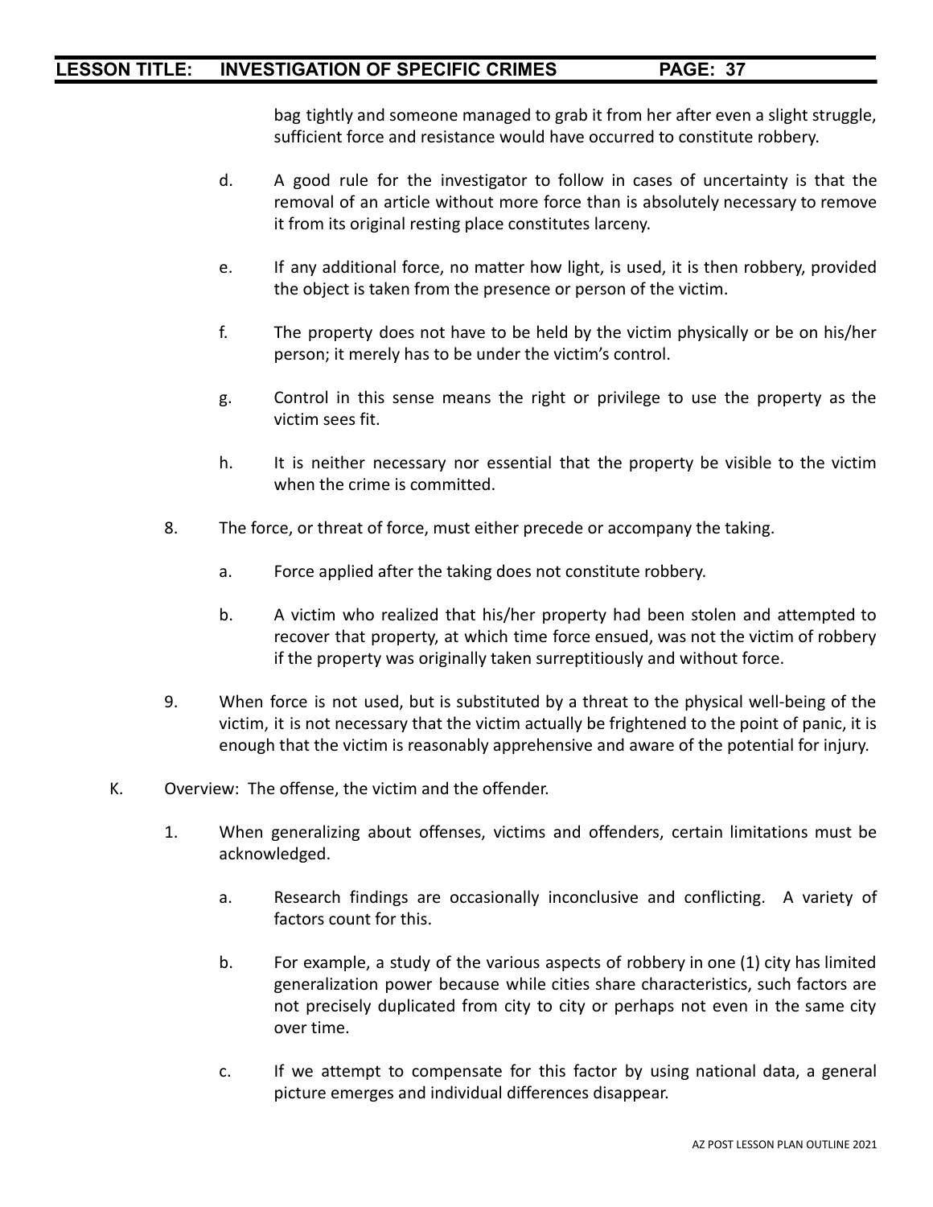bag tightly and someone managed to grab it from her after even a slight struggle, sufficient force and resistance would have occurred to constitute robbery.

d. A good rule for the investigator to follow in cases of uncertainty is that the removal of an article without more force than is absolutely necessary to remove it from its original resting place constitutes larceny.

e. If any additional force, no matter how light, is used, it is then robbery, provided the object is taken from the presence or person of the victim.

f. The property does not have to be held by the victim physically or be on his/her person; it merely has to be under the victim's control.

g. Control in this sense means the right or privilege to use the property as the victim sees fit.

h. It is neither necessary nor essential that the property be visible to the victim when the crime is committed.

8. The force, or threat of force, must either precede or accompany the taking.

   a. Force applied after the taking does not constitute robbery.

   b. A victim who realized that his/her property had been stolen and attempted to recover that property, at which time force ensued, was not the victim of robbery if the property was originally taken surreptitiously and without force.

9. When force is not used, but is substituted by a threat to the physical well-being of the victim, it is not necessary that the victim actually be frightened to the point of panic, it is enough that the victim is reasonably apprehensive and aware of the potential for injury.

K. Overview: The offense, the victim and the offender.

1. When generalizing about offenses, victims and offenders, certain limitations must be acknowledged.

   a. Research findings are occasionally inconclusive and conflicting. A variety of factors count for this.

   b. For example, a study of the various aspects of robbery in one (1) city has limited generalization power because while cities share characteristics, such factors are not precisely duplicated from city to city or perhaps not even in the same city over time.

   c. If we attempt to compensate for this factor by using national data, a general picture emerges and individual differences disappear.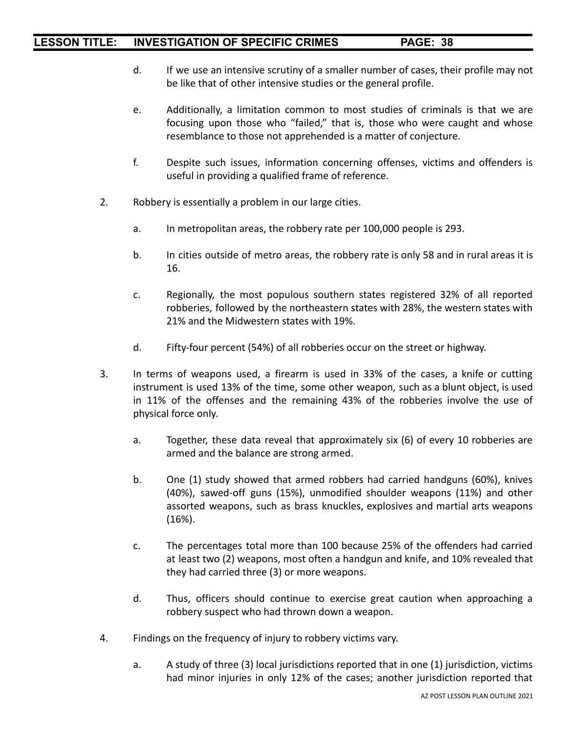d. If we use an intensive scrutiny of a smaller number of cases, their profile may not be like that of other intensive studies or the general profile.

e. Additionally, a limitation common to most studies of criminals is that we are focusing upon those who "failed," that is, those who were caught and whose resemblance to those not apprehended is a matter of conjecture.

f. Despite such issues, information concerning offenses, victims and offenders is useful in providing a qualified frame of reference.

2. Robbery is essentially a problem in our large cities.

   a. In metropolitan areas, the robbery rate per 100,000 people is 293.

   b. In cities outside of metro areas, the robbery rate is only 58 and in rural areas it is 16.

   c. Regionally, the most populous southern states registered 32% of all reported robberies, followed by the northeastern states with 28%, the western states with 21% and the Midwestern states with 19%.

   d. Fifty-four percent (54%) of all robberies occur on the street or highway.

3. In terms of weapons used, a firearm is used in 33% of the cases, a knife or cutting instrument is used 13% of the time, some other weapon, such as a blunt object, is used in 11% of the offenses and the remaining 43% of the robberies involve the use of physical force only.

   a. Together, these data reveal that approximately six (6) of every 10 robberies are armed and the balance are strong armed.

   b. One (1) study showed that armed robbers had carried handguns (60%), knives (40%), sawed-off guns (15%), unmodified shoulder weapons (11%) and other assorted weapons, such as brass knuckles, explosives and martial arts weapons (16%).

   c. The percentages total more than 100 because 25% of the offenders had carried at least two (2) weapons, most often a handgun and knife, and 10% revealed that they had carried three (3) or more weapons.

   d. Thus, officers should continue to exercise great caution when approaching a robbery suspect who had thrown down a weapon.

4. Findings on the frequency of injury to robbery victims vary.

   a. A study of three (3) local jurisdictions reported that in one (1) jurisdiction, victims had minor injuries in only 12% of the cases; another jurisdiction reported that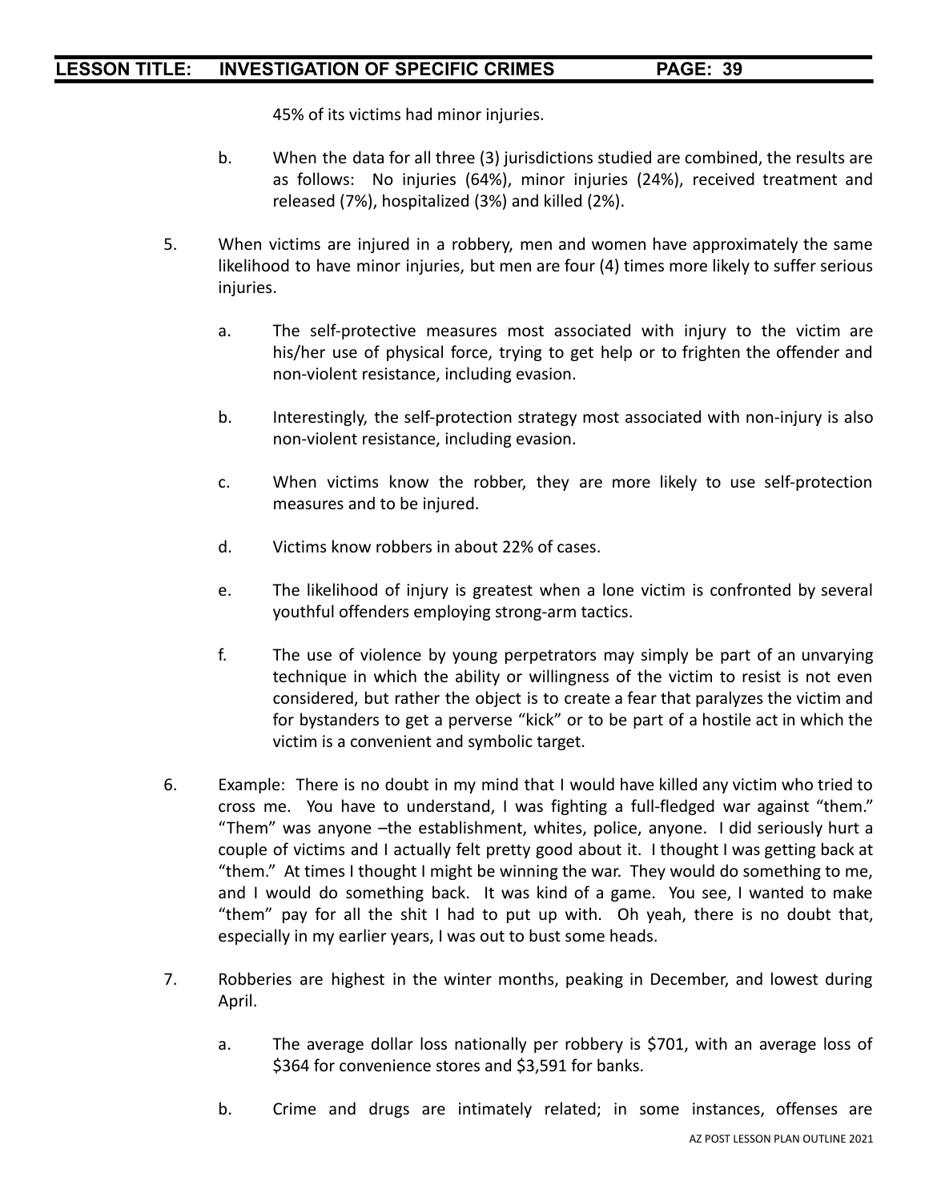45% of its victims had minor injuries.

b. When the data for all three (3) jurisdictions studied are combined, the results are as follows: No injuries (64%), minor injuries (24%), received treatment and released (7%), hospitalized (3%) and killed (2%).

5. When victims are injured in a robbery, men and women have approximately the same likelihood to have minor injuries, but men are four (4) times more likely to suffer serious injuries.

   a. The self-protective measures most associated with injury to the victim are his/her use of physical force, trying to get help or to frighten the offender and non-violent resistance, including evasion.

   b. Interestingly, the self-protection strategy most associated with non-injury is also non-violent resistance, including evasion.

   c. When victims know the robber, they are more likely to use self-protection measures and to be injured.

   d. Victims know robbers in about 22% of cases.

   e. The likelihood of injury is greatest when a lone victim is confronted by several youthful offenders employing strong-arm tactics.

   f. The use of violence by young perpetrators may simply be part of an unvarying technique in which the ability or willingness of the victim to resist is not even considered, but rather the object is to create a fear that paralyzes the victim and for bystanders to get a perverse "kick" or to be part of a hostile act in which the victim is a convenient and symbolic target.

6. Example: There is no doubt in my mind that I would have killed any victim who tried to cross me. You have to understand, I was fighting a full-fledged war against "them." "Them" was anyone –the establishment, whites, police, anyone. I did seriously hurt a couple of victims and I actually felt pretty good about it. I thought I was getting back at "them." At times I thought I might be winning the war. They would do something to me, and I would do something back. It was kind of a game. You see, I wanted to make "them" pay for all the shit I had to put up with. Oh yeah, there is no doubt that, especially in my earlier years, I was out to bust some heads.

7. Robberies are highest in the winter months, peaking in December, and lowest during April.

   a. The average dollar loss nationally per robbery is $701, with an average loss of $364 for convenience stores and $3,591 for banks.

   b. Crime and drugs are intimately related; in some instances, offenses are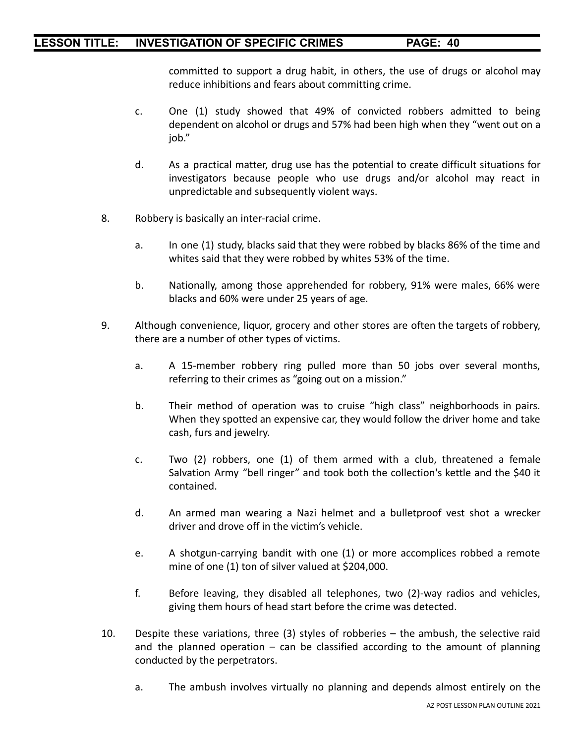committed to support a drug habit, in others, the use of drugs or alcohol may reduce inhibitions and fears about committing crime.

c. One (1) study showed that 49% of convicted robbers admitted to being dependent on alcohol or drugs and 57% had been high when they "went out on a job."

d. As a practical matter, drug use has the potential to create difficult situations for investigators because people who use drugs and/or alcohol may react in unpredictable and subsequently violent ways.

8. Robbery is basically an inter-racial crime.

   a. In one (1) study, blacks said that they were robbed by blacks 86% of the time and whites said that they were robbed by whites 53% of the time.

   b. Nationally, among those apprehended for robbery, 91% were males, 66% were blacks and 60% were under 25 years of age.

9. Although convenience, liquor, grocery and other stores are often the targets of robbery, there are a number of other types of victims.

   a. A 15-member robbery ring pulled more than 50 jobs over several months, referring to their crimes as "going out on a mission."

   b. Their method of operation was to cruise "high class" neighborhoods in pairs. When they spotted an expensive car, they would follow the driver home and take cash, furs and jewelry.

   c. Two (2) robbers, one (1) of them armed with a club, threatened a female Salvation Army "bell ringer" and took both the collection's kettle and the $40 it contained.

   d. An armed man wearing a Nazi helmet and a bulletproof vest shot a wrecker driver and drove off in the victim's vehicle.

   e. A shotgun-carrying bandit with one (1) or more accomplices robbed a remote mine of one (1) ton of silver valued at $204,000.

   f. Before leaving, they disabled all telephones, two (2)-way radios and vehicles, giving them hours of head start before the crime was detected.

10. Despite these variations, three (3) styles of robberies – the ambush, the selective raid and the planned operation – can be classified according to the amount of planning conducted by the perpetrators.

   a. The ambush involves virtually no planning and depends almost entirely on the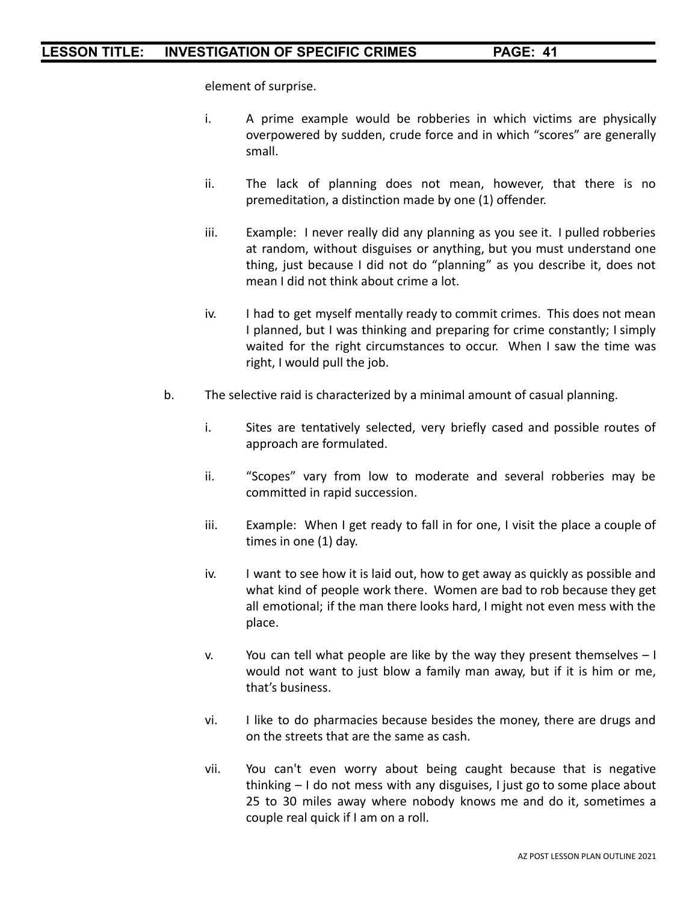element of surprise.

i. A prime example would be robberies in which victims are physically overpowered by sudden, crude force and in which "scores" are generally small.

ii. The lack of planning does not mean, however, that there is no premeditation, a distinction made by one (1) offender.

iii. Example: I never really did any planning as you see it. I pulled robberies at random, without disguises or anything, but you must understand one thing, just because I did not do "planning" as you describe it, does not mean I did not think about crime a lot.

iv. I had to get myself mentally ready to commit crimes. This does not mean I planned, but I was thinking and preparing for crime constantly; I simply waited for the right circumstances to occur. When I saw the time was right, I would pull the job.

b. The selective raid is characterized by a minimal amount of casual planning.

i. Sites are tentatively selected, very briefly cased and possible routes of approach are formulated.

ii. "Scopes" vary from low to moderate and several robberies may be committed in rapid succession.

iii. Example: When I get ready to fall in for one, I visit the place a couple of times in one (1) day.

iv. I want to see how it is laid out, how to get away as quickly as possible and what kind of people work there. Women are bad to rob because they get all emotional; if the man there looks hard, I might not even mess with the place.

v. You can tell what people are like by the way they present themselves – I would not want to just blow a family man away, but if it is him or me, that's business.

vi. I like to do pharmacies because besides the money, there are drugs and on the streets that are the same as cash.

vii. You can't even worry about being caught because that is negative thinking – I do not mess with any disguises, I just go to some place about 25 to 30 miles away where nobody knows me and do it, sometimes a couple real quick if I am on a roll.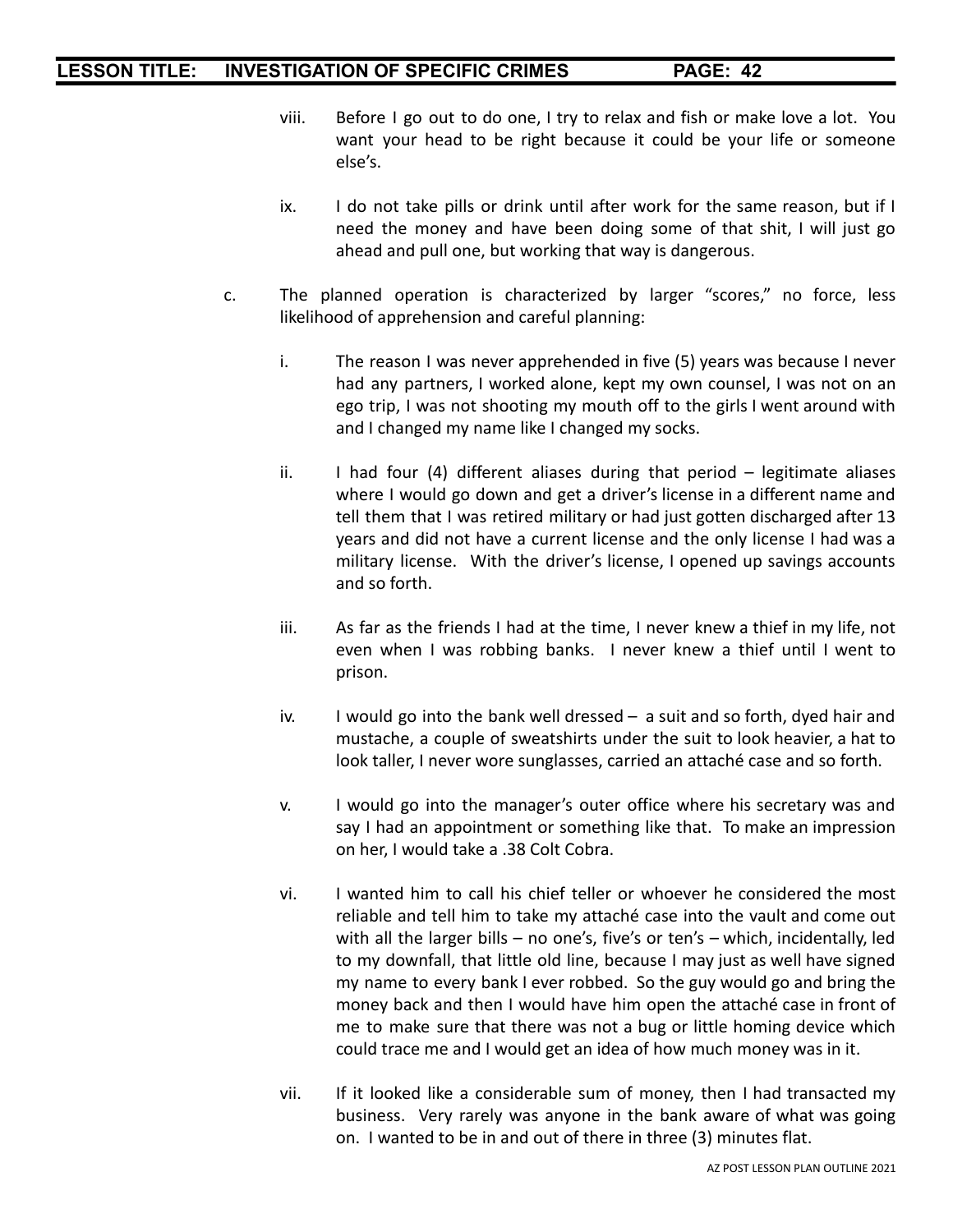viii. Before I go out to do one, I try to relax and fish or make love a lot. You want your head to be right because it could be your life or someone else's.

ix. I do not take pills or drink until after work for the same reason, but if I need the money and have been doing some of that shit, I will just go ahead and pull one, but working that way is dangerous.

c. The planned operation is characterized by larger "scores," no force, less likelihood of apprehension and careful planning:

i. The reason I was never apprehended in five (5) years was because I never had any partners, I worked alone, kept my own counsel, I was not on an ego trip, I was not shooting my mouth off to the girls I went around with and I changed my name like I changed my socks.

ii. I had four (4) different aliases during that period – legitimate aliases where I would go down and get a driver's license in a different name and tell them that I was retired military or had just gotten discharged after 13 years and did not have a current license and the only license I had was a military license. With the driver's license, I opened up savings accounts and so forth.

iii. As far as the friends I had at the time, I never knew a thief in my life, not even when I was robbing banks. I never knew a thief until I went to prison.

iv. I would go into the bank well dressed – a suit and so forth, dyed hair and mustache, a couple of sweatshirts under the suit to look heavier, a hat to look taller, I never wore sunglasses, carried an attaché case and so forth.

v. I would go into the manager's outer office where his secretary was and say I had an appointment or something like that. To make an impression on her, I would take a .38 Colt Cobra.

vi. I wanted him to call his chief teller or whoever he considered the most reliable and tell him to take my attaché case into the vault and come out with all the larger bills – no one's, five's or ten's – which, incidentally, led to my downfall, that little old line, because I may just as well have signed my name to every bank I ever robbed. So the guy would go and bring the money back and then I would have him open the attaché case in front of me to make sure that there was not a bug or little homing device which could trace me and I would get an idea of how much money was in it.

vii. If it looked like a considerable sum of money, then I had transacted my business. Very rarely was anyone in the bank aware of what was going on. I wanted to be in and out of there in three (3) minutes flat.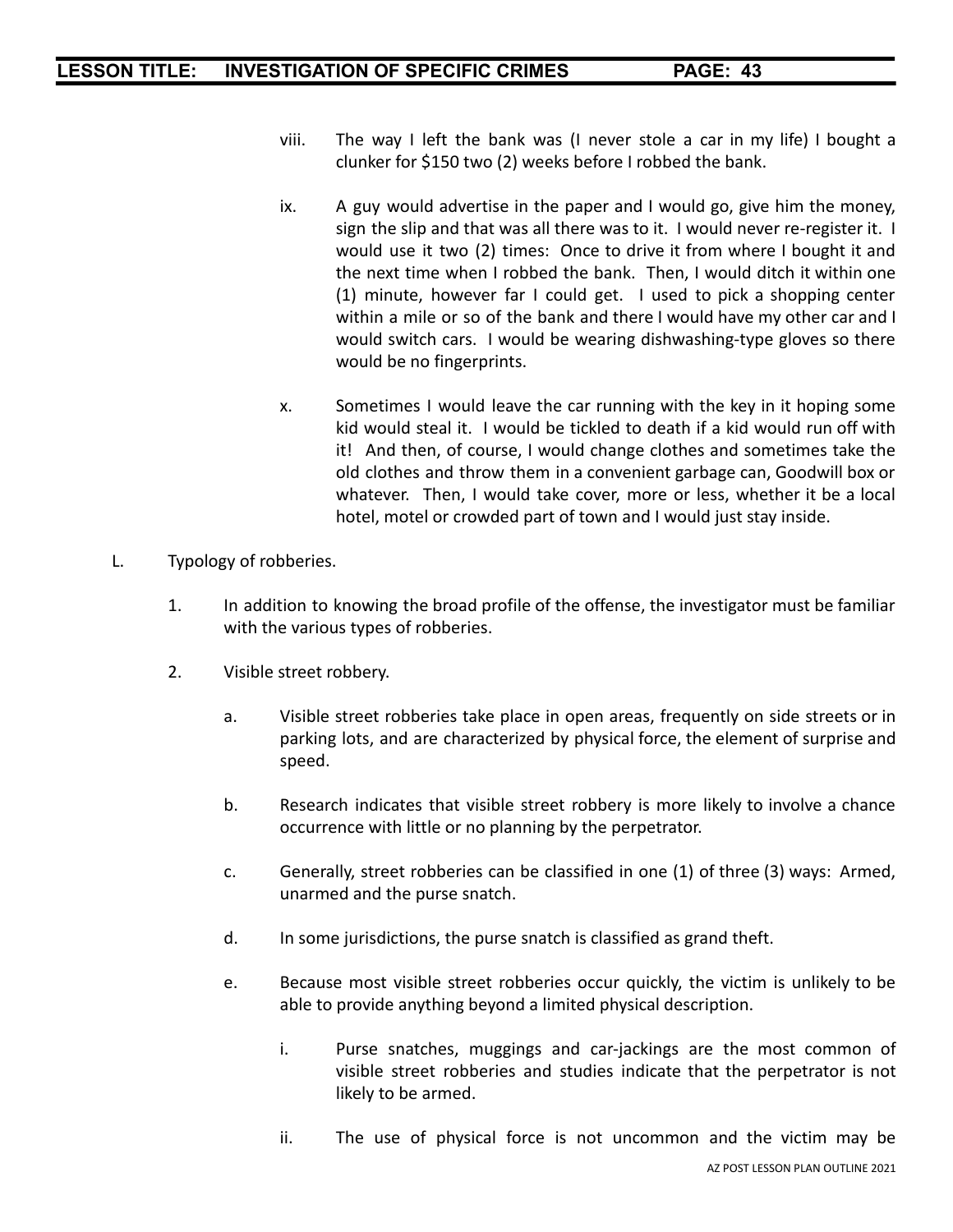viii. The way I left the bank was (I never stole a car in my life) I bought a clunker for $150 two (2) weeks before I robbed the bank.

ix. A guy would advertise in the paper and I would go, give him the money, sign the slip and that was all there was to it. I would never re-register it. I would use it two (2) times: Once to drive it from where I bought it and the next time when I robbed the bank. Then, I would ditch it within one (1) minute, however far I could get. I used to pick a shopping center within a mile or so of the bank and there I would have my other car and I would switch cars. I would be wearing dishwashing-type gloves so there would be no fingerprints.

x. Sometimes I would leave the car running with the key in it hoping some kid would steal it. I would be tickled to death if a kid would run off with it! And then, of course, I would change clothes and sometimes take the old clothes and throw them in a convenient garbage can, Goodwill box or whatever. Then, I would take cover, more or less, whether it be a local hotel, motel or crowded part of town and I would just stay inside.

L. Typology of robberies.

1. In addition to knowing the broad profile of the offense, the investigator must be familiar with the various types of robberies.

2. Visible street robbery.

   a. Visible street robberies take place in open areas, frequently on side streets or in parking lots, and are characterized by physical force, the element of surprise and speed.

   b. Research indicates that visible street robbery is more likely to involve a chance occurrence with little or no planning by the perpetrator.

   c. Generally, street robberies can be classified in one (1) of three (3) ways: Armed, unarmed and the purse snatch.

   d. In some jurisdictions, the purse snatch is classified as grand theft.

   e. Because most visible street robberies occur quickly, the victim is unlikely to be able to provide anything beyond a limited physical description.

      i. Purse snatches, muggings and car-jackings are the most common of visible street robberies and studies indicate that the perpetrator is not likely to be armed.

      ii. The use of physical force is not uncommon and the victim may be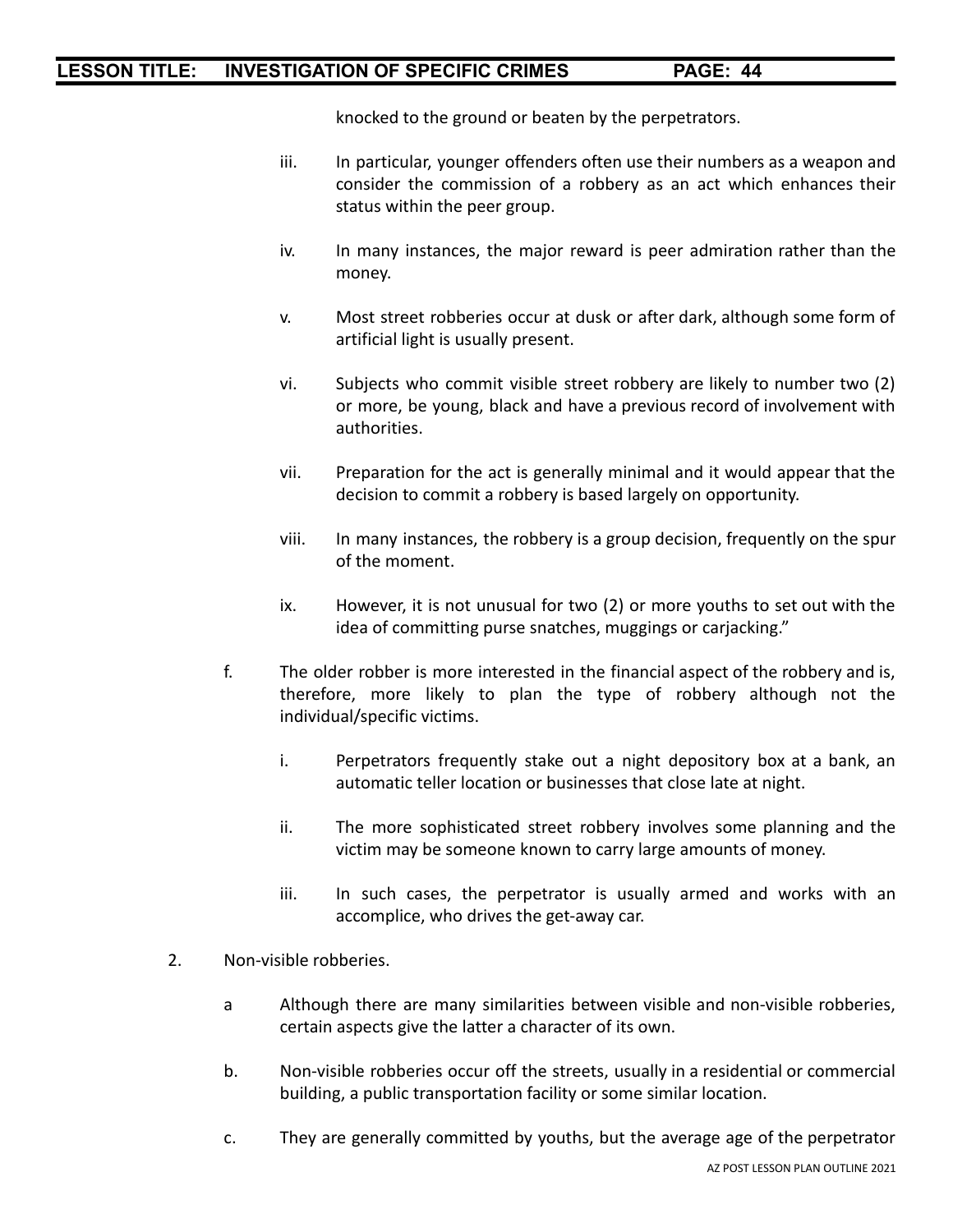knocked to the ground or beaten by the perpetrators.

iii. In particular, younger offenders often use their numbers as a weapon and consider the commission of a robbery as an act which enhances their status within the peer group.

iv. In many instances, the major reward is peer admiration rather than the money.

v. Most street robberies occur at dusk or after dark, although some form of artificial light is usually present.

vi. Subjects who commit visible street robbery are likely to number two (2) or more, be young, black and have a previous record of involvement with authorities.

vii. Preparation for the act is generally minimal and it would appear that the decision to commit a robbery is based largely on opportunity.

viii. In many instances, the robbery is a group decision, frequently on the spur of the moment.

ix. However, it is not unusual for two (2) or more youths to set out with the idea of committing purse snatches, muggings or carjacking."

f. The older robber is more interested in the financial aspect of the robbery and is, therefore, more likely to plan the type of robbery although not the individual/specific victims.

i. Perpetrators frequently stake out a night depository box at a bank, an automatic teller location or businesses that close late at night.

ii. The more sophisticated street robbery involves some planning and the victim may be someone known to carry large amounts of money.

iii. In such cases, the perpetrator is usually armed and works with an accomplice, who drives the get-away car.

2. Non-visible robberies.

a Although there are many similarities between visible and non-visible robberies, certain aspects give the latter a character of its own.

b. Non-visible robberies occur off the streets, usually in a residential or commercial building, a public transportation facility or some similar location.

c. They are generally committed by youths, but the average age of the perpetrator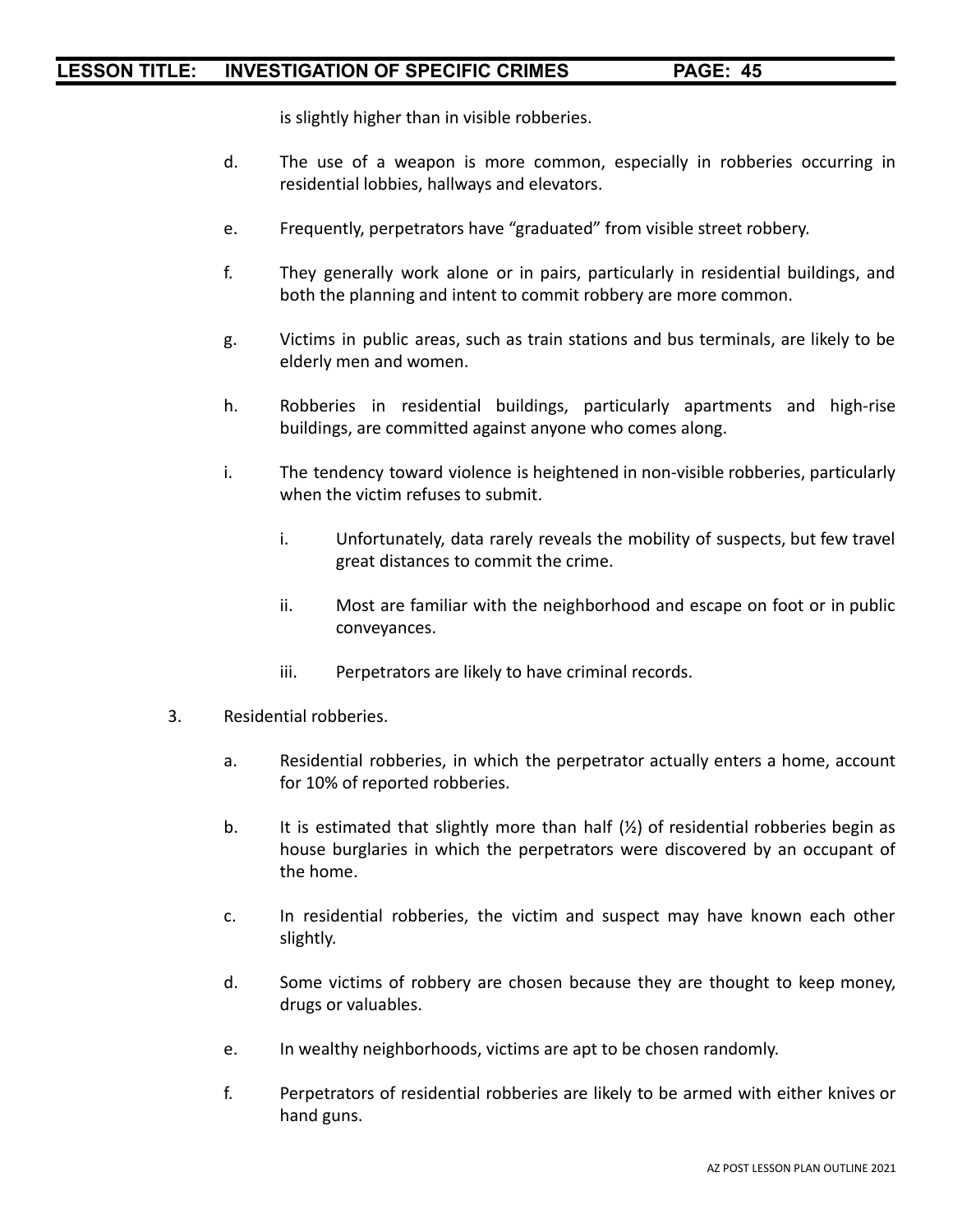is slightly higher than in visible robberies.

d. The use of a weapon is more common, especially in robberies occurring in residential lobbies, hallways and elevators.

e. Frequently, perpetrators have “graduated” from visible street robbery.

f. They generally work alone or in pairs, particularly in residential buildings, and both the planning and intent to commit robbery are more common.

g. Victims in public areas, such as train stations and bus terminals, are likely to be elderly men and women.

h. Robberies in residential buildings, particularly apartments and high-rise buildings, are committed against anyone who comes along.

i. The tendency toward violence is heightened in non-visible robberies, particularly when the victim refuses to submit.

    i. Unfortunately, data rarely reveals the mobility of suspects, but few travel great distances to commit the crime.

    ii. Most are familiar with the neighborhood and escape on foot or in public conveyances.

    iii. Perpetrators are likely to have criminal records.

3. Residential robberies.

    a. Residential robberies, in which the perpetrator actually enters a home, account for 10% of reported robberies.

    b. It is estimated that slightly more than half (½) of residential robberies begin as house burglaries in which the perpetrators were discovered by an occupant of the home.

    c. In residential robberies, the victim and suspect may have known each other slightly.

    d. Some victims of robbery are chosen because they are thought to keep money, drugs or valuables.

    e. In wealthy neighborhoods, victims are apt to be chosen randomly.

    f. Perpetrators of residential robberies are likely to be armed with either knives or hand guns.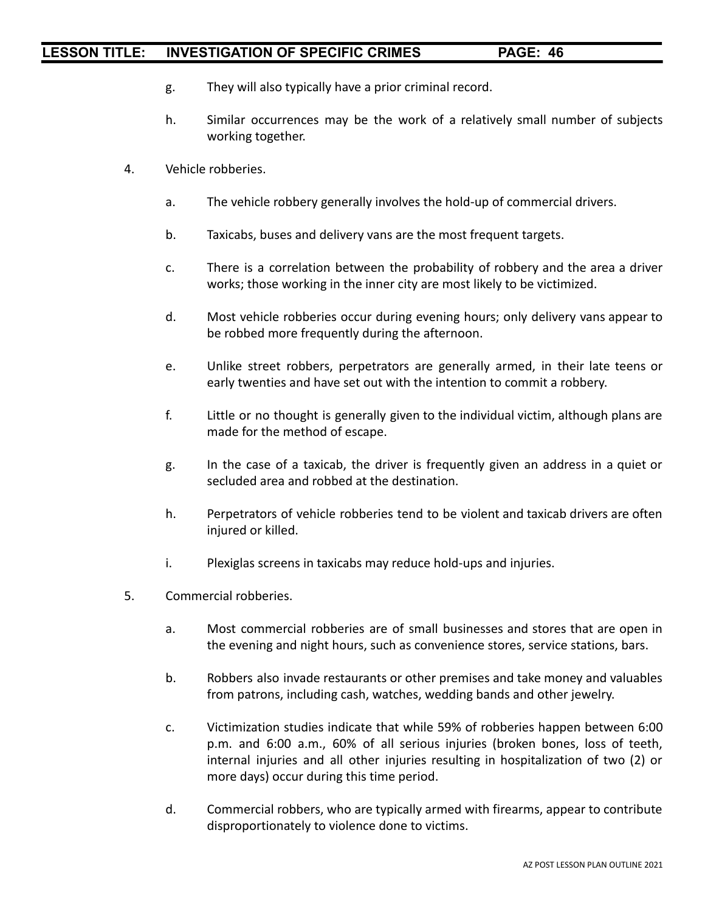g. They will also typically have a prior criminal record.

h. Similar occurrences may be the work of a relatively small number of subjects working together.

4. Vehicle robberies.

   a. The vehicle robbery generally involves the hold-up of commercial drivers.

   b. Taxicabs, buses and delivery vans are the most frequent targets.

   c. There is a correlation between the probability of robbery and the area a driver works; those working in the inner city are most likely to be victimized.

   d. Most vehicle robberies occur during evening hours; only delivery vans appear to be robbed more frequently during the afternoon.

   e. Unlike street robbers, perpetrators are generally armed, in their late teens or early twenties and have set out with the intention to commit a robbery.

   f. Little or no thought is generally given to the individual victim, although plans are made for the method of escape.

   g. In the case of a taxicab, the driver is frequently given an address in a quiet or secluded area and robbed at the destination.

   h. Perpetrators of vehicle robberies tend to be violent and taxicab drivers are often injured or killed.

   i. Plexiglas screens in taxicabs may reduce hold-ups and injuries.

5. Commercial robberies.

   a. Most commercial robberies are of small businesses and stores that are open in the evening and night hours, such as convenience stores, service stations, bars.

   b. Robbers also invade restaurants or other premises and take money and valuables from patrons, including cash, watches, wedding bands and other jewelry.

   c. Victimization studies indicate that while 59% of robberies happen between 6:00 p.m. and 6:00 a.m., 60% of all serious injuries (broken bones, loss of teeth, internal injuries and all other injuries resulting in hospitalization of two (2) or more days) occur during this time period.

   d. Commercial robbers, who are typically armed with firearms, appear to contribute disproportionately to violence done to victims.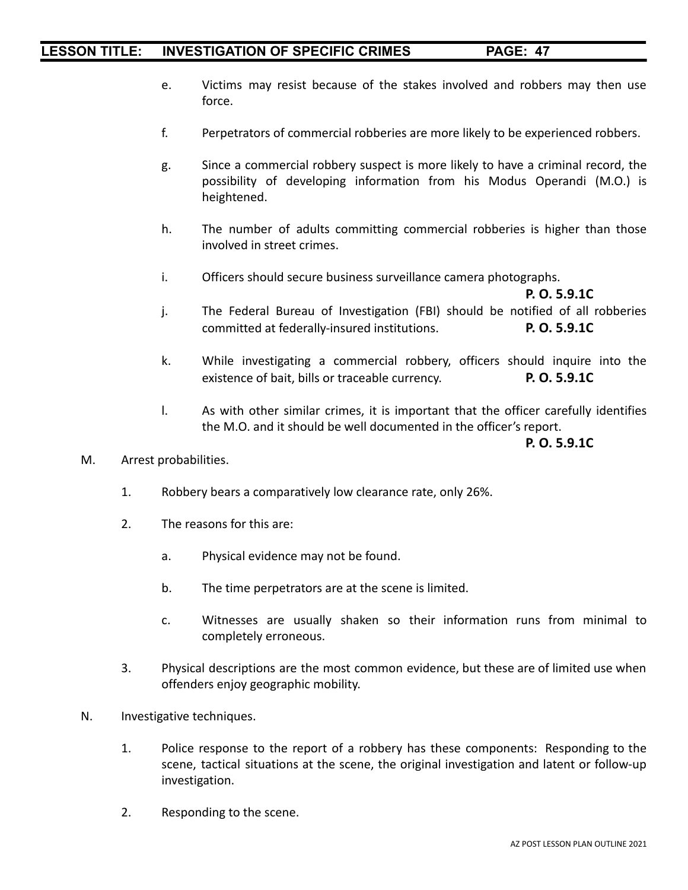e. Victims may resist because of the stakes involved and robbers may then use force.

f. Perpetrators of commercial robberies are more likely to be experienced robbers.

g. Since a commercial robbery suspect is more likely to have a criminal record, the possibility of developing information from his Modus Operandi (M.O.) is heightened.

h. The number of adults committing commercial robberies is higher than those involved in street crimes.

i. Officers should secure business surveillance camera photographs. **P. O. 5.9.1C**

j. The Federal Bureau of Investigation (FBI) should be notified of all robberies committed at federally-insured institutions. **P. O. 5.9.1C**

k. While investigating a commercial robbery, officers should inquire into the existence of bait, bills or traceable currency. **P. O. 5.9.1C**

l. As with other similar crimes, it is important that the officer carefully identifies the M.O. and it should be well documented in the officer's report. **P. O. 5.9.1C**

M. Arrest probabilities.

1. Robbery bears a comparatively low clearance rate, only 26%.

2. The reasons for this are:

   a. Physical evidence may not be found.

   b. The time perpetrators are at the scene is limited.

   c. Witnesses are usually shaken so their information runs from minimal to completely erroneous.

3. Physical descriptions are the most common evidence, but these are of limited use when offenders enjoy geographic mobility.

N. Investigative techniques.

1. Police response to the report of a robbery has these components: Responding to the scene, tactical situations at the scene, the original investigation and latent or follow-up investigation.

2. Responding to the scene.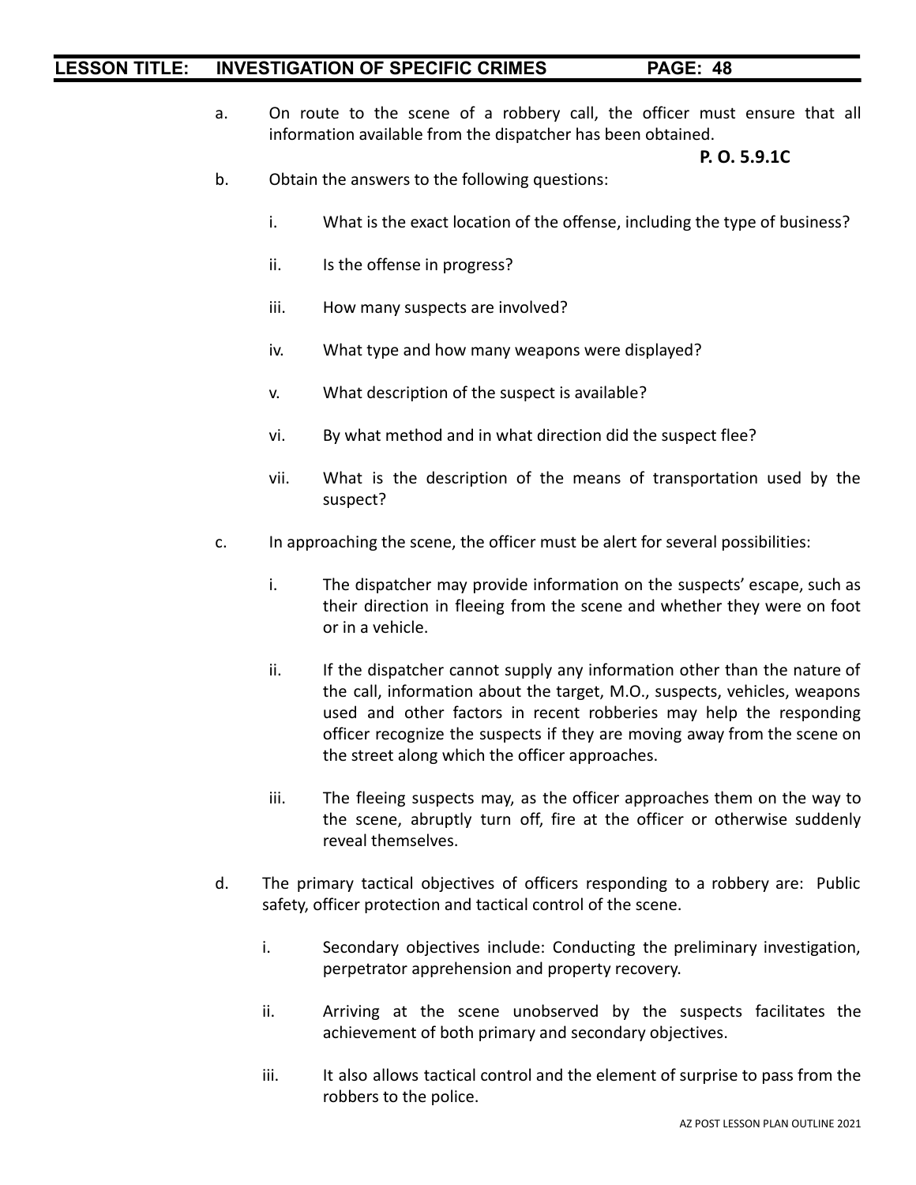a. On route to the scene of a robbery call, the officer must ensure that all information available from the dispatcher has been obtained.

**P. O. 5.9.1C**

b. Obtain the answers to the following questions:

   i. What is the exact location of the offense, including the type of business?

   ii. Is the offense in progress?

   iii. How many suspects are involved?

   iv. What type and how many weapons were displayed?

   v. What description of the suspect is available?

   vi. By what method and in what direction did the suspect flee?

   vii. What is the description of the means of transportation used by the suspect?

c. In approaching the scene, the officer must be alert for several possibilities:

   i. The dispatcher may provide information on the suspects' escape, such as their direction in fleeing from the scene and whether they were on foot or in a vehicle.

   ii. If the dispatcher cannot supply any information other than the nature of the call, information about the target, M.O., suspects, vehicles, weapons used and other factors in recent robberies may help the responding officer recognize the suspects if they are moving away from the scene on the street along which the officer approaches.

   iii. The fleeing suspects may, as the officer approaches them on the way to the scene, abruptly turn off, fire at the officer or otherwise suddenly reveal themselves.

d. The primary tactical objectives of officers responding to a robbery are: Public safety, officer protection and tactical control of the scene.

   i. Secondary objectives include: Conducting the preliminary investigation, perpetrator apprehension and property recovery.

   ii. Arriving at the scene unobserved by the suspects facilitates the achievement of both primary and secondary objectives.

   iii. It also allows tactical control and the element of surprise to pass from the robbers to the police.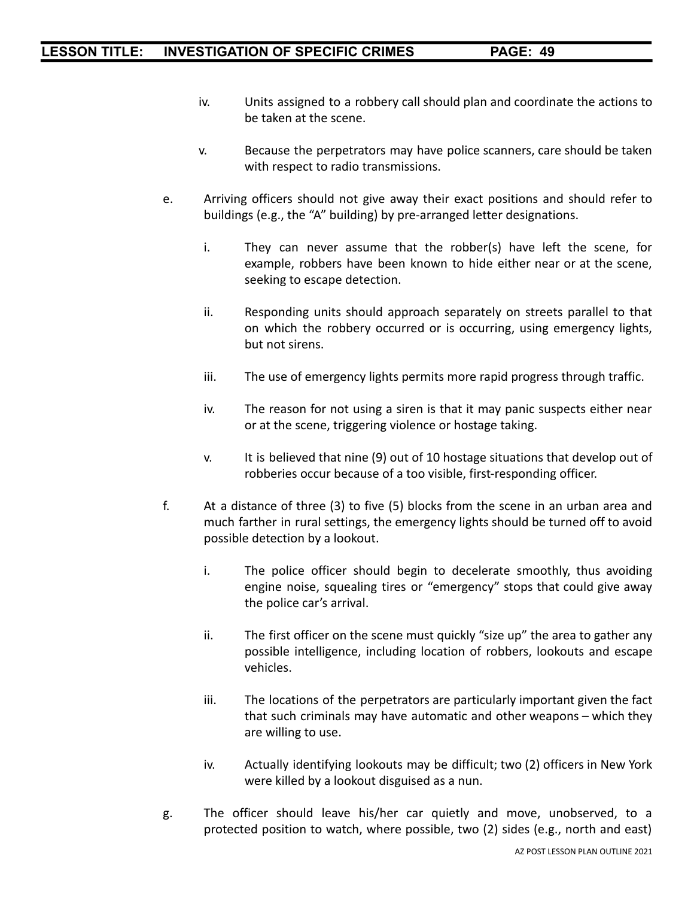iv. Units assigned to a robbery call should plan and coordinate the actions to be taken at the scene.

v. Because the perpetrators may have police scanners, care should be taken with respect to radio transmissions.

e. Arriving officers should not give away their exact positions and should refer to buildings (e.g., the "A" building) by pre-arranged letter designations.

  i. They can never assume that the robber(s) have left the scene, for example, robbers have been known to hide either near or at the scene, seeking to escape detection.

  ii. Responding units should approach separately on streets parallel to that on which the robbery occurred or is occurring, using emergency lights, but not sirens.

  iii. The use of emergency lights permits more rapid progress through traffic.

  iv. The reason for not using a siren is that it may panic suspects either near or at the scene, triggering violence or hostage taking.

  v. It is believed that nine (9) out of 10 hostage situations that develop out of robberies occur because of a too visible, first-responding officer.

f. At a distance of three (3) to five (5) blocks from the scene in an urban area and much farther in rural settings, the emergency lights should be turned off to avoid possible detection by a lookout.

  i. The police officer should begin to decelerate smoothly, thus avoiding engine noise, squealing tires or "emergency" stops that could give away the police car's arrival.

  ii. The first officer on the scene must quickly "size up" the area to gather any possible intelligence, including location of robbers, lookouts and escape vehicles.

  iii. The locations of the perpetrators are particularly important given the fact that such criminals may have automatic and other weapons – which they are willing to use.

  iv. Actually identifying lookouts may be difficult; two (2) officers in New York were killed by a lookout disguised as a nun.

g. The officer should leave his/her car quietly and move, unobserved, to a protected position to watch, where possible, two (2) sides (e.g., north and east)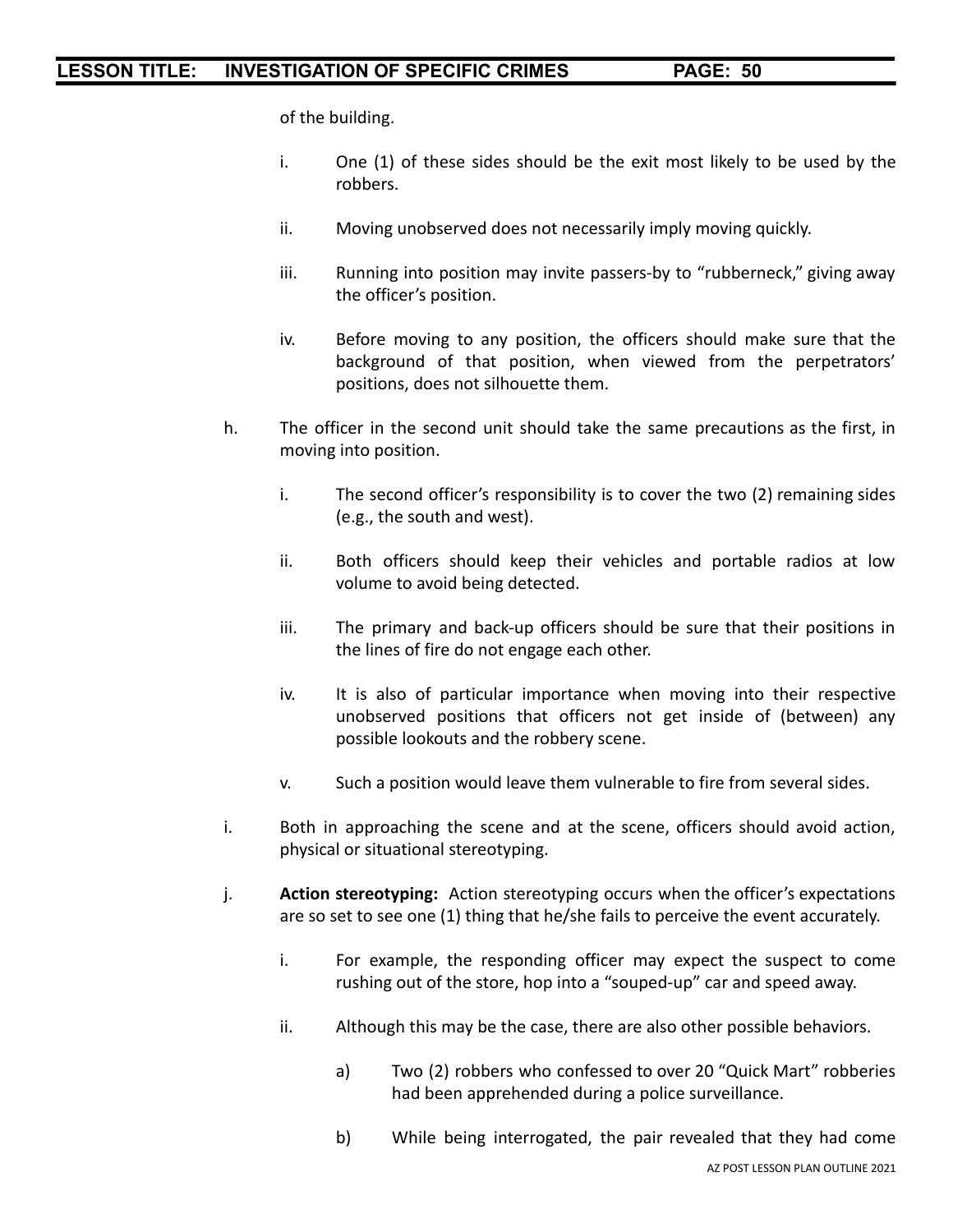of the building.

i. One (1) of these sides should be the exit most likely to be used by the robbers.

ii. Moving unobserved does not necessarily imply moving quickly.

iii. Running into position may invite passers-by to "rubberneck," giving away the officer's position.

iv. Before moving to any position, the officers should make sure that the background of that position, when viewed from the perpetrators' positions, does not silhouette them.

h. The officer in the second unit should take the same precautions as the first, in moving into position.

i. The second officer's responsibility is to cover the two (2) remaining sides (e.g., the south and west).

ii. Both officers should keep their vehicles and portable radios at low volume to avoid being detected.

iii. The primary and back-up officers should be sure that their positions in the lines of fire do not engage each other.

iv. It is also of particular importance when moving into their respective unobserved positions that officers not get inside of (between) any possible lookouts and the robbery scene.

v. Such a position would leave them vulnerable to fire from several sides.

i. Both in approaching the scene and at the scene, officers should avoid action, physical or situational stereotyping.

j. **Action stereotyping:** Action stereotyping occurs when the officer's expectations are so set to see one (1) thing that he/she fails to perceive the event accurately.

i. For example, the responding officer may expect the suspect to come rushing out of the store, hop into a "souped-up" car and speed away.

ii. Although this may be the case, there are also other possible behaviors.

a) Two (2) robbers who confessed to over 20 "Quick Mart" robberies had been apprehended during a police surveillance.

b) While being interrogated, the pair revealed that they had come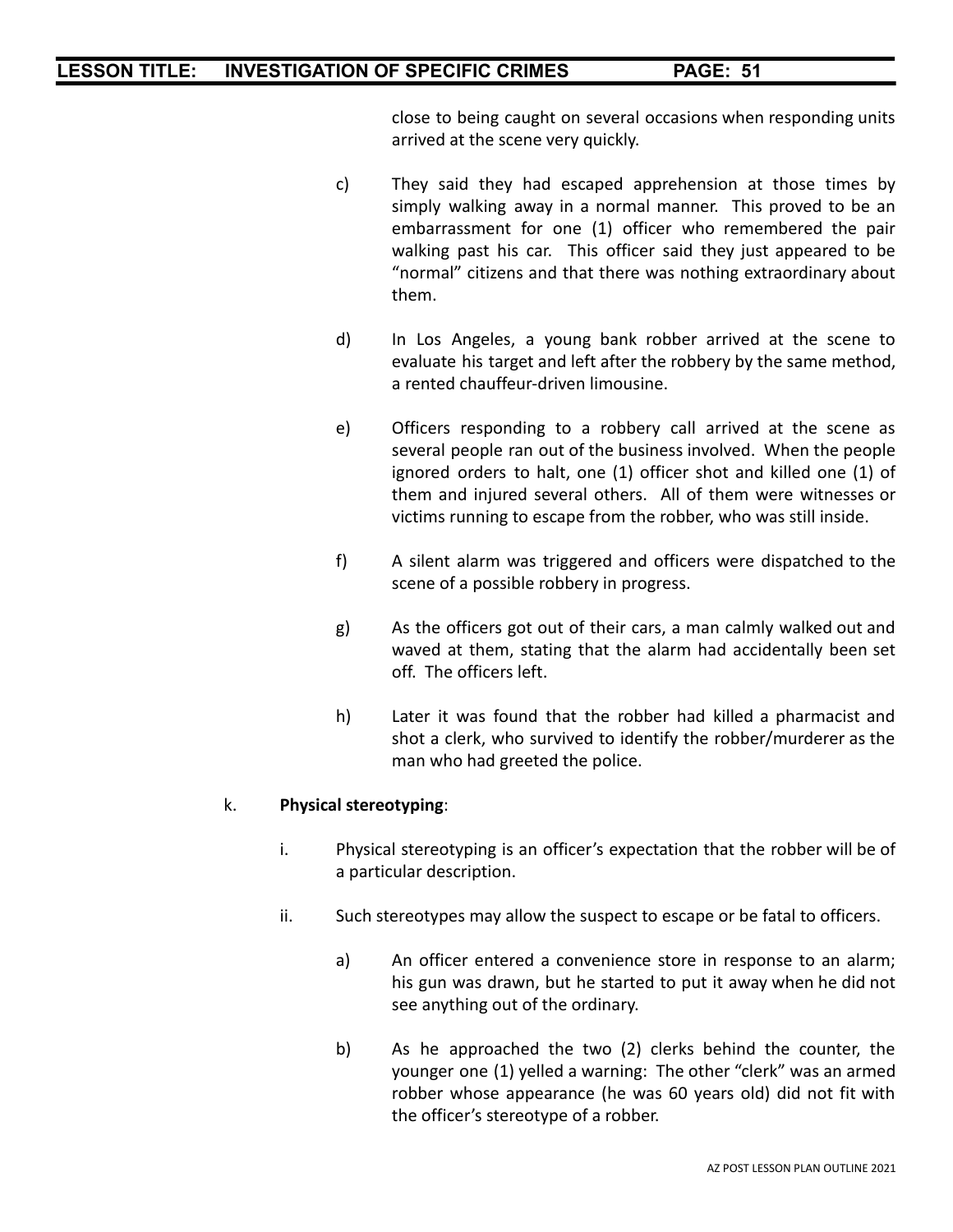close to being caught on several occasions when responding units arrived at the scene very quickly.

c) They said they had escaped apprehension at those times by simply walking away in a normal manner. This proved to be an embarrassment for one (1) officer who remembered the pair walking past his car. This officer said they just appeared to be "normal" citizens and that there was nothing extraordinary about them.

d) In Los Angeles, a young bank robber arrived at the scene to evaluate his target and left after the robbery by the same method, a rented chauffeur-driven limousine.

e) Officers responding to a robbery call arrived at the scene as several people ran out of the business involved. When the people ignored orders to halt, one (1) officer shot and killed one (1) of them and injured several others. All of them were witnesses or victims running to escape from the robber, who was still inside.

f) A silent alarm was triggered and officers were dispatched to the scene of a possible robbery in progress.

g) As the officers got out of their cars, a man calmly walked out and waved at them, stating that the alarm had accidentally been set off. The officers left.

h) Later it was found that the robber had killed a pharmacist and shot a clerk, who survived to identify the robber/murderer as the man who had greeted the police.

k. **Physical stereotyping**:

i. Physical stereotyping is an officer's expectation that the robber will be of a particular description.

ii. Such stereotypes may allow the suspect to escape or be fatal to officers.

a) An officer entered a convenience store in response to an alarm; his gun was drawn, but he started to put it away when he did not see anything out of the ordinary.

b) As he approached the two (2) clerks behind the counter, the younger one (1) yelled a warning: The other "clerk" was an armed robber whose appearance (he was 60 years old) did not fit with the officer's stereotype of a robber.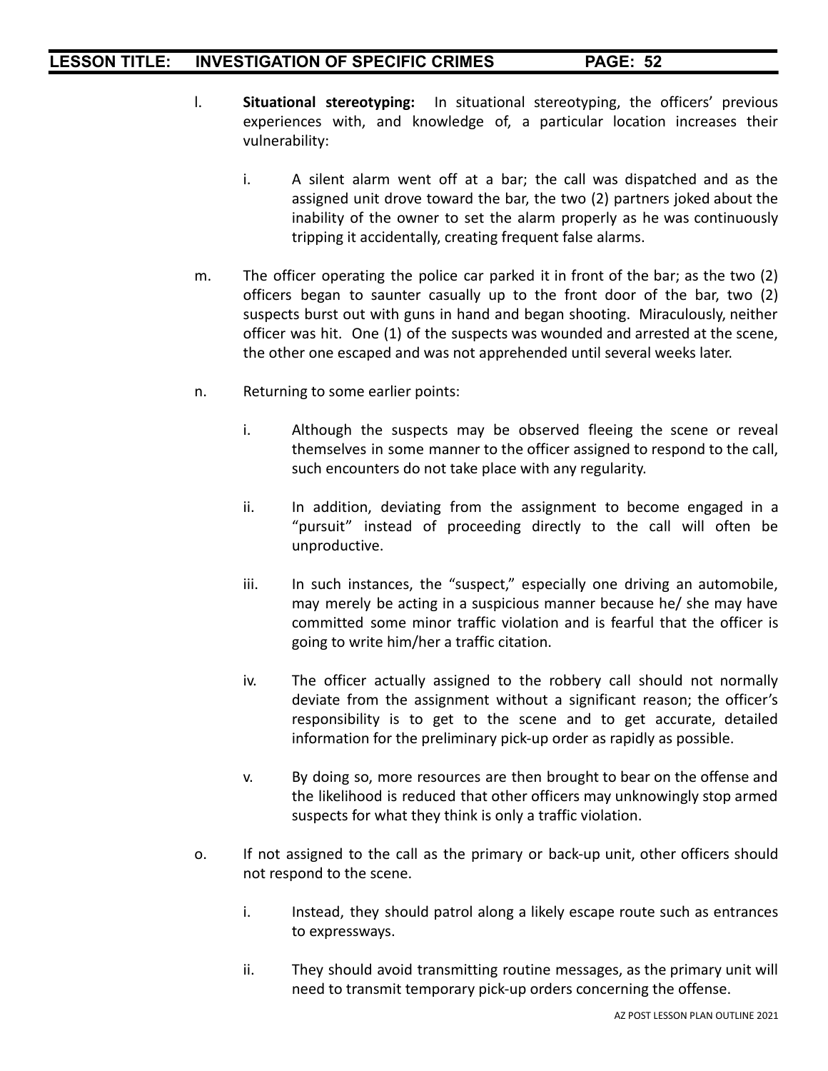l. **Situational stereotyping:** In situational stereotyping, the officers' previous experiences with, and knowledge of, a particular location increases their vulnerability:

   i. A silent alarm went off at a bar; the call was dispatched and as the assigned unit drove toward the bar, the two (2) partners joked about the inability of the owner to set the alarm properly as he was continuously tripping it accidentally, creating frequent false alarms.

m. The officer operating the police car parked it in front of the bar; as the two (2) officers began to saunter casually up to the front door of the bar, two (2) suspects burst out with guns in hand and began shooting. Miraculously, neither officer was hit. One (1) of the suspects was wounded and arrested at the scene, the other one escaped and was not apprehended until several weeks later.

n. Returning to some earlier points:

   i. Although the suspects may be observed fleeing the scene or reveal themselves in some manner to the officer assigned to respond to the call, such encounters do not take place with any regularity.

   ii. In addition, deviating from the assignment to become engaged in a "pursuit" instead of proceeding directly to the call will often be unproductive.

   iii. In such instances, the "suspect," especially one driving an automobile, may merely be acting in a suspicious manner because he/ she may have committed some minor traffic violation and is fearful that the officer is going to write him/her a traffic citation.

   iv. The officer actually assigned to the robbery call should not normally deviate from the assignment without a significant reason; the officer's responsibility is to get to the scene and to get accurate, detailed information for the preliminary pick-up order as rapidly as possible.

   v. By doing so, more resources are then brought to bear on the offense and the likelihood is reduced that other officers may unknowingly stop armed suspects for what they think is only a traffic violation.

o. If not assigned to the call as the primary or back-up unit, other officers should not respond to the scene.

   i. Instead, they should patrol along a likely escape route such as entrances to expressways.

   ii. They should avoid transmitting routine messages, as the primary unit will need to transmit temporary pick-up orders concerning the offense.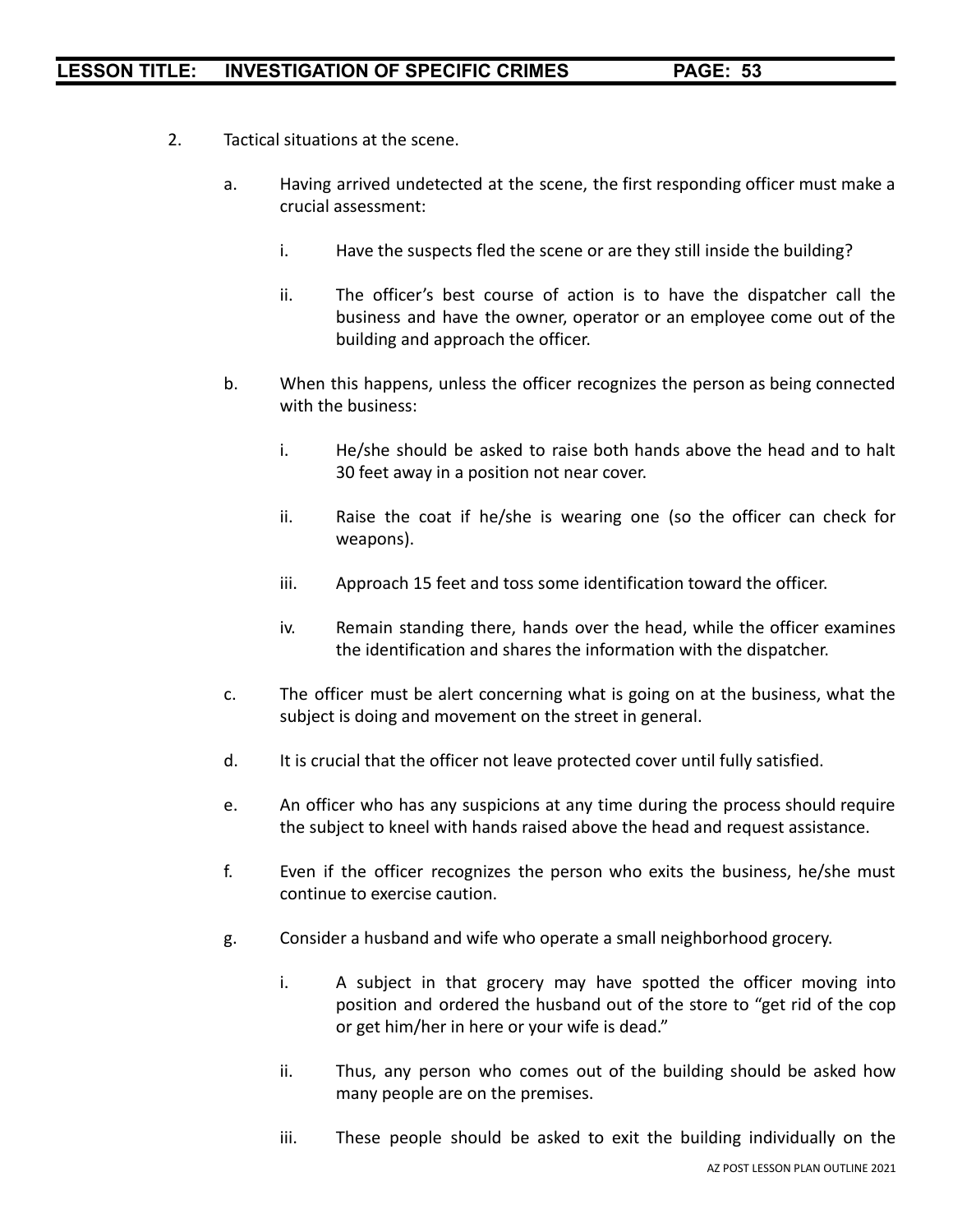2. Tactical situations at the scene.

   a. Having arrived undetected at the scene, the first responding officer must make a crucial assessment:

      i. Have the suspects fled the scene or are they still inside the building?

      ii. The officer's best course of action is to have the dispatcher call the business and have the owner, operator or an employee come out of the building and approach the officer.

   b. When this happens, unless the officer recognizes the person as being connected with the business:

      i. He/she should be asked to raise both hands above the head and to halt 30 feet away in a position not near cover.

      ii. Raise the coat if he/she is wearing one (so the officer can check for weapons).

      iii. Approach 15 feet and toss some identification toward the officer.

      iv. Remain standing there, hands over the head, while the officer examines the identification and shares the information with the dispatcher.

   c. The officer must be alert concerning what is going on at the business, what the subject is doing and movement on the street in general.

   d. It is crucial that the officer not leave protected cover until fully satisfied.

   e. An officer who has any suspicions at any time during the process should require the subject to kneel with hands raised above the head and request assistance.

   f. Even if the officer recognizes the person who exits the business, he/she must continue to exercise caution.

   g. Consider a husband and wife who operate a small neighborhood grocery.

      i. A subject in that grocery may have spotted the officer moving into position and ordered the husband out of the store to "get rid of the cop or get him/her in here or your wife is dead."

      ii. Thus, any person who comes out of the building should be asked how many people are on the premises.

      iii. These people should be asked to exit the building individually on the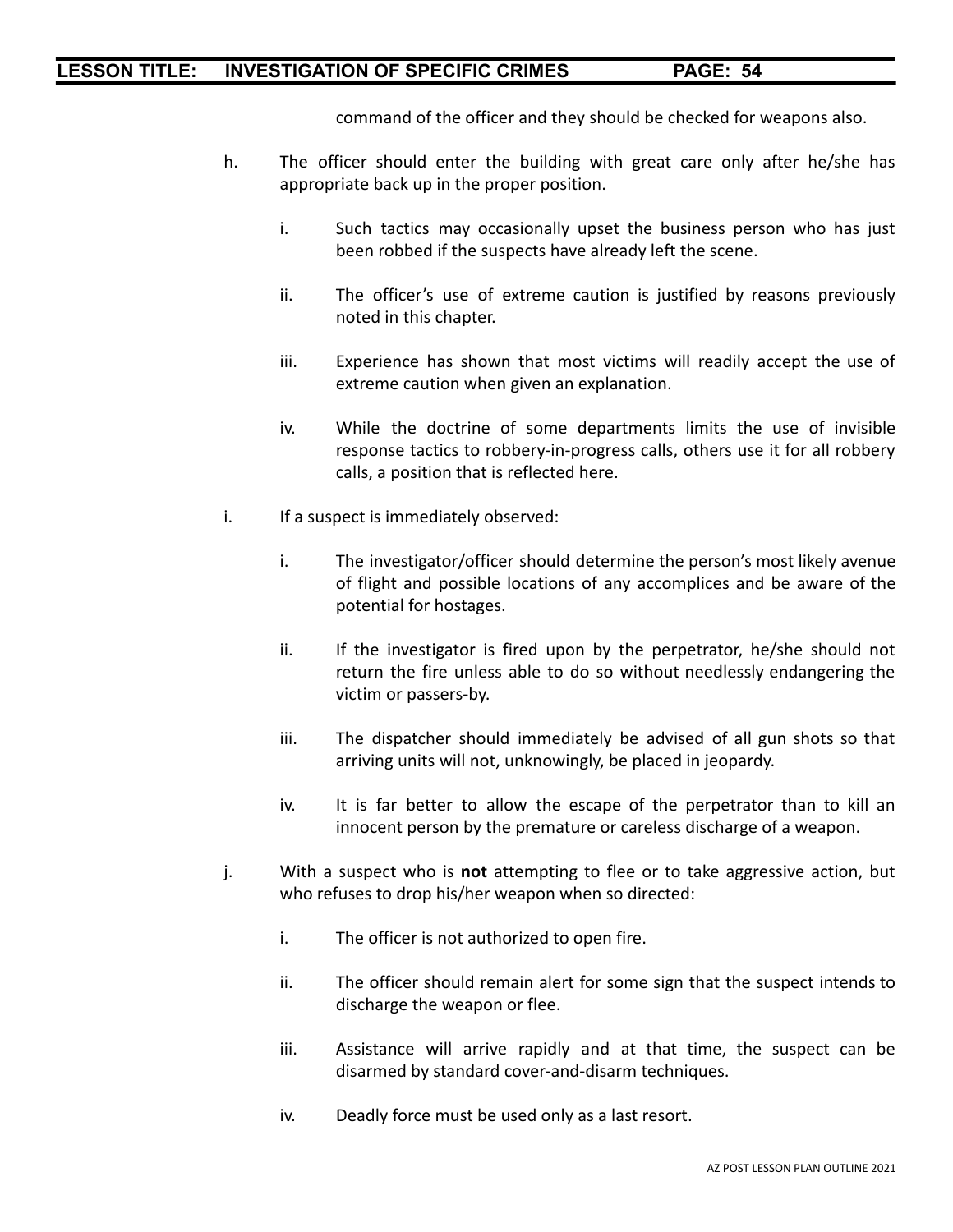command of the officer and they should be checked for weapons also.

h. The officer should enter the building with great care only after he/she has appropriate back up in the proper position.

   i. Such tactics may occasionally upset the business person who has just been robbed if the suspects have already left the scene.

   ii. The officer's use of extreme caution is justified by reasons previously noted in this chapter.

   iii. Experience has shown that most victims will readily accept the use of extreme caution when given an explanation.

   iv. While the doctrine of some departments limits the use of invisible response tactics to robbery-in-progress calls, others use it for all robbery calls, a position that is reflected here.

i. If a suspect is immediately observed:

   i. The investigator/officer should determine the person's most likely avenue of flight and possible locations of any accomplices and be aware of the potential for hostages.

   ii. If the investigator is fired upon by the perpetrator, he/she should not return the fire unless able to do so without needlessly endangering the victim or passers-by.

   iii. The dispatcher should immediately be advised of all gun shots so that arriving units will not, unknowingly, be placed in jeopardy.

   iv. It is far better to allow the escape of the perpetrator than to kill an innocent person by the premature or careless discharge of a weapon.

j. With a suspect who is **not** attempting to flee or to take aggressive action, but who refuses to drop his/her weapon when so directed:

   i. The officer is not authorized to open fire.

   ii. The officer should remain alert for some sign that the suspect intends to discharge the weapon or flee.

   iii. Assistance will arrive rapidly and at that time, the suspect can be disarmed by standard cover-and-disarm techniques.

   iv. Deadly force must be used only as a last resort.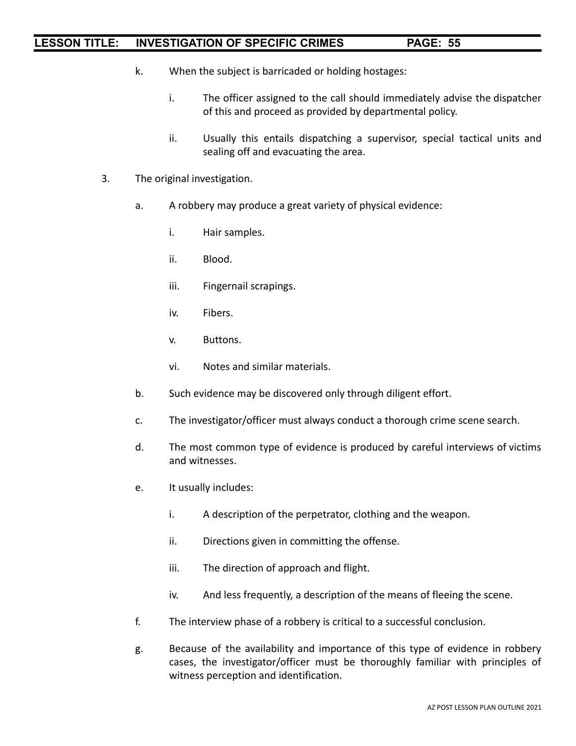k. When the subject is barricaded or holding hostages:

   i. The officer assigned to the call should immediately advise the dispatcher of this and proceed as provided by departmental policy.

   ii. Usually this entails dispatching a supervisor, special tactical units and sealing off and evacuating the area.

3. The original investigation.

   a. A robbery may produce a great variety of physical evidence:

      i. Hair samples.

      ii. Blood.

      iii. Fingernail scrapings.

      iv. Fibers.

      v. Buttons.

      vi. Notes and similar materials.

   b. Such evidence may be discovered only through diligent effort.

   c. The investigator/officer must always conduct a thorough crime scene search.

   d. The most common type of evidence is produced by careful interviews of victims and witnesses.

   e. It usually includes:

      i. A description of the perpetrator, clothing and the weapon.

      ii. Directions given in committing the offense.

      iii. The direction of approach and flight.

      iv. And less frequently, a description of the means of fleeing the scene.

   f. The interview phase of a robbery is critical to a successful conclusion.

   g. Because of the availability and importance of this type of evidence in robbery cases, the investigator/officer must be thoroughly familiar with principles of witness perception and identification.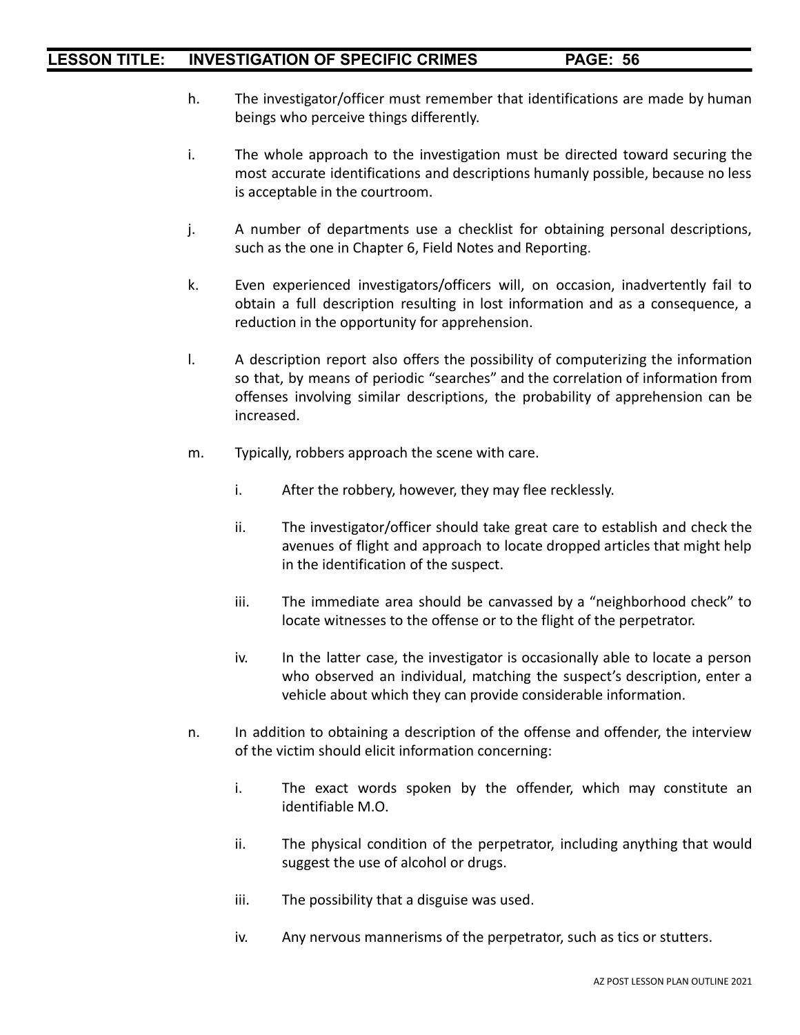h. The investigator/officer must remember that identifications are made by human beings who perceive things differently.

i. The whole approach to the investigation must be directed toward securing the most accurate identifications and descriptions humanly possible, because no less is acceptable in the courtroom.

j. A number of departments use a checklist for obtaining personal descriptions, such as the one in Chapter 6, Field Notes and Reporting.

k. Even experienced investigators/officers will, on occasion, inadvertently fail to obtain a full description resulting in lost information and as a consequence, a reduction in the opportunity for apprehension.

l. A description report also offers the possibility of computerizing the information so that, by means of periodic "searches" and the correlation of information from offenses involving similar descriptions, the probability of apprehension can be increased.

m. Typically, robbers approach the scene with care.

   i. After the robbery, however, they may flee recklessly.

   ii. The investigator/officer should take great care to establish and check the avenues of flight and approach to locate dropped articles that might help in the identification of the suspect.

   iii. The immediate area should be canvassed by a "neighborhood check" to locate witnesses to the offense or to the flight of the perpetrator.

   iv. In the latter case, the investigator is occasionally able to locate a person who observed an individual, matching the suspect's description, enter a vehicle about which they can provide considerable information.

n. In addition to obtaining a description of the offense and offender, the interview of the victim should elicit information concerning:

   i. The exact words spoken by the offender, which may constitute an identifiable M.O.

   ii. The physical condition of the perpetrator, including anything that would suggest the use of alcohol or drugs.

   iii. The possibility that a disguise was used.

   iv. Any nervous mannerisms of the perpetrator, such as tics or stutters.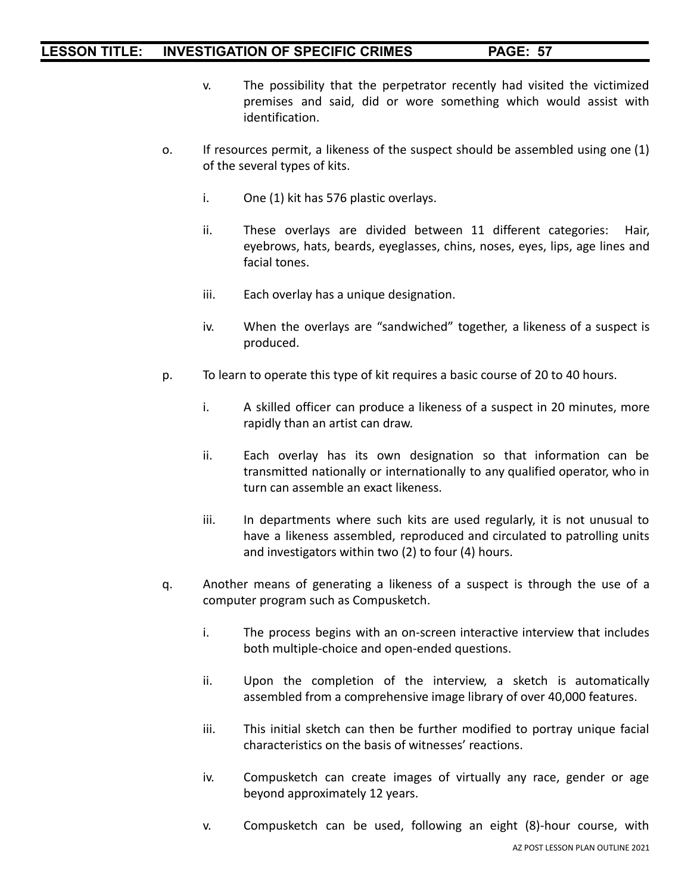v. The possibility that the perpetrator recently had visited the victimized premises and said, did or wore something which would assist with identification.

o. If resources permit, a likeness of the suspect should be assembled using one (1) of the several types of kits.

   i. One (1) kit has 576 plastic overlays.

   ii. These overlays are divided between 11 different categories: Hair, eyebrows, hats, beards, eyeglasses, chins, noses, eyes, lips, age lines and facial tones.

   iii. Each overlay has a unique designation.

   iv. When the overlays are "sandwiched" together, a likeness of a suspect is produced.

p. To learn to operate this type of kit requires a basic course of 20 to 40 hours.

   i. A skilled officer can produce a likeness of a suspect in 20 minutes, more rapidly than an artist can draw.

   ii. Each overlay has its own designation so that information can be transmitted nationally or internationally to any qualified operator, who in turn can assemble an exact likeness.

   iii. In departments where such kits are used regularly, it is not unusual to have a likeness assembled, reproduced and circulated to patrolling units and investigators within two (2) to four (4) hours.

q. Another means of generating a likeness of a suspect is through the use of a computer program such as Compusketch.

   i. The process begins with an on-screen interactive interview that includes both multiple-choice and open-ended questions.

   ii. Upon the completion of the interview, a sketch is automatically assembled from a comprehensive image library of over 40,000 features.

   iii. This initial sketch can then be further modified to portray unique facial characteristics on the basis of witnesses' reactions.

   iv. Compusketch can create images of virtually any race, gender or age beyond approximately 12 years.

   v. Compusketch can be used, following an eight (8)-hour course, with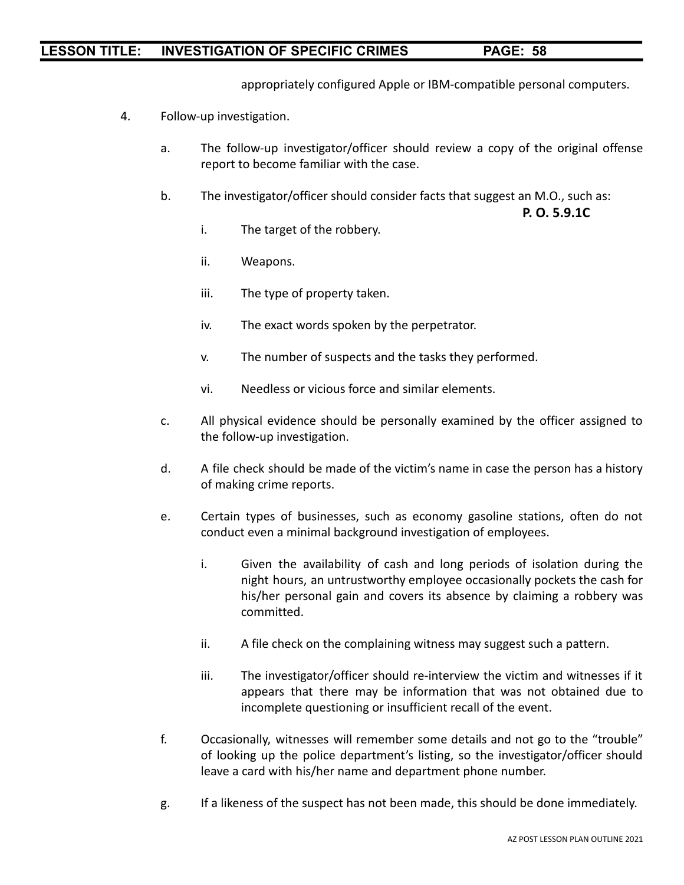appropriately configured Apple or IBM-compatible personal computers.

4. Follow-up investigation.

   a. The follow-up investigator/officer should review a copy of the original offense report to become familiar with the case.

   b. The investigator/officer should consider facts that suggest an M.O., such as: **P. O. 5.9.1C**

      i. The target of the robbery.

      ii. Weapons.

      iii. The type of property taken.

      iv. The exact words spoken by the perpetrator.

      v. The number of suspects and the tasks they performed.

      vi. Needless or vicious force and similar elements.

   c. All physical evidence should be personally examined by the officer assigned to the follow-up investigation.

   d. A file check should be made of the victim's name in case the person has a history of making crime reports.

   e. Certain types of businesses, such as economy gasoline stations, often do not conduct even a minimal background investigation of employees.

      i. Given the availability of cash and long periods of isolation during the night hours, an untrustworthy employee occasionally pockets the cash for his/her personal gain and covers its absence by claiming a robbery was committed.

      ii. A file check on the complaining witness may suggest such a pattern.

      iii. The investigator/officer should re-interview the victim and witnesses if it appears that there may be information that was not obtained due to incomplete questioning or insufficient recall of the event.

   f. Occasionally, witnesses will remember some details and not go to the "trouble" of looking up the police department's listing, so the investigator/officer should leave a card with his/her name and department phone number.

   g. If a likeness of the suspect has not been made, this should be done immediately.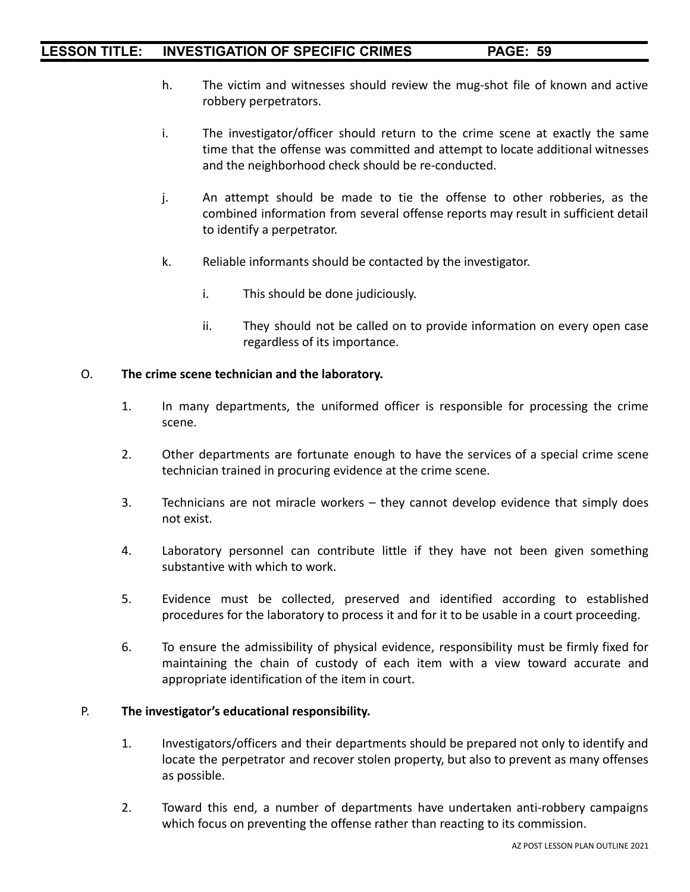h. The victim and witnesses should review the mug-shot file of known and active robbery perpetrators.

i. The investigator/officer should return to the crime scene at exactly the same time that the offense was committed and attempt to locate additional witnesses and the neighborhood check should be re-conducted.

j. An attempt should be made to tie the offense to other robberies, as the combined information from several offense reports may result in sufficient detail to identify a perpetrator.

k. Reliable informants should be contacted by the investigator.

   i. This should be done judiciously.

   ii. They should not be called on to provide information on every open case regardless of its importance.

O. **The crime scene technician and the laboratory.**

1. In many departments, the uniformed officer is responsible for processing the crime scene.

2. Other departments are fortunate enough to have the services of a special crime scene technician trained in procuring evidence at the crime scene.

3. Technicians are not miracle workers – they cannot develop evidence that simply does not exist.

4. Laboratory personnel can contribute little if they have not been given something substantive with which to work.

5. Evidence must be collected, preserved and identified according to established procedures for the laboratory to process it and for it to be usable in a court proceeding.

6. To ensure the admissibility of physical evidence, responsibility must be firmly fixed for maintaining the chain of custody of each item with a view toward accurate and appropriate identification of the item in court.

P. **The investigator's educational responsibility.**

1. Investigators/officers and their departments should be prepared not only to identify and locate the perpetrator and recover stolen property, but also to prevent as many offenses as possible.

2. Toward this end, a number of departments have undertaken anti-robbery campaigns which focus on preventing the offense rather than reacting to its commission.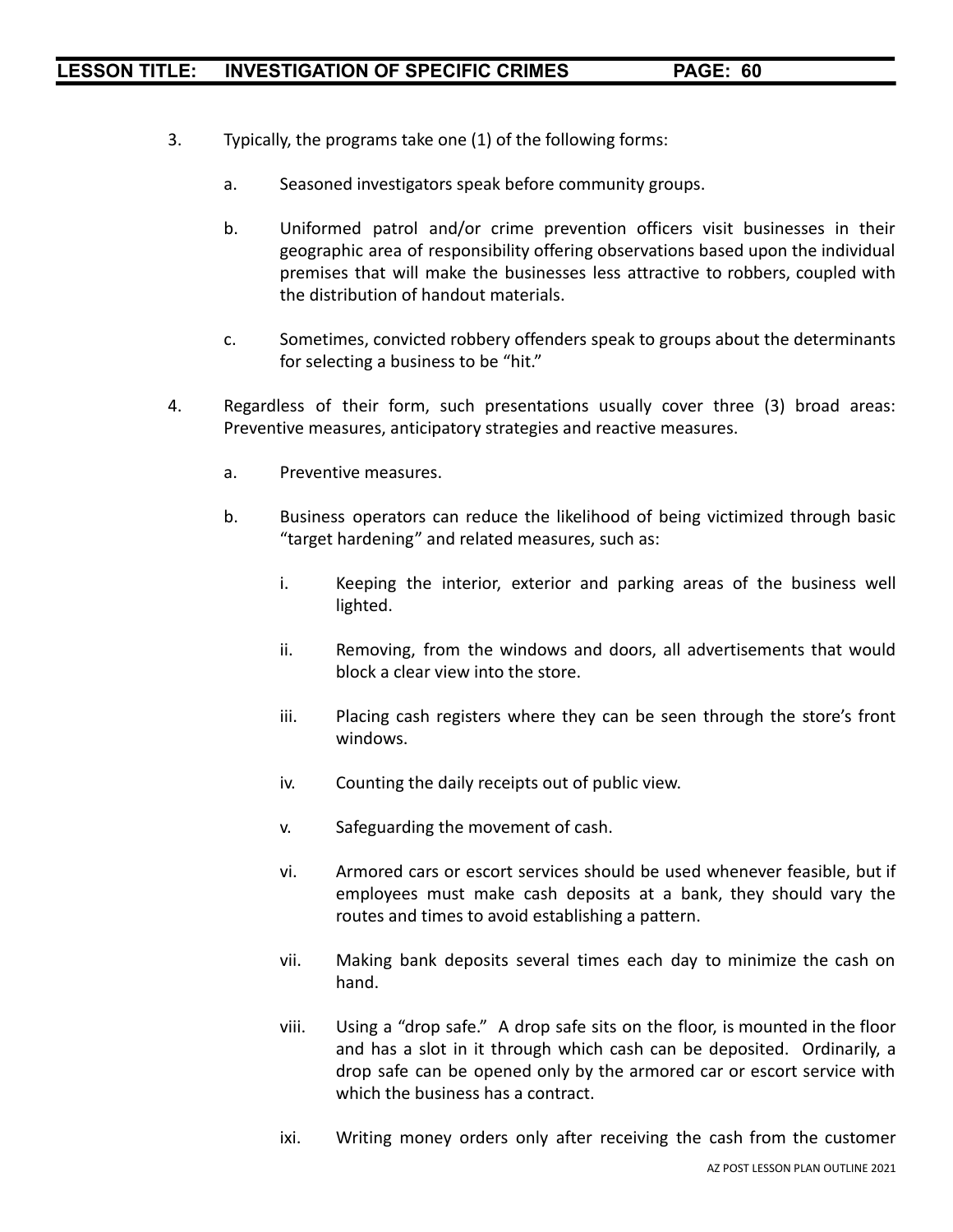3. Typically, the programs take one (1) of the following forms:

    a. Seasoned investigators speak before community groups.

    b. Uniformed patrol and/or crime prevention officers visit businesses in their geographic area of responsibility offering observations based upon the individual premises that will make the businesses less attractive to robbers, coupled with the distribution of handout materials.

    c. Sometimes, convicted robbery offenders speak to groups about the determinants for selecting a business to be "hit."

4. Regardless of their form, such presentations usually cover three (3) broad areas: Preventive measures, anticipatory strategies and reactive measures.

    a. Preventive measures.

    b. Business operators can reduce the likelihood of being victimized through basic "target hardening" and related measures, such as:

        i. Keeping the interior, exterior and parking areas of the business well lighted.

        ii. Removing, from the windows and doors, all advertisements that would block a clear view into the store.

        iii. Placing cash registers where they can be seen through the store's front windows.

        iv. Counting the daily receipts out of public view.

        v. Safeguarding the movement of cash.

        vi. Armored cars or escort services should be used whenever feasible, but if employees must make cash deposits at a bank, they should vary the routes and times to avoid establishing a pattern.

        vii. Making bank deposits several times each day to minimize the cash on hand.

        viii. Using a "drop safe." A drop safe sits on the floor, is mounted in the floor and has a slot in it through which cash can be deposited. Ordinarily, a drop safe can be opened only by the armored car or escort service with which the business has a contract.

        ixi. Writing money orders only after receiving the cash from the customer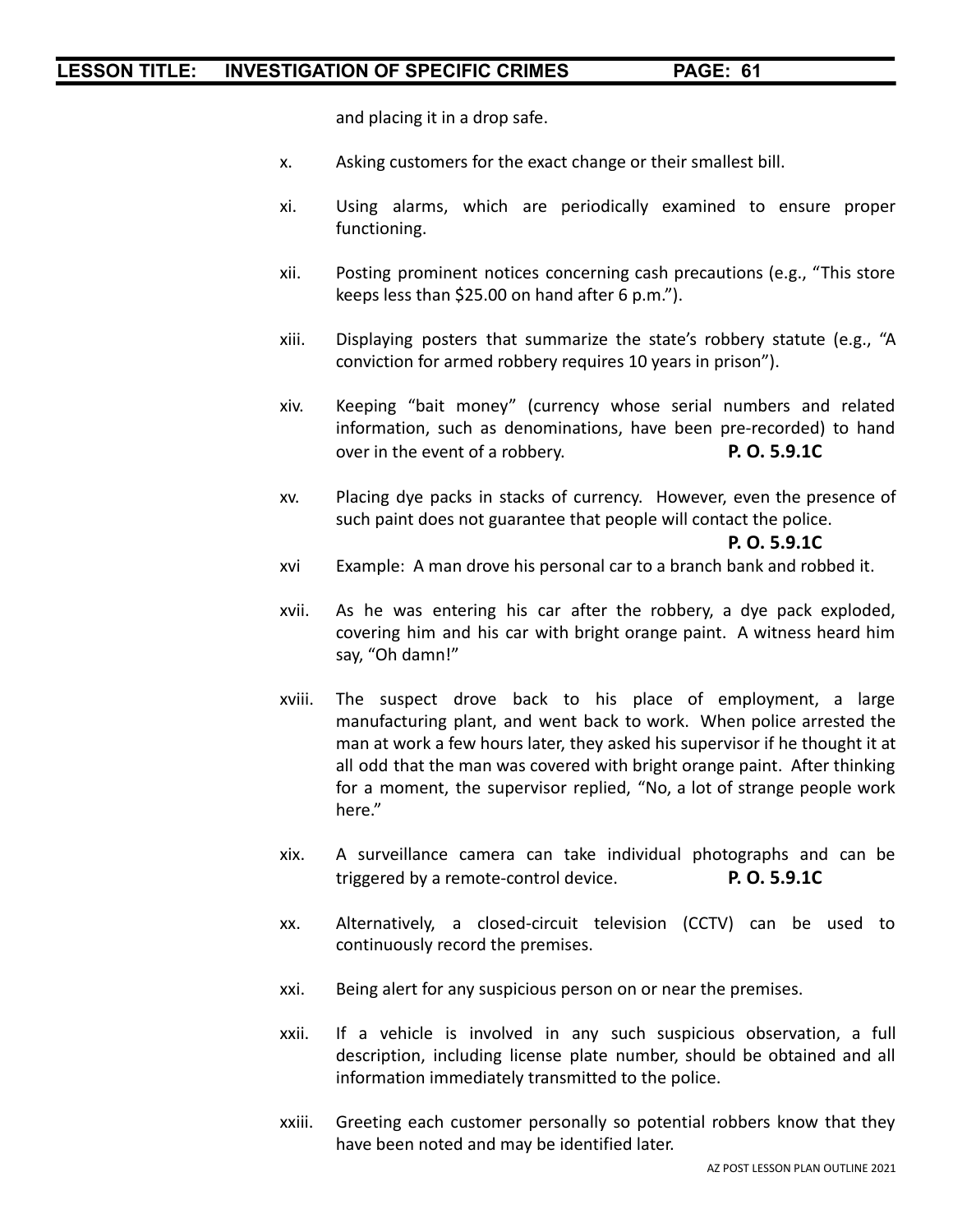and placing it in a drop safe.

x. Asking customers for the exact change or their smallest bill.

xi. Using alarms, which are periodically examined to ensure proper functioning.

xii. Posting prominent notices concerning cash precautions (e.g., "This store keeps less than $25.00 on hand after 6 p.m.").

xiii. Displaying posters that summarize the state's robbery statute (e.g., "A conviction for armed robbery requires 10 years in prison").

xiv. Keeping "bait money" (currency whose serial numbers and related information, such as denominations, have been pre-recorded) to hand over in the event of a robbery. **P. O. 5.9.1C**

xv. Placing dye packs in stacks of currency. However, even the presence of such paint does not guarantee that people will contact the police. **P. O. 5.9.1C**

xvi Example: A man drove his personal car to a branch bank and robbed it.

xvii. As he was entering his car after the robbery, a dye pack exploded, covering him and his car with bright orange paint. A witness heard him say, "Oh damn!"

xviii. The suspect drove back to his place of employment, a large manufacturing plant, and went back to work. When police arrested the man at work a few hours later, they asked his supervisor if he thought it at all odd that the man was covered with bright orange paint. After thinking for a moment, the supervisor replied, "No, a lot of strange people work here."

xix. A surveillance camera can take individual photographs and can be triggered by a remote-control device. **P. O. 5.9.1C**

xx. Alternatively, a closed-circuit television (CCTV) can be used to continuously record the premises.

xxi. Being alert for any suspicious person on or near the premises.

xxii. If a vehicle is involved in any such suspicious observation, a full description, including license plate number, should be obtained and all information immediately transmitted to the police.

xxiii. Greeting each customer personally so potential robbers know that they have been noted and may be identified later.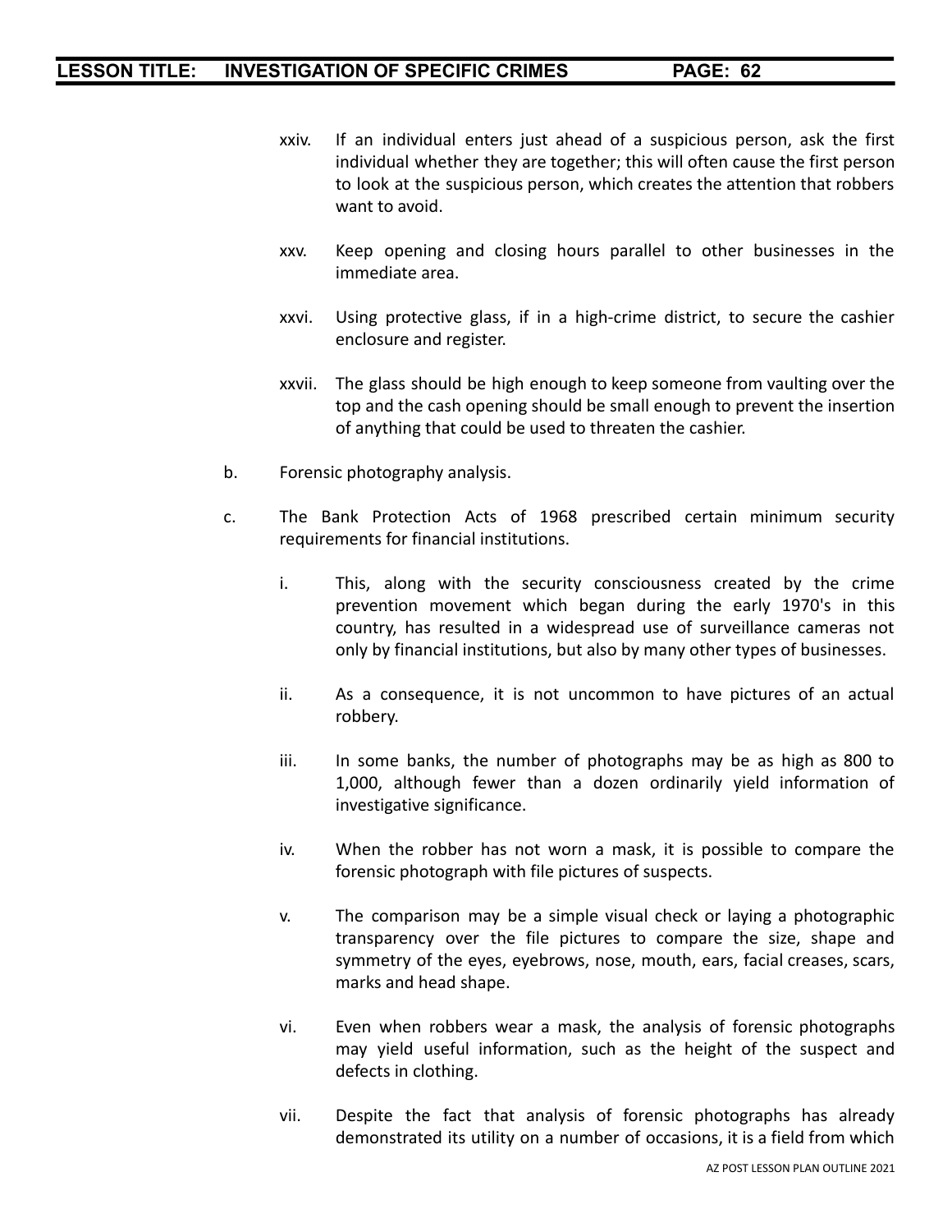xxiv. If an individual enters just ahead of a suspicious person, ask the first individual whether they are together; this will often cause the first person to look at the suspicious person, which creates the attention that robbers want to avoid.

xxv. Keep opening and closing hours parallel to other businesses in the immediate area.

xxvi. Using protective glass, if in a high-crime district, to secure the cashier enclosure and register.

xxvii. The glass should be high enough to keep someone from vaulting over the top and the cash opening should be small enough to prevent the insertion of anything that could be used to threaten the cashier.

b. Forensic photography analysis.

c. The Bank Protection Acts of 1968 prescribed certain minimum security requirements for financial institutions.

i. This, along with the security consciousness created by the crime prevention movement which began during the early 1970's in this country, has resulted in a widespread use of surveillance cameras not only by financial institutions, but also by many other types of businesses.

ii. As a consequence, it is not uncommon to have pictures of an actual robbery.

iii. In some banks, the number of photographs may be as high as 800 to 1,000, although fewer than a dozen ordinarily yield information of investigative significance.

iv. When the robber has not worn a mask, it is possible to compare the forensic photograph with file pictures of suspects.

v. The comparison may be a simple visual check or laying a photographic transparency over the file pictures to compare the size, shape and symmetry of the eyes, eyebrows, nose, mouth, ears, facial creases, scars, marks and head shape.

vi. Even when robbers wear a mask, the analysis of forensic photographs may yield useful information, such as the height of the suspect and defects in clothing.

vii. Despite the fact that analysis of forensic photographs has already demonstrated its utility on a number of occasions, it is a field from which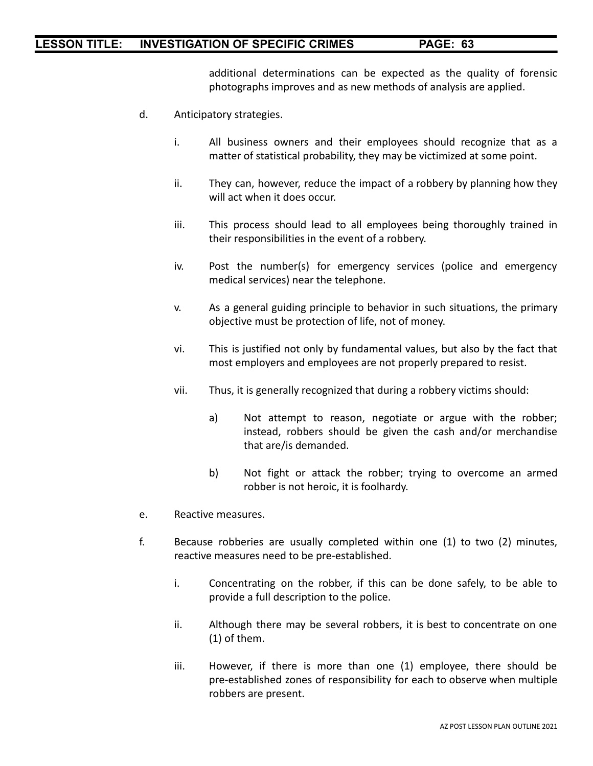additional determinations can be expected as the quality of forensic photographs improves and as new methods of analysis are applied.

d. Anticipatory strategies.

   i. All business owners and their employees should recognize that as a matter of statistical probability, they may be victimized at some point.

   ii. They can, however, reduce the impact of a robbery by planning how they will act when it does occur.

   iii. This process should lead to all employees being thoroughly trained in their responsibilities in the event of a robbery.

   iv. Post the number(s) for emergency services (police and emergency medical services) near the telephone.

   v. As a general guiding principle to behavior in such situations, the primary objective must be protection of life, not of money.

   vi. This is justified not only by fundamental values, but also by the fact that most employers and employees are not properly prepared to resist.

   vii. Thus, it is generally recognized that during a robbery victims should:

      a) Not attempt to reason, negotiate or argue with the robber; instead, robbers should be given the cash and/or merchandise that are/is demanded.

      b) Not fight or attack the robber; trying to overcome an armed robber is not heroic, it is foolhardy.

e. Reactive measures.

f. Because robberies are usually completed within one (1) to two (2) minutes, reactive measures need to be pre-established.

   i. Concentrating on the robber, if this can be done safely, to be able to provide a full description to the police.

   ii. Although there may be several robbers, it is best to concentrate on one (1) of them.

   iii. However, if there is more than one (1) employee, there should be pre-established zones of responsibility for each to observe when multiple robbers are present.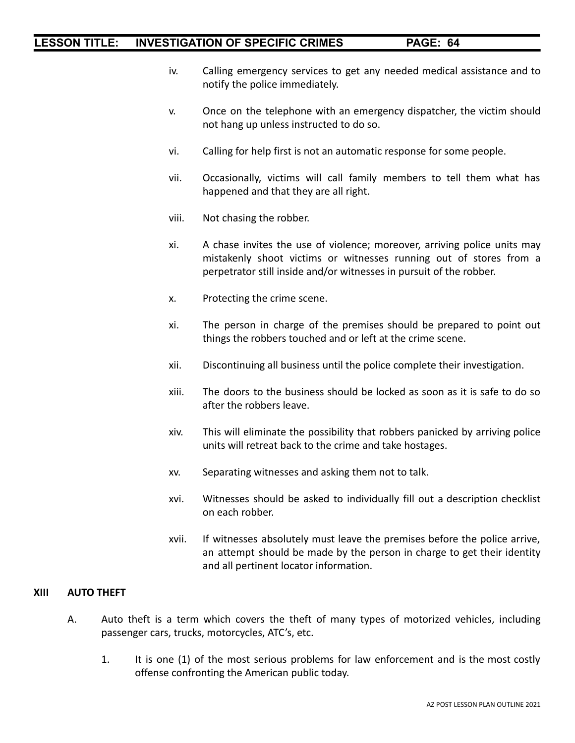iv. Calling emergency services to get any needed medical assistance and to notify the police immediately.

v. Once on the telephone with an emergency dispatcher, the victim should not hang up unless instructed to do so.

vi. Calling for help first is not an automatic response for some people.

vii. Occasionally, victims will call family members to tell them what has happened and that they are all right.

viii. Not chasing the robber.

xi. A chase invites the use of violence; moreover, arriving police units may mistakenly shoot victims or witnesses running out of stores from a perpetrator still inside and/or witnesses in pursuit of the robber.

x. Protecting the crime scene.

xi. The person in charge of the premises should be prepared to point out things the robbers touched and or left at the crime scene.

xii. Discontinuing all business until the police complete their investigation.

xiii. The doors to the business should be locked as soon as it is safe to do so after the robbers leave.

xiv. This will eliminate the possibility that robbers panicked by arriving police units will retreat back to the crime and take hostages.

xv. Separating witnesses and asking them not to talk.

xvi. Witnesses should be asked to individually fill out a description checklist on each robber.

xvii. If witnesses absolutely must leave the premises before the police arrive, an attempt should be made by the person in charge to get their identity and all pertinent locator information.

## XIII AUTO THEFT

A. Auto theft is a term which covers the theft of many types of motorized vehicles, including passenger cars, trucks, motorcycles, ATC's, etc.

1. It is one (1) of the most serious problems for law enforcement and is the most costly offense confronting the American public today.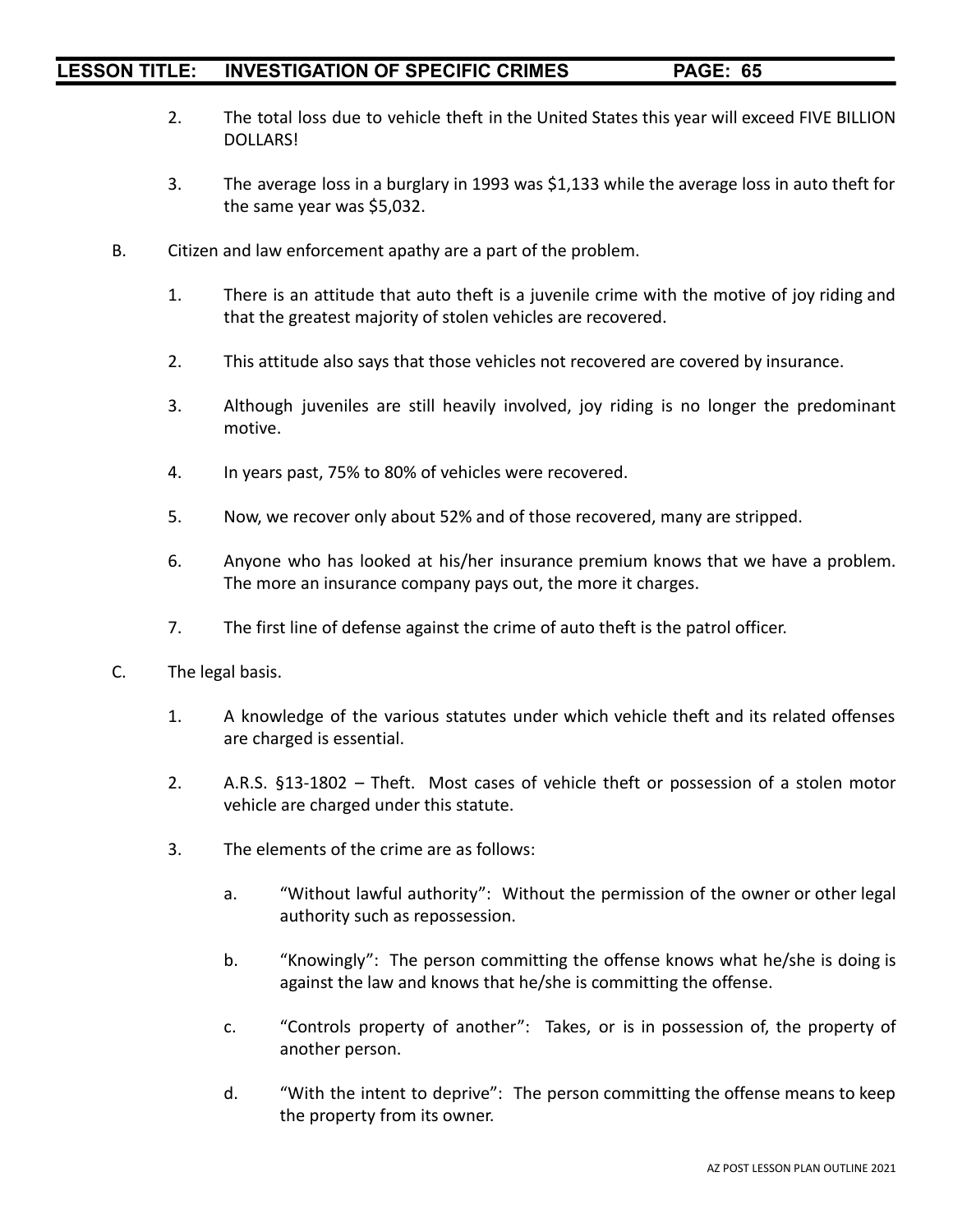2. The total loss due to vehicle theft in the United States this year will exceed FIVE BILLION DOLLARS!

3. The average loss in a burglary in 1993 was $1,133 while the average loss in auto theft for the same year was $5,032.

B. Citizen and law enforcement apathy are a part of the problem.

   1. There is an attitude that auto theft is a juvenile crime with the motive of joy riding and that the greatest majority of stolen vehicles are recovered.

   2. This attitude also says that those vehicles not recovered are covered by insurance.

   3. Although juveniles are still heavily involved, joy riding is no longer the predominant motive.

   4. In years past, 75% to 80% of vehicles were recovered.

   5. Now, we recover only about 52% and of those recovered, many are stripped.

   6. Anyone who has looked at his/her insurance premium knows that we have a problem. The more an insurance company pays out, the more it charges.

   7. The first line of defense against the crime of auto theft is the patrol officer.

C. The legal basis.

   1. A knowledge of the various statutes under which vehicle theft and its related offenses are charged is essential.

   2. A.R.S. §13-1802 – Theft. Most cases of vehicle theft or possession of a stolen motor vehicle are charged under this statute.

   3. The elements of the crime are as follows:

      a. "Without lawful authority": Without the permission of the owner or other legal authority such as repossession.

      b. "Knowingly": The person committing the offense knows what he/she is doing is against the law and knows that he/she is committing the offense.

      c. "Controls property of another": Takes, or is in possession of, the property of another person.

      d. "With the intent to deprive": The person committing the offense means to keep the property from its owner.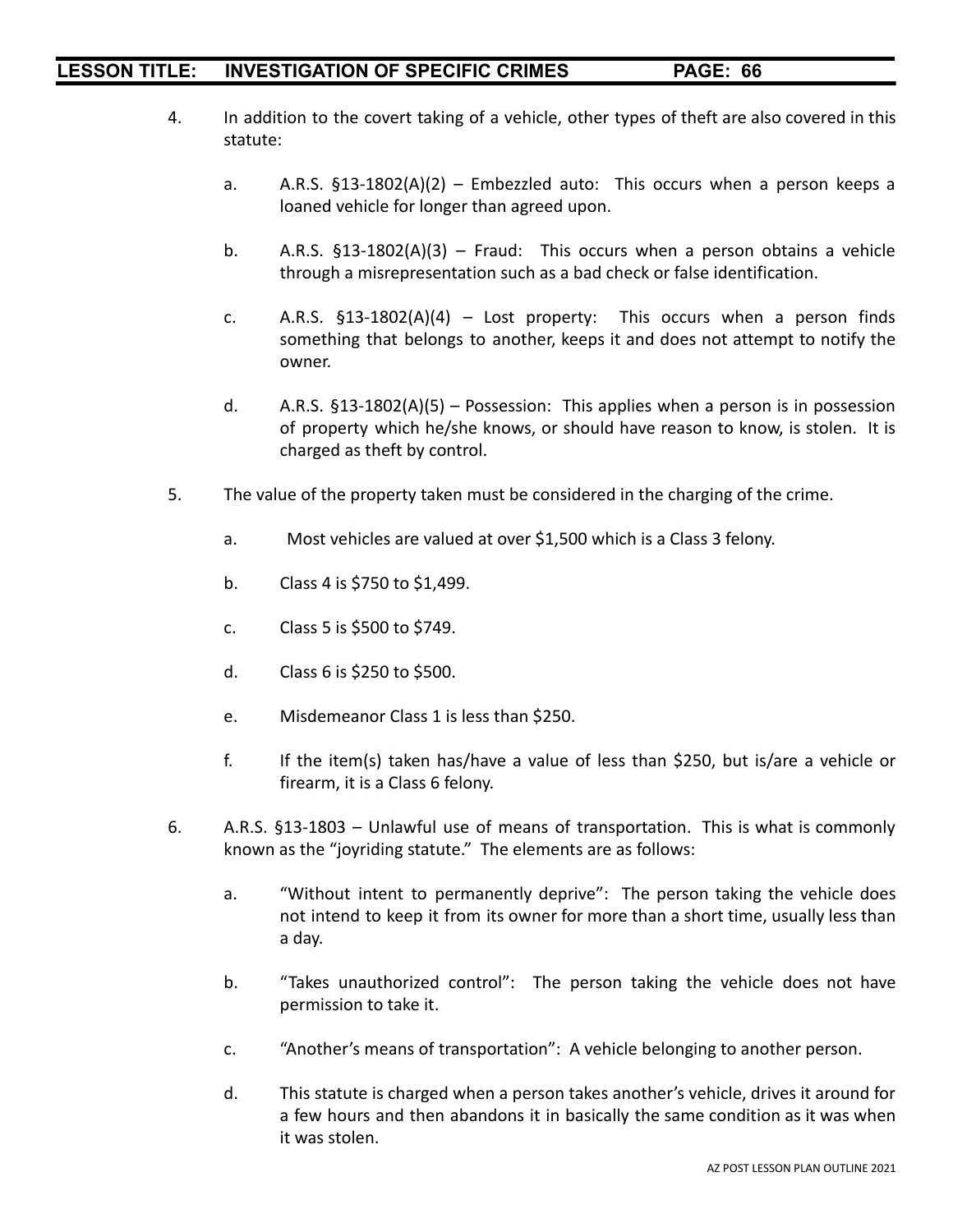4. In addition to the covert taking of a vehicle, other types of theft are also covered in this statute:

   a. A.R.S. §13-1802(A)(2) – Embezzled auto: This occurs when a person keeps a loaned vehicle for longer than agreed upon.

   b. A.R.S. §13-1802(A)(3) – Fraud: This occurs when a person obtains a vehicle through a misrepresentation such as a bad check or false identification.

   c. A.R.S. §13-1802(A)(4) – Lost property: This occurs when a person finds something that belongs to another, keeps it and does not attempt to notify the owner.

   d. A.R.S. §13-1802(A)(5) – Possession: This applies when a person is in possession of property which he/she knows, or should have reason to know, is stolen. It is charged as theft by control.

5. The value of the property taken must be considered in the charging of the crime.

   a. Most vehicles are valued at over $1,500 which is a Class 3 felony.

   b. Class 4 is $750 to $1,499.

   c. Class 5 is $500 to $749.

   d. Class 6 is $250 to $500.

   e. Misdemeanor Class 1 is less than $250.

   f. If the item(s) taken has/have a value of less than $250, but is/are a vehicle or firearm, it is a Class 6 felony.

6. A.R.S. §13-1803 – Unlawful use of means of transportation. This is what is commonly known as the "joyriding statute." The elements are as follows:

   a. "Without intent to permanently deprive": The person taking the vehicle does not intend to keep it from its owner for more than a short time, usually less than a day.

   b. "Takes unauthorized control": The person taking the vehicle does not have permission to take it.

   c. "Another's means of transportation": A vehicle belonging to another person.

   d. This statute is charged when a person takes another's vehicle, drives it around for a few hours and then abandons it in basically the same condition as it was when it was stolen.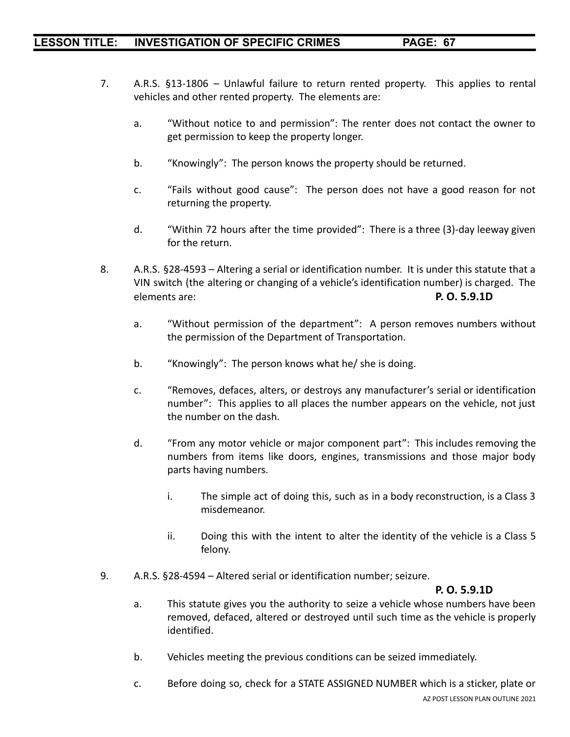7. A.R.S. §13-1806 – Unlawful failure to return rented property. This applies to rental vehicles and other rented property. The elements are:

   a. "Without notice to and permission": The renter does not contact the owner to get permission to keep the property longer.

   b. "Knowingly": The person knows the property should be returned.

   c. "Fails without good cause": The person does not have a good reason for not returning the property.

   d. "Within 72 hours after the time provided": There is a three (3)-day leeway given for the return.

8. A.R.S. §28-4593 – Altering a serial or identification number. It is under this statute that a VIN switch (the altering or changing of a vehicle's identification number) is charged. The elements are: **P. O. 5.9.1D**

   a. "Without permission of the department": A person removes numbers without the permission of the Department of Transportation.

   b. "Knowingly": The person knows what he/ she is doing.

   c. "Removes, defaces, alters, or destroys any manufacturer's serial or identification number": This applies to all places the number appears on the vehicle, not just the number on the dash.

   d. "From any motor vehicle or major component part": This includes removing the numbers from items like doors, engines, transmissions and those major body parts having numbers.

      i. The simple act of doing this, such as in a body reconstruction, is a Class 3 misdemeanor.

      ii. Doing this with the intent to alter the identity of the vehicle is a Class 5 felony.

9. A.R.S. §28-4594 – Altered serial or identification number; seizure. **P. O. 5.9.1D**

   a. This statute gives you the authority to seize a vehicle whose numbers have been removed, defaced, altered or destroyed until such time as the vehicle is properly identified.

   b. Vehicles meeting the previous conditions can be seized immediately.

   c. Before doing so, check for a STATE ASSIGNED NUMBER which is a sticker, plate or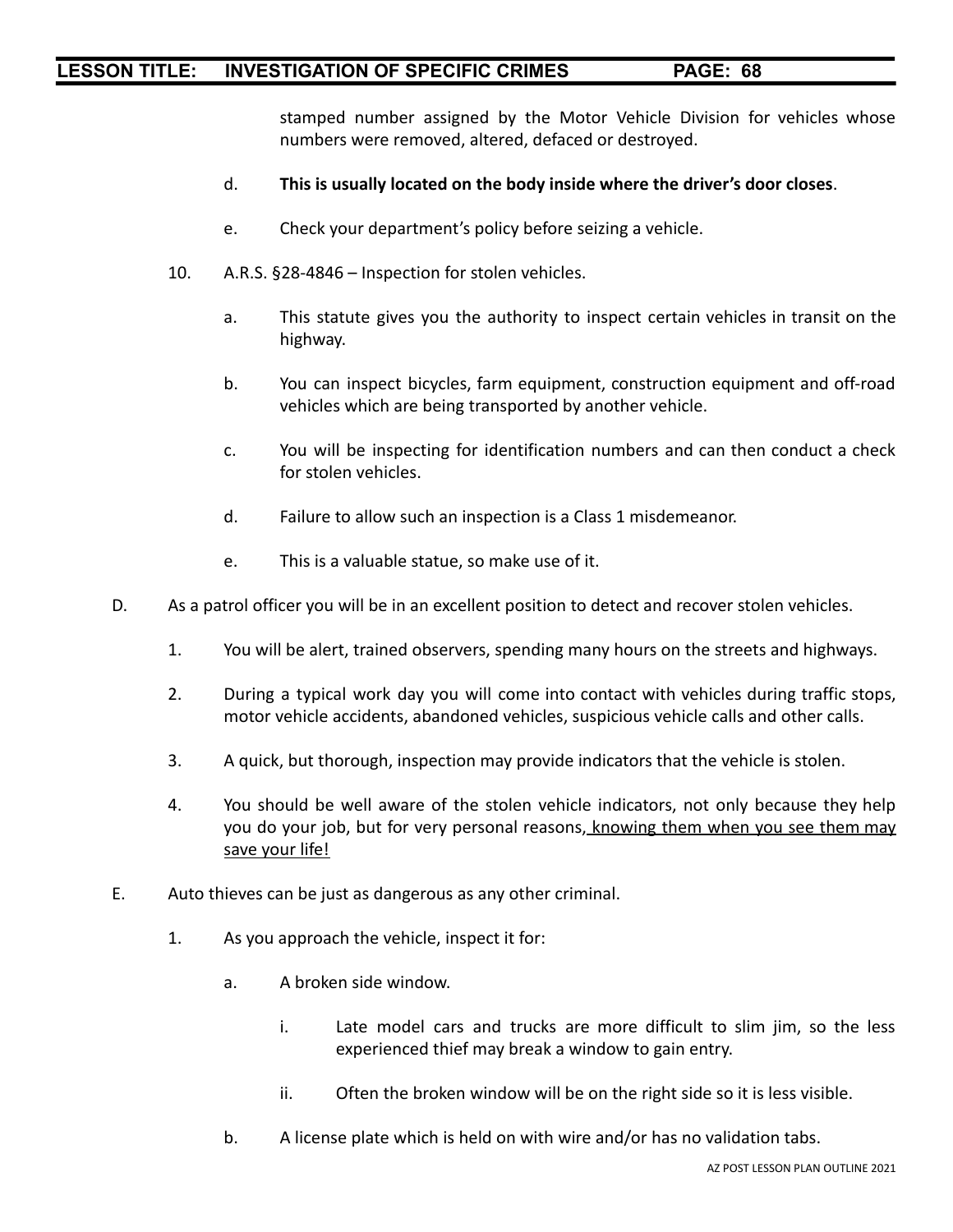stamped number assigned by the Motor Vehicle Division for vehicles whose numbers were removed, altered, defaced or destroyed.

   d. **This is usually located on the body inside where the driver's door closes**.

   e. Check your department's policy before seizing a vehicle.

10. A.R.S. §28-4846 – Inspection for stolen vehicles.

   a. This statute gives you the authority to inspect certain vehicles in transit on the highway.

   b. You can inspect bicycles, farm equipment, construction equipment and off-road vehicles which are being transported by another vehicle.

   c. You will be inspecting for identification numbers and can then conduct a check for stolen vehicles.

   d. Failure to allow such an inspection is a Class 1 misdemeanor.

   e. This is a valuable statue, so make use of it.

D. As a patrol officer you will be in an excellent position to detect and recover stolen vehicles.

   1. You will be alert, trained observers, spending many hours on the streets and highways.

   2. During a typical work day you will come into contact with vehicles during traffic stops, motor vehicle accidents, abandoned vehicles, suspicious vehicle calls and other calls.

   3. A quick, but thorough, inspection may provide indicators that the vehicle is stolen.

   4. You should be well aware of the stolen vehicle indicators, not only because they help you do your job, but for very personal reasons, <u>knowing them when you see them may save your life!</u>

E. Auto thieves can be just as dangerous as any other criminal.

   1. As you approach the vehicle, inspect it for:

      a. A broken side window.

         i. Late model cars and trucks are more difficult to slim jim, so the less experienced thief may break a window to gain entry.

         ii. Often the broken window will be on the right side so it is less visible.

      b. A license plate which is held on with wire and/or has no validation tabs.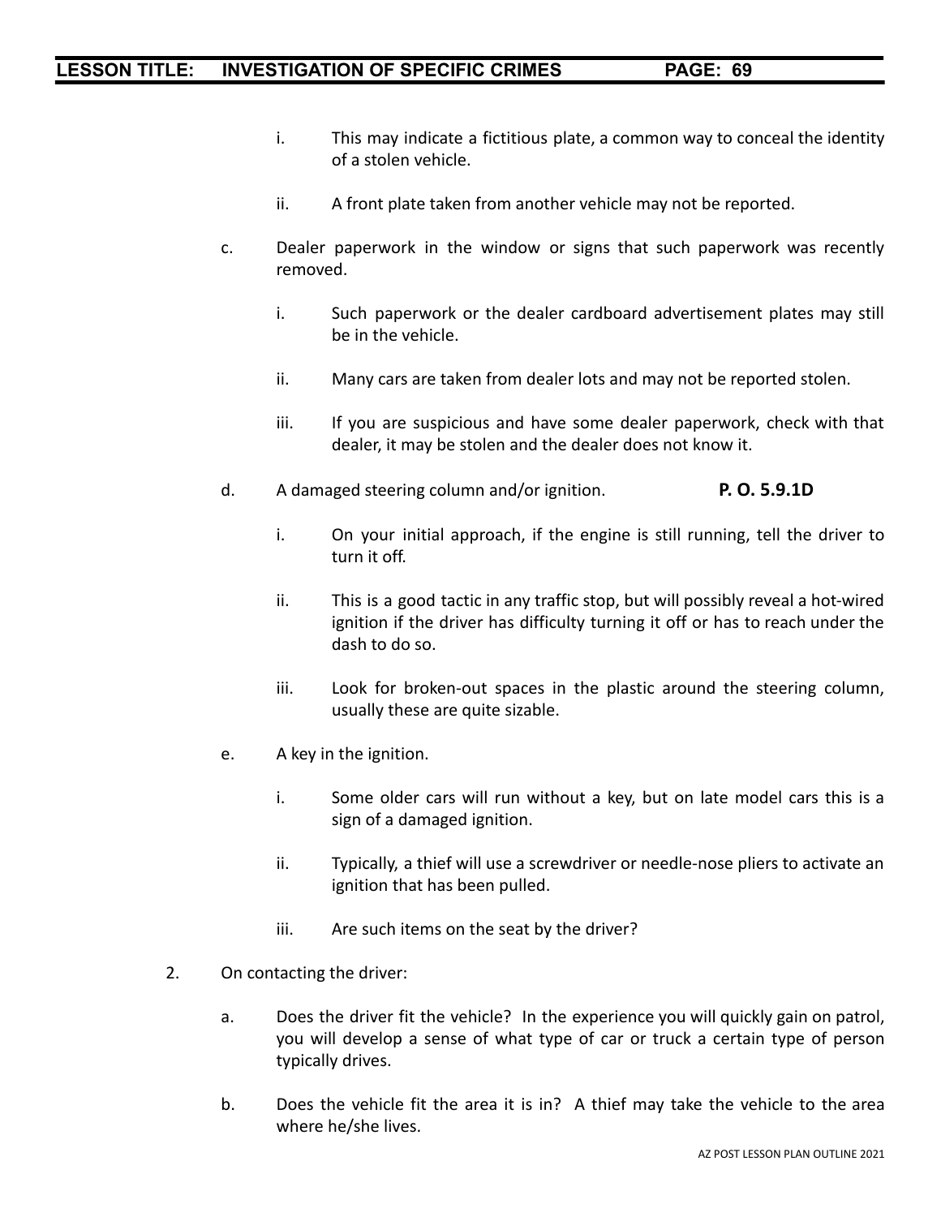i. This may indicate a fictitious plate, a common way to conceal the identity of a stolen vehicle.

ii. A front plate taken from another vehicle may not be reported.

c. Dealer paperwork in the window or signs that such paperwork was recently removed.

i. Such paperwork or the dealer cardboard advertisement plates may still be in the vehicle.

ii. Many cars are taken from dealer lots and may not be reported stolen.

iii. If you are suspicious and have some dealer paperwork, check with that dealer, it may be stolen and the dealer does not know it.

d. A damaged steering column and/or ignition. **P. O. 5.9.1D**

i. On your initial approach, if the engine is still running, tell the driver to turn it off.

ii. This is a good tactic in any traffic stop, but will possibly reveal a hot-wired ignition if the driver has difficulty turning it off or has to reach under the dash to do so.

iii. Look for broken-out spaces in the plastic around the steering column, usually these are quite sizable.

e. A key in the ignition.

i. Some older cars will run without a key, but on late model cars this is a sign of a damaged ignition.

ii. Typically, a thief will use a screwdriver or needle-nose pliers to activate an ignition that has been pulled.

iii. Are such items on the seat by the driver?

2. On contacting the driver:

a. Does the driver fit the vehicle? In the experience you will quickly gain on patrol, you will develop a sense of what type of car or truck a certain type of person typically drives.

b. Does the vehicle fit the area it is in? A thief may take the vehicle to the area where he/she lives.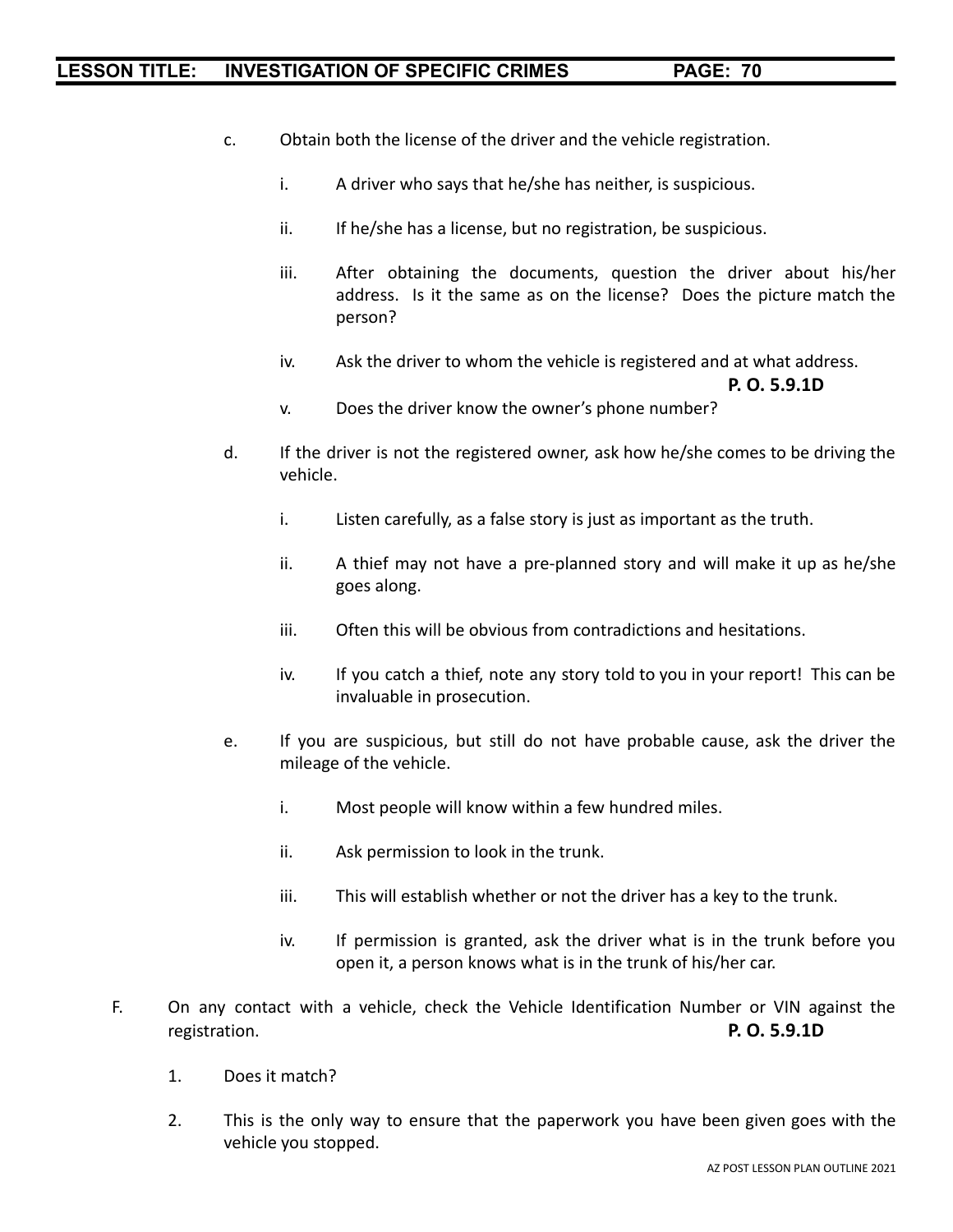c. Obtain both the license of the driver and the vehicle registration.

   i. A driver who says that he/she has neither, is suspicious.

   ii. If he/she has a license, but no registration, be suspicious.

   iii. After obtaining the documents, question the driver about his/her address. Is it the same as on the license? Does the picture match the person?

   iv. Ask the driver to whom the vehicle is registered and at what address. **P. O. 5.9.1D**

   v. Does the driver know the owner's phone number?

d. If the driver is not the registered owner, ask how he/she comes to be driving the vehicle.

   i. Listen carefully, as a false story is just as important as the truth.

   ii. A thief may not have a pre-planned story and will make it up as he/she goes along.

   iii. Often this will be obvious from contradictions and hesitations.

   iv. If you catch a thief, note any story told to you in your report! This can be invaluable in prosecution.

e. If you are suspicious, but still do not have probable cause, ask the driver the mileage of the vehicle.

   i. Most people will know within a few hundred miles.

   ii. Ask permission to look in the trunk.

   iii. This will establish whether or not the driver has a key to the trunk.

   iv. If permission is granted, ask the driver what is in the trunk before you open it, a person knows what is in the trunk of his/her car.

F. On any contact with a vehicle, check the Vehicle Identification Number or VIN against the registration. **P. O. 5.9.1D**

   1. Does it match?

   2. This is the only way to ensure that the paperwork you have been given goes with the vehicle you stopped.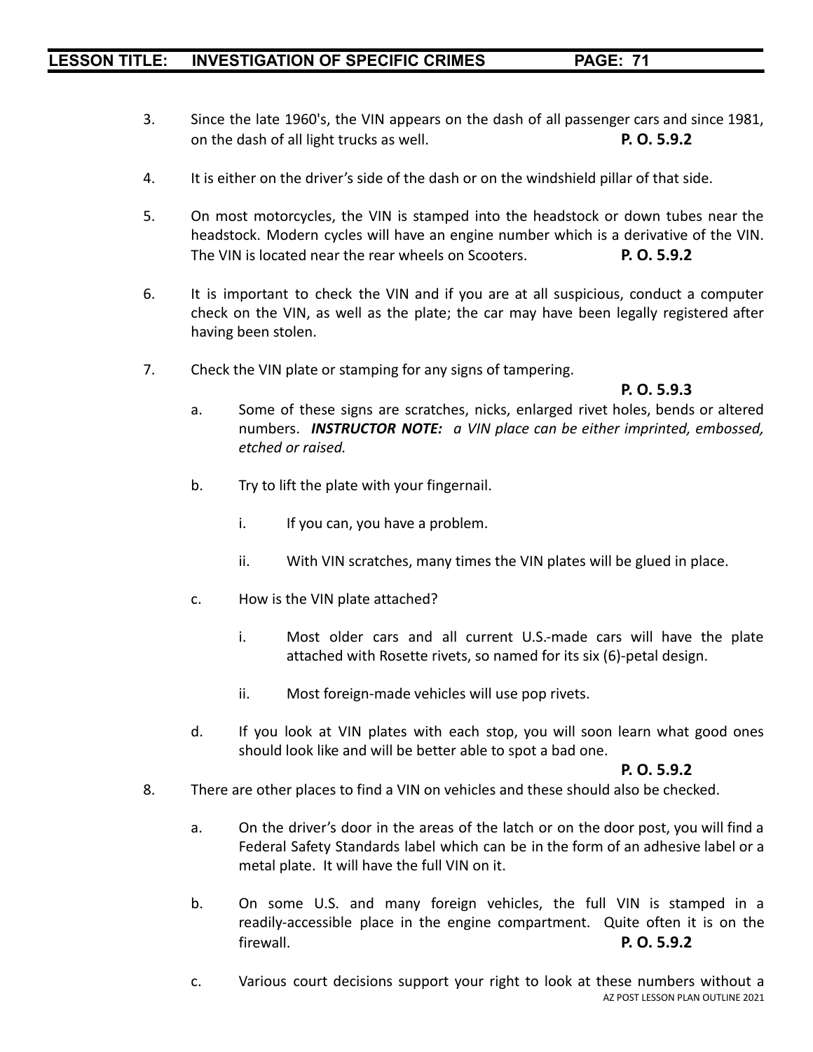3. Since the late 1960's, the VIN appears on the dash of all passenger cars and since 1981, on the dash of all light trucks as well. **P. O. 5.9.2**

4. It is either on the driver's side of the dash or on the windshield pillar of that side.

5. On most motorcycles, the VIN is stamped into the headstock or down tubes near the headstock. Modern cycles will have an engine number which is a derivative of the VIN. The VIN is located near the rear wheels on Scooters. **P. O. 5.9.2**

6. It is important to check the VIN and if you are at all suspicious, conduct a computer check on the VIN, as well as the plate; the car may have been legally registered after having been stolen.

7. Check the VIN plate or stamping for any signs of tampering. **P. O. 5.9.3**

   a. Some of these signs are scratches, nicks, enlarged rivet holes, bends or altered numbers. ***INSTRUCTOR NOTE:*** *a VIN place can be either imprinted, embossed, etched or raised.*

   b. Try to lift the plate with your fingernail.

      i. If you can, you have a problem.

      ii. With VIN scratches, many times the VIN plates will be glued in place.

   c. How is the VIN plate attached?

      i. Most older cars and all current U.S.-made cars will have the plate attached with Rosette rivets, so named for its six (6)-petal design.

      ii. Most foreign-made vehicles will use pop rivets.

   d. If you look at VIN plates with each stop, you will soon learn what good ones should look like and will be better able to spot a bad one. **P. O. 5.9.2**

8. There are other places to find a VIN on vehicles and these should also be checked.

   a. On the driver's door in the areas of the latch or on the door post, you will find a Federal Safety Standards label which can be in the form of an adhesive label or a metal plate. It will have the full VIN on it.

   b. On some U.S. and many foreign vehicles, the full VIN is stamped in a readily-accessible place in the engine compartment. Quite often it is on the firewall. **P. O. 5.9.2**

   c. Various court decisions support your right to look at these numbers without a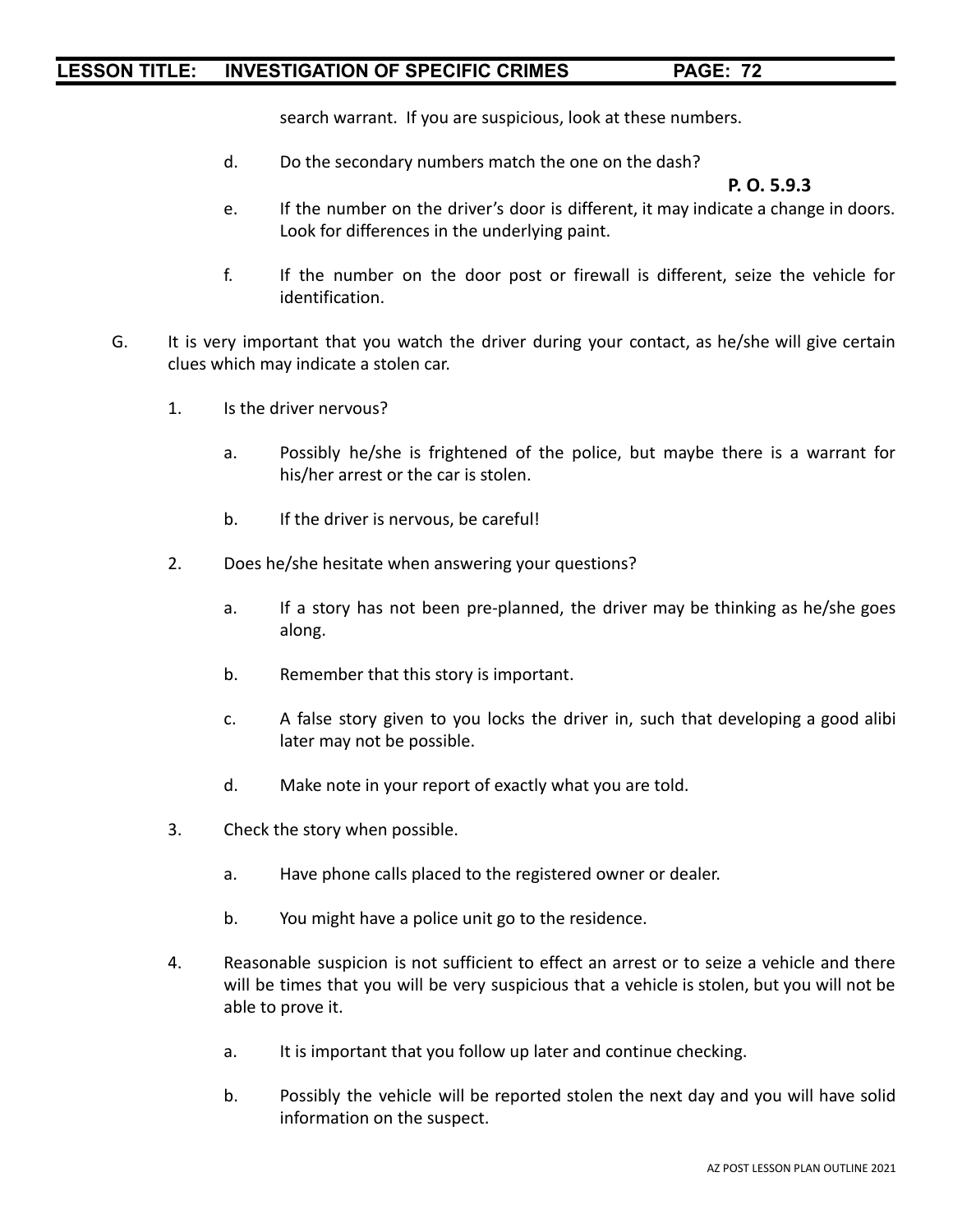search warrant. If you are suspicious, look at these numbers.

d. Do the secondary numbers match the one on the dash?

**P. O. 5.9.3**

e. If the number on the driver's door is different, it may indicate a change in doors. Look for differences in the underlying paint.

f. If the number on the door post or firewall is different, seize the vehicle for identification.

G. It is very important that you watch the driver during your contact, as he/she will give certain clues which may indicate a stolen car.

1. Is the driver nervous?

   a. Possibly he/she is frightened of the police, but maybe there is a warrant for his/her arrest or the car is stolen.

   b. If the driver is nervous, be careful!

2. Does he/she hesitate when answering your questions?

   a. If a story has not been pre-planned, the driver may be thinking as he/she goes along.

   b. Remember that this story is important.

   c. A false story given to you locks the driver in, such that developing a good alibi later may not be possible.

   d. Make note in your report of exactly what you are told.

3. Check the story when possible.

   a. Have phone calls placed to the registered owner or dealer.

   b. You might have a police unit go to the residence.

4. Reasonable suspicion is not sufficient to effect an arrest or to seize a vehicle and there will be times that you will be very suspicious that a vehicle is stolen, but you will not be able to prove it.

   a. It is important that you follow up later and continue checking.

   b. Possibly the vehicle will be reported stolen the next day and you will have solid information on the suspect.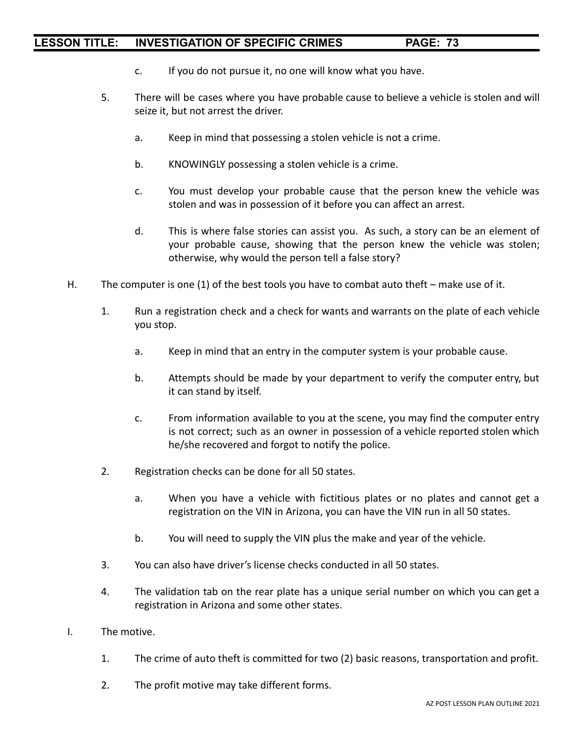c. If you do not pursue it, no one will know what you have.

5. There will be cases where you have probable cause to believe a vehicle is stolen and will seize it, but not arrest the driver.

   a. Keep in mind that possessing a stolen vehicle is not a crime.

   b. KNOWINGLY possessing a stolen vehicle is a crime.

   c. You must develop your probable cause that the person knew the vehicle was stolen and was in possession of it before you can affect an arrest.

   d. This is where false stories can assist you. As such, a story can be an element of your probable cause, showing that the person knew the vehicle was stolen; otherwise, why would the person tell a false story?

H. The computer is one (1) of the best tools you have to combat auto theft – make use of it.

1. Run a registration check and a check for wants and warrants on the plate of each vehicle you stop.

   a. Keep in mind that an entry in the computer system is your probable cause.

   b. Attempts should be made by your department to verify the computer entry, but it can stand by itself.

   c. From information available to you at the scene, you may find the computer entry is not correct; such as an owner in possession of a vehicle reported stolen which he/she recovered and forgot to notify the police.

2. Registration checks can be done for all 50 states.

   a. When you have a vehicle with fictitious plates or no plates and cannot get a registration on the VIN in Arizona, you can have the VIN run in all 50 states.

   b. You will need to supply the VIN plus the make and year of the vehicle.

3. You can also have driver's license checks conducted in all 50 states.

4. The validation tab on the rear plate has a unique serial number on which you can get a registration in Arizona and some other states.

I. The motive.

1. The crime of auto theft is committed for two (2) basic reasons, transportation and profit.

2. The profit motive may take different forms.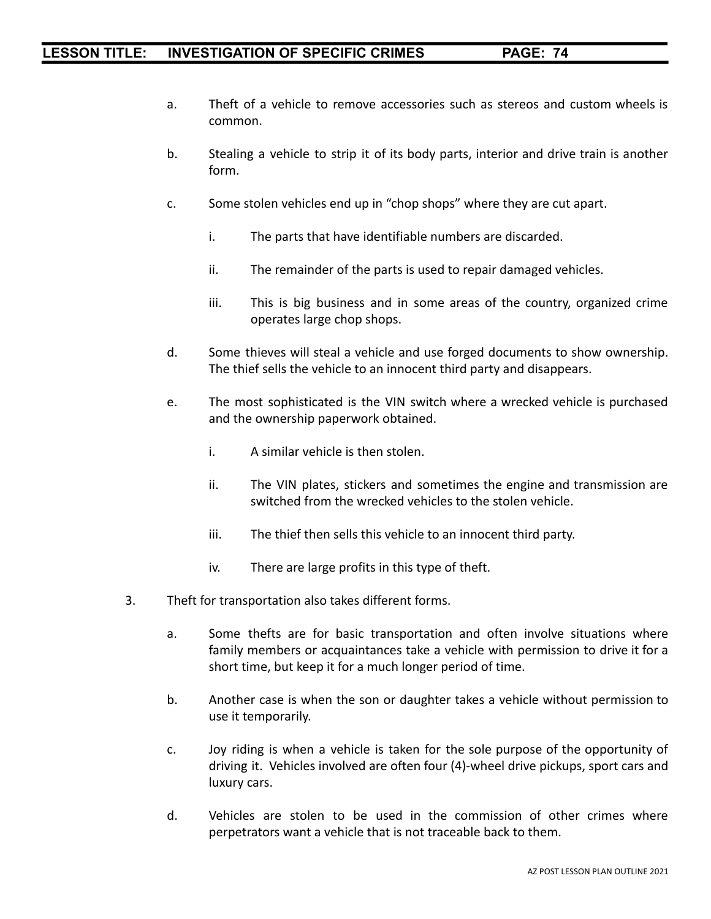a. Theft of a vehicle to remove accessories such as stereos and custom wheels is common.

b. Stealing a vehicle to strip it of its body parts, interior and drive train is another form.

c. Some stolen vehicles end up in "chop shops" where they are cut apart.

   i. The parts that have identifiable numbers are discarded.

   ii. The remainder of the parts is used to repair damaged vehicles.

   iii. This is big business and in some areas of the country, organized crime operates large chop shops.

d. Some thieves will steal a vehicle and use forged documents to show ownership. The thief sells the vehicle to an innocent third party and disappears.

e. The most sophisticated is the VIN switch where a wrecked vehicle is purchased and the ownership paperwork obtained.

   i. A similar vehicle is then stolen.

   ii. The VIN plates, stickers and sometimes the engine and transmission are switched from the wrecked vehicles to the stolen vehicle.

   iii. The thief then sells this vehicle to an innocent third party.

   iv. There are large profits in this type of theft.

3. Theft for transportation also takes different forms.

   a. Some thefts are for basic transportation and often involve situations where family members or acquaintances take a vehicle with permission to drive it for a short time, but keep it for a much longer period of time.

   b. Another case is when the son or daughter takes a vehicle without permission to use it temporarily.

   c. Joy riding is when a vehicle is taken for the sole purpose of the opportunity of driving it. Vehicles involved are often four (4)-wheel drive pickups, sport cars and luxury cars.

   d. Vehicles are stolen to be used in the commission of other crimes where perpetrators want a vehicle that is not traceable back to them.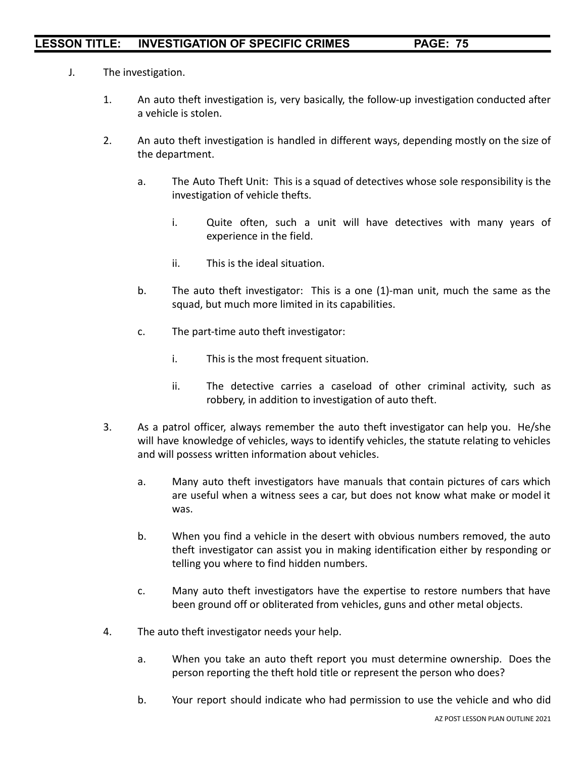J. The investigation.

1. An auto theft investigation is, very basically, the follow-up investigation conducted after a vehicle is stolen.

2. An auto theft investigation is handled in different ways, depending mostly on the size of the department.

   a. The Auto Theft Unit: This is a squad of detectives whose sole responsibility is the investigation of vehicle thefts.

      i. Quite often, such a unit will have detectives with many years of experience in the field.

      ii. This is the ideal situation.

   b. The auto theft investigator: This is a one (1)-man unit, much the same as the squad, but much more limited in its capabilities.

   c. The part-time auto theft investigator:

      i. This is the most frequent situation.

      ii. The detective carries a caseload of other criminal activity, such as robbery, in addition to investigation of auto theft.

3. As a patrol officer, always remember the auto theft investigator can help you. He/she will have knowledge of vehicles, ways to identify vehicles, the statute relating to vehicles and will possess written information about vehicles.

   a. Many auto theft investigators have manuals that contain pictures of cars which are useful when a witness sees a car, but does not know what make or model it was.

   b. When you find a vehicle in the desert with obvious numbers removed, the auto theft investigator can assist you in making identification either by responding or telling you where to find hidden numbers.

   c. Many auto theft investigators have the expertise to restore numbers that have been ground off or obliterated from vehicles, guns and other metal objects.

4. The auto theft investigator needs your help.

   a. When you take an auto theft report you must determine ownership. Does the person reporting the theft hold title or represent the person who does?

   b. Your report should indicate who had permission to use the vehicle and who did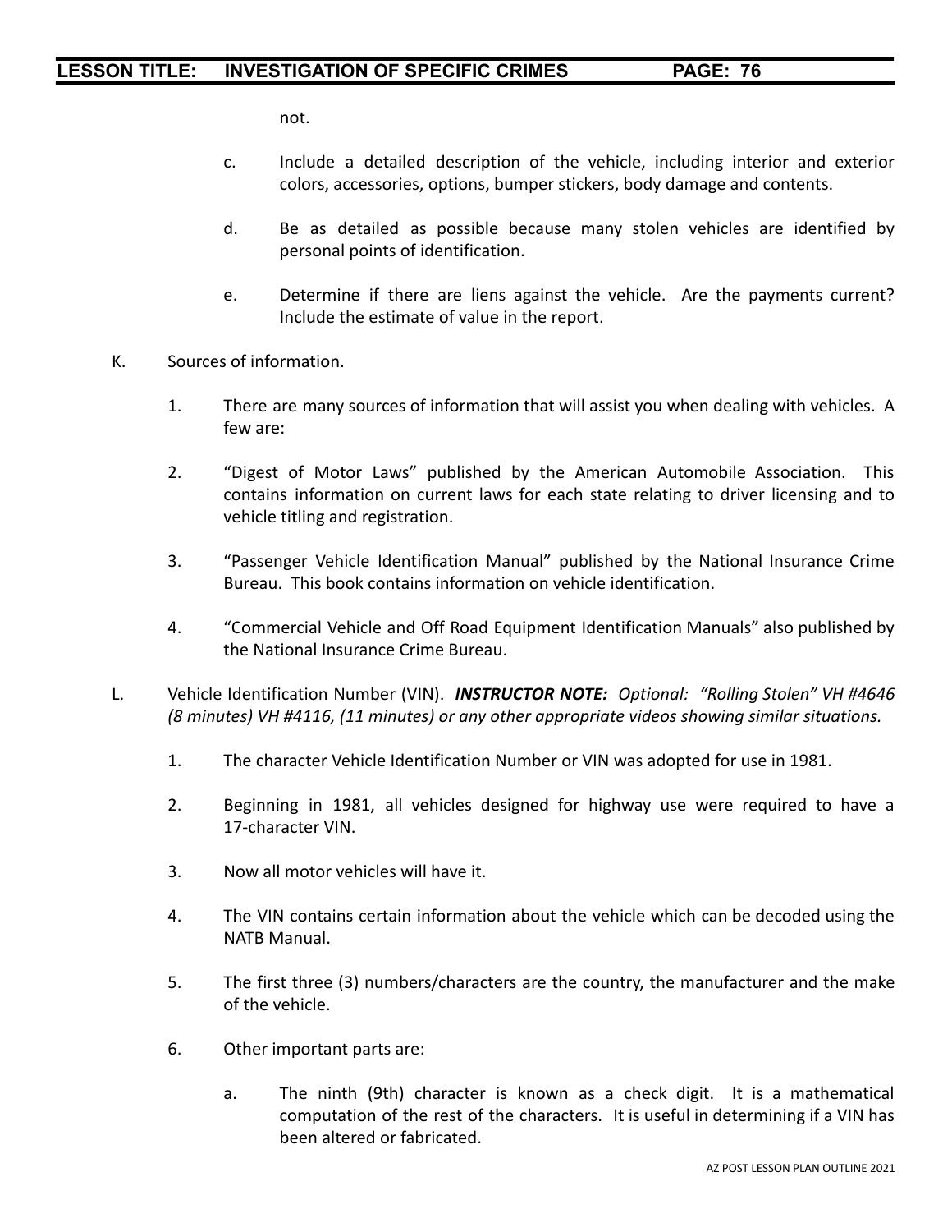not.

c. Include a detailed description of the vehicle, including interior and exterior colors, accessories, options, bumper stickers, body damage and contents.

d. Be as detailed as possible because many stolen vehicles are identified by personal points of identification.

e. Determine if there are liens against the vehicle. Are the payments current? Include the estimate of value in the report.

K. Sources of information.

1. There are many sources of information that will assist you when dealing with vehicles. A few are:

2. "Digest of Motor Laws" published by the American Automobile Association. This contains information on current laws for each state relating to driver licensing and to vehicle titling and registration.

3. "Passenger Vehicle Identification Manual" published by the National Insurance Crime Bureau. This book contains information on vehicle identification.

4. "Commercial Vehicle and Off Road Equipment Identification Manuals" also published by the National Insurance Crime Bureau.

L. Vehicle Identification Number (VIN). ***INSTRUCTOR NOTE:*** *Optional: "Rolling Stolen" VH #4646 (8 minutes) VH #4116, (11 minutes) or any other appropriate videos showing similar situations.*

1. The character Vehicle Identification Number or VIN was adopted for use in 1981.

2. Beginning in 1981, all vehicles designed for highway use were required to have a 17-character VIN.

3. Now all motor vehicles will have it.

4. The VIN contains certain information about the vehicle which can be decoded using the NATB Manual.

5. The first three (3) numbers/characters are the country, the manufacturer and the make of the vehicle.

6. Other important parts are:

a. The ninth (9th) character is known as a check digit. It is a mathematical computation of the rest of the characters. It is useful in determining if a VIN has been altered or fabricated.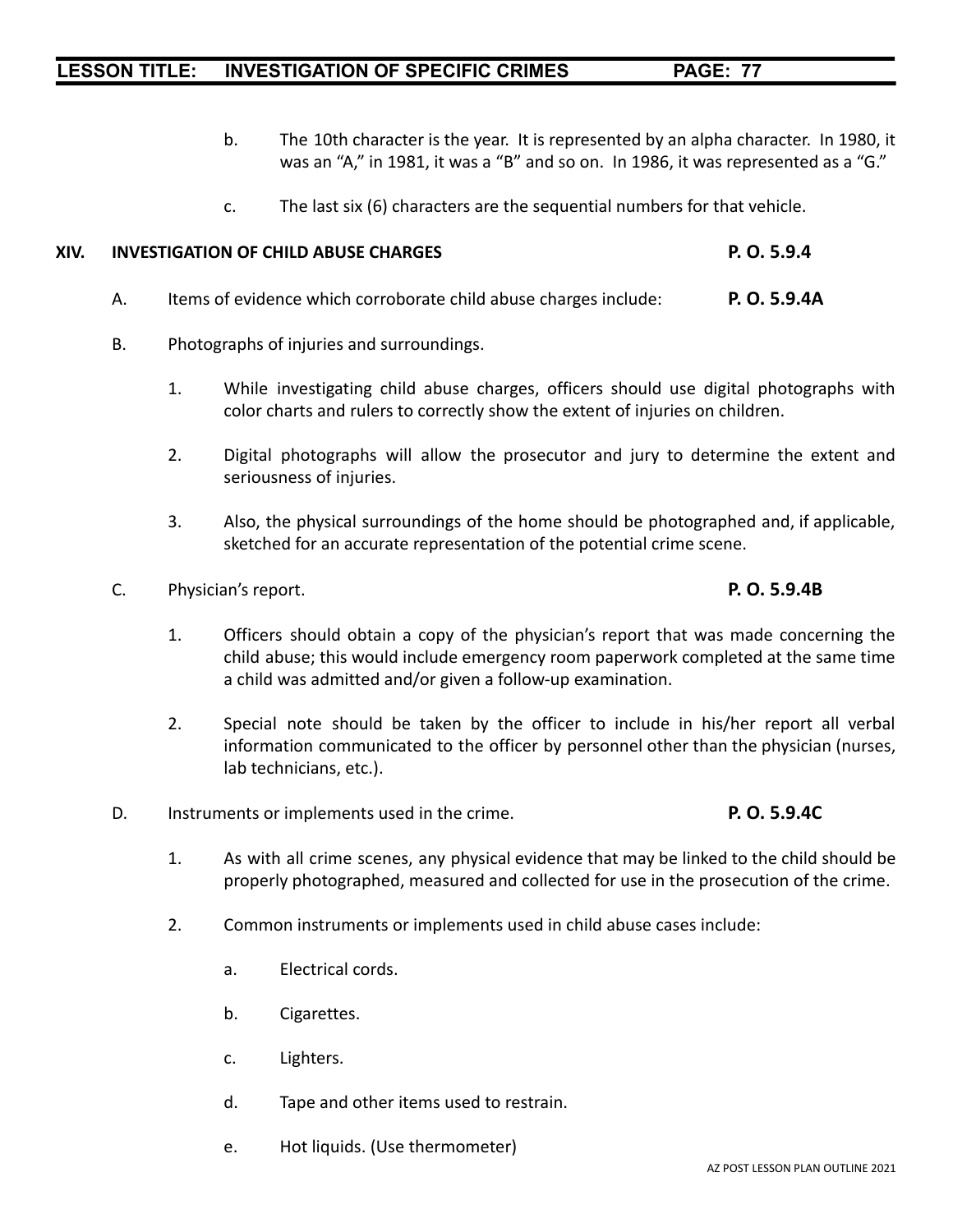b. The 10th character is the year. It is represented by an alpha character. In 1980, it was an "A," in 1981, it was a "B" and so on. In 1986, it was represented as a "G."

c. The last six (6) characters are the sequential numbers for that vehicle.

## XIV. INVESTIGATION OF CHILD ABUSE CHARGES **P. O. 5.9.4**

A. Items of evidence which corroborate child abuse charges include: **P. O. 5.9.4A**

B. Photographs of injuries and surroundings.

1. While investigating child abuse charges, officers should use digital photographs with color charts and rulers to correctly show the extent of injuries on children.

2. Digital photographs will allow the prosecutor and jury to determine the extent and seriousness of injuries.

3. Also, the physical surroundings of the home should be photographed and, if applicable, sketched for an accurate representation of the potential crime scene.

C. Physician's report. **P. O. 5.9.4B**

1. Officers should obtain a copy of the physician's report that was made concerning the child abuse; this would include emergency room paperwork completed at the same time a child was admitted and/or given a follow-up examination.

2. Special note should be taken by the officer to include in his/her report all verbal information communicated to the officer by personnel other than the physician (nurses, lab technicians, etc.).

D. Instruments or implements used in the crime. **P. O. 5.9.4C**

1. As with all crime scenes, any physical evidence that may be linked to the child should be properly photographed, measured and collected for use in the prosecution of the crime.

2. Common instruments or implements used in child abuse cases include:

a. Electrical cords.

b. Cigarettes.

c. Lighters.

d. Tape and other items used to restrain.

e. Hot liquids. (Use thermometer)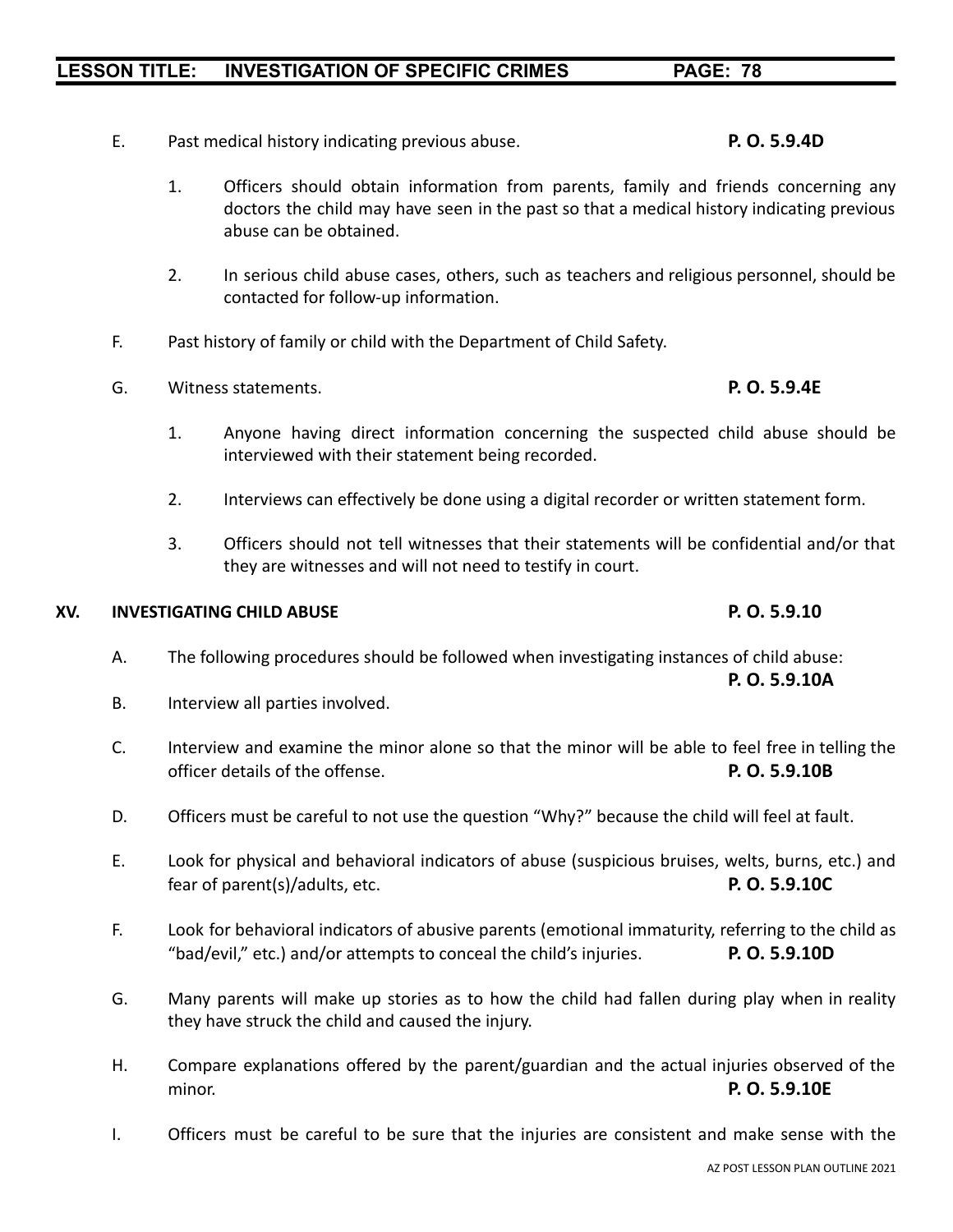E. Past medical history indicating previous abuse. **P. O. 5.9.4D**

   1. Officers should obtain information from parents, family and friends concerning any doctors the child may have seen in the past so that a medical history indicating previous abuse can be obtained.

   2. In serious child abuse cases, others, such as teachers and religious personnel, should be contacted for follow-up information.

F. Past history of family or child with the Department of Child Safety.

G. Witness statements. **P. O. 5.9.4E**

   1. Anyone having direct information concerning the suspected child abuse should be interviewed with their statement being recorded.

   2. Interviews can effectively be done using a digital recorder or written statement form.

   3. Officers should not tell witnesses that their statements will be confidential and/or that they are witnesses and will not need to testify in court.

## XV. INVESTIGATING CHILD ABUSE **P. O. 5.9.10**

A. The following procedures should be followed when investigating instances of child abuse: **P. O. 5.9.10A**

B. Interview all parties involved.

C. Interview and examine the minor alone so that the minor will be able to feel free in telling the officer details of the offense. **P. O. 5.9.10B**

D. Officers must be careful to not use the question "Why?" because the child will feel at fault.

E. Look for physical and behavioral indicators of abuse (suspicious bruises, welts, burns, etc.) and fear of parent(s)/adults, etc. **P. O. 5.9.10C**

F. Look for behavioral indicators of abusive parents (emotional immaturity, referring to the child as "bad/evil," etc.) and/or attempts to conceal the child's injuries. **P. O. 5.9.10D**

G. Many parents will make up stories as to how the child had fallen during play when in reality they have struck the child and caused the injury.

H. Compare explanations offered by the parent/guardian and the actual injuries observed of the minor. **P. O. 5.9.10E**

I. Officers must be careful to be sure that the injuries are consistent and make sense with the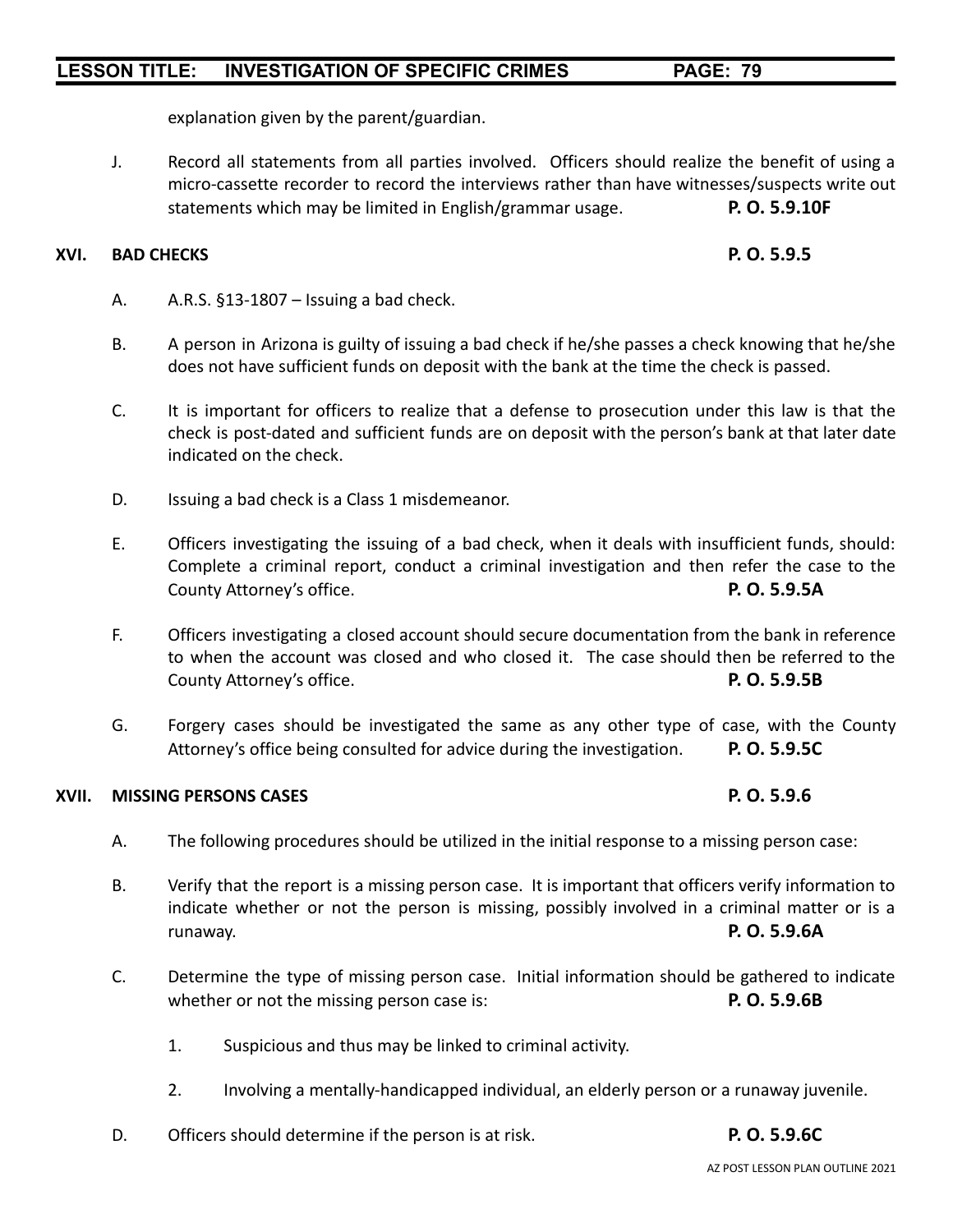explanation given by the parent/guardian.

J. Record all statements from all parties involved. Officers should realize the benefit of using a micro-cassette recorder to record the interviews rather than have witnesses/suspects write out statements which may be limited in English/grammar usage. **P. O. 5.9.10F**

## XVI. BAD CHECKS **P. O. 5.9.5**

A. A.R.S. §13-1807 – Issuing a bad check.

B. A person in Arizona is guilty of issuing a bad check if he/she passes a check knowing that he/she does not have sufficient funds on deposit with the bank at the time the check is passed.

C. It is important for officers to realize that a defense to prosecution under this law is that the check is post-dated and sufficient funds are on deposit with the person's bank at that later date indicated on the check.

D. Issuing a bad check is a Class 1 misdemeanor.

E. Officers investigating the issuing of a bad check, when it deals with insufficient funds, should: Complete a criminal report, conduct a criminal investigation and then refer the case to the County Attorney's office. **P. O. 5.9.5A**

F. Officers investigating a closed account should secure documentation from the bank in reference to when the account was closed and who closed it. The case should then be referred to the County Attorney's office. **P. O. 5.9.5B**

G. Forgery cases should be investigated the same as any other type of case, with the County Attorney's office being consulted for advice during the investigation. **P. O. 5.9.5C**

## XVII. MISSING PERSONS CASES **P. O. 5.9.6**

A. The following procedures should be utilized in the initial response to a missing person case:

B. Verify that the report is a missing person case. It is important that officers verify information to indicate whether or not the person is missing, possibly involved in a criminal matter or is a runaway. **P. O. 5.9.6A**

C. Determine the type of missing person case. Initial information should be gathered to indicate whether or not the missing person case is: **P. O. 5.9.6B**

1. Suspicious and thus may be linked to criminal activity.

2. Involving a mentally-handicapped individual, an elderly person or a runaway juvenile.

D. Officers should determine if the person is at risk. **P. O. 5.9.6C**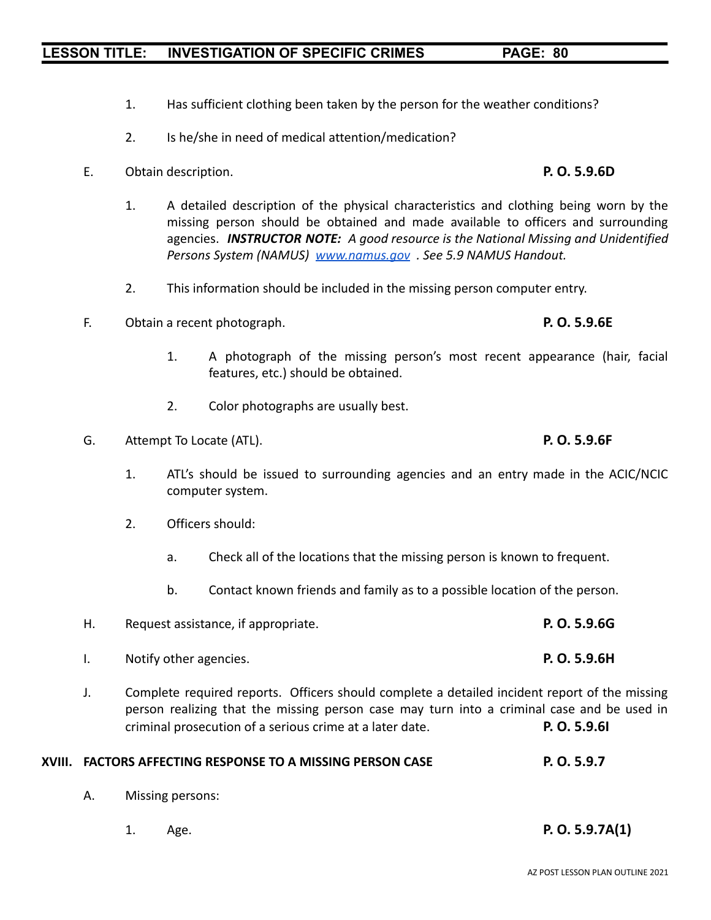1. Has sufficient clothing been taken by the person for the weather conditions?

2. Is he/she in need of medical attention/medication?

E. Obtain description. **P. O. 5.9.6D**

1. A detailed description of the physical characteristics and clothing being worn by the missing person should be obtained and made available to officers and surrounding agencies. ***INSTRUCTOR NOTE:*** *A good resource is the National Missing and Unidentified Persons System (NAMUS) [www.namus.gov](http://www.namus.gov) . See 5.9 NAMUS Handout.*

2. This information should be included in the missing person computer entry.

F. Obtain a recent photograph. **P. O. 5.9.6E**

1. A photograph of the missing person's most recent appearance (hair, facial features, etc.) should be obtained.

2. Color photographs are usually best.

G. Attempt To Locate (ATL). **P. O. 5.9.6F**

1. ATL's should be issued to surrounding agencies and an entry made in the ACIC/NCIC computer system.

2. Officers should:

   a. Check all of the locations that the missing person is known to frequent.

   b. Contact known friends and family as to a possible location of the person.

H. Request assistance, if appropriate. **P. O. 5.9.6G**

I. Notify other agencies. **P. O. 5.9.6H**

J. Complete required reports. Officers should complete a detailed incident report of the missing person realizing that the missing person case may turn into a criminal case and be used in criminal prosecution of a serious crime at a later date. **P. O. 5.9.6I**

## XVIII. FACTORS AFFECTING RESPONSE TO A MISSING PERSON CASE **P. O. 5.9.7**

A. Missing persons:

1. Age. **P. O. 5.9.7A(1)**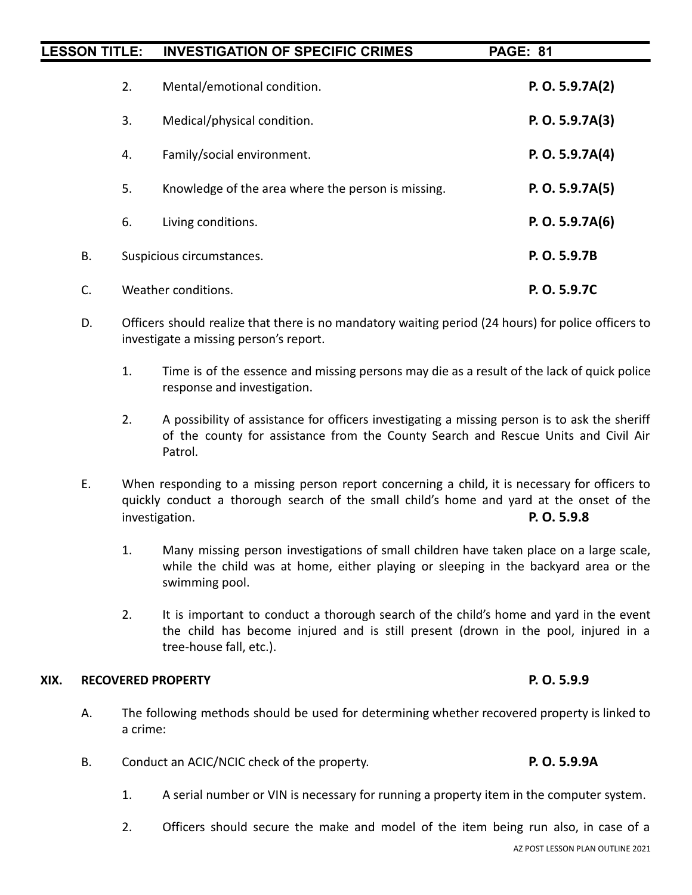2. Mental/emotional condition. **P. O. 5.9.7A(2)**

3. Medical/physical condition. **P. O. 5.9.7A(3)**

4. Family/social environment. **P. O. 5.9.7A(4)**

5. Knowledge of the area where the person is missing. **P. O. 5.9.7A(5)**

6. Living conditions. **P. O. 5.9.7A(6)**

B. Suspicious circumstances. **P. O. 5.9.7B**

C. Weather conditions. **P. O. 5.9.7C**

D. Officers should realize that there is no mandatory waiting period (24 hours) for police officers to investigate a missing person's report.

   1. Time is of the essence and missing persons may die as a result of the lack of quick police response and investigation.

   2. A possibility of assistance for officers investigating a missing person is to ask the sheriff of the county for assistance from the County Search and Rescue Units and Civil Air Patrol.

E. When responding to a missing person report concerning a child, it is necessary for officers to quickly conduct a thorough search of the small child's home and yard at the onset of the investigation. **P. O. 5.9.8**

   1. Many missing person investigations of small children have taken place on a large scale, while the child was at home, either playing or sleeping in the backyard area or the swimming pool.

   2. It is important to conduct a thorough search of the child's home and yard in the event the child has become injured and is still present (drown in the pool, injured in a tree-house fall, etc.).

## XIX. RECOVERED PROPERTY **P. O. 5.9.9**

A. The following methods should be used for determining whether recovered property is linked to a crime:

B. Conduct an ACIC/NCIC check of the property. **P. O. 5.9.9A**

   1. A serial number or VIN is necessary for running a property item in the computer system.

   2. Officers should secure the make and model of the item being run also, in case of a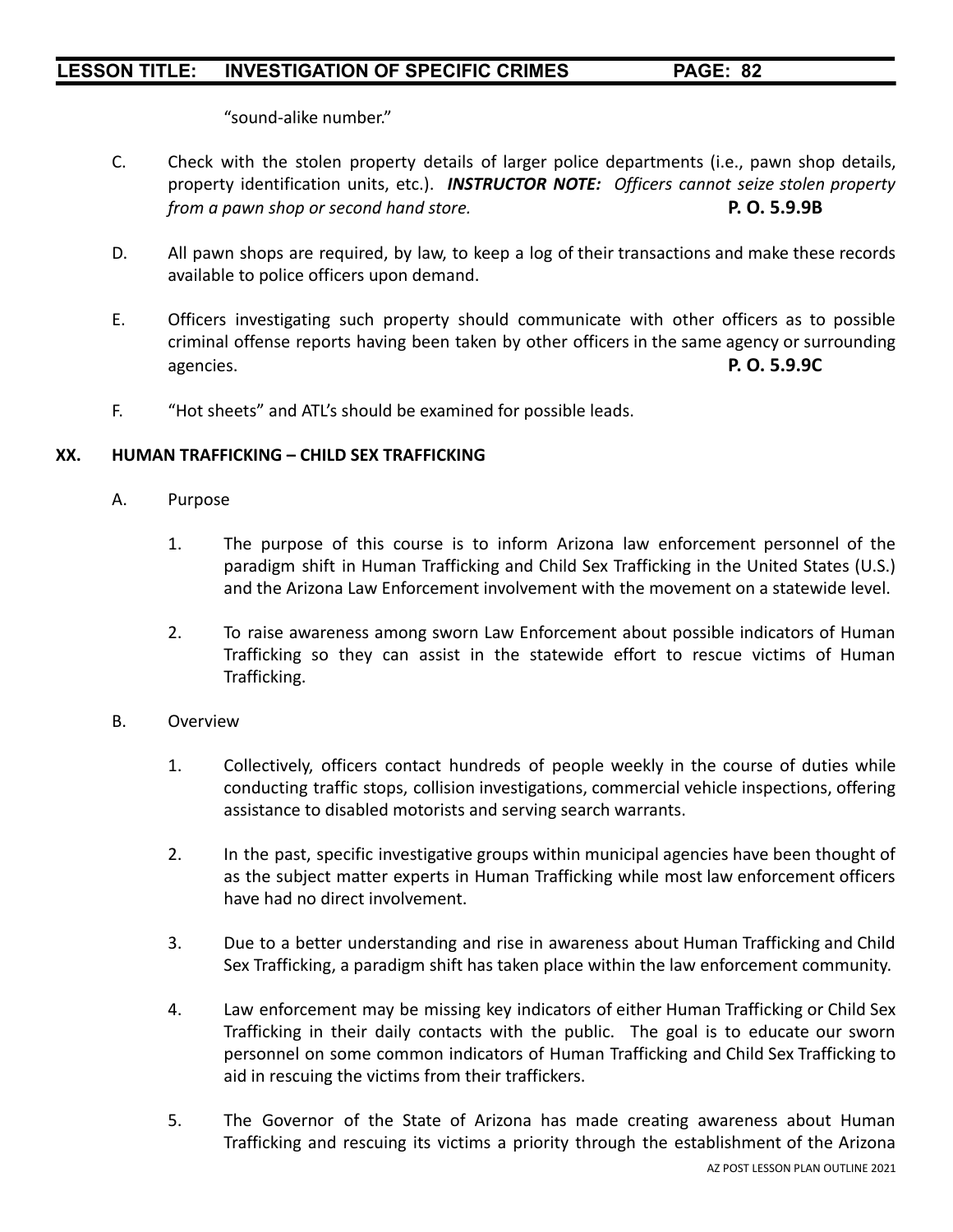"sound-alike number."

C. Check with the stolen property details of larger police departments (i.e., pawn shop details, property identification units, etc.). ***INSTRUCTOR NOTE:*** *Officers cannot seize stolen property from a pawn shop or second hand store.* **P. O. 5.9.9B**

D. All pawn shops are required, by law, to keep a log of their transactions and make these records available to police officers upon demand.

E. Officers investigating such property should communicate with other officers as to possible criminal offense reports having been taken by other officers in the same agency or surrounding agencies. **P. O. 5.9.9C**

F. "Hot sheets" and ATL's should be examined for possible leads.

## XX. HUMAN TRAFFICKING – CHILD SEX TRAFFICKING

A. Purpose

1. The purpose of this course is to inform Arizona law enforcement personnel of the paradigm shift in Human Trafficking and Child Sex Trafficking in the United States (U.S.) and the Arizona Law Enforcement involvement with the movement on a statewide level.

2. To raise awareness among sworn Law Enforcement about possible indicators of Human Trafficking so they can assist in the statewide effort to rescue victims of Human Trafficking.

B. Overview

1. Collectively, officers contact hundreds of people weekly in the course of duties while conducting traffic stops, collision investigations, commercial vehicle inspections, offering assistance to disabled motorists and serving search warrants.

2. In the past, specific investigative groups within municipal agencies have been thought of as the subject matter experts in Human Trafficking while most law enforcement officers have had no direct involvement.

3. Due to a better understanding and rise in awareness about Human Trafficking and Child Sex Trafficking, a paradigm shift has taken place within the law enforcement community.

4. Law enforcement may be missing key indicators of either Human Trafficking or Child Sex Trafficking in their daily contacts with the public. The goal is to educate our sworn personnel on some common indicators of Human Trafficking and Child Sex Trafficking to aid in rescuing the victims from their traffickers.

5. The Governor of the State of Arizona has made creating awareness about Human Trafficking and rescuing its victims a priority through the establishment of the Arizona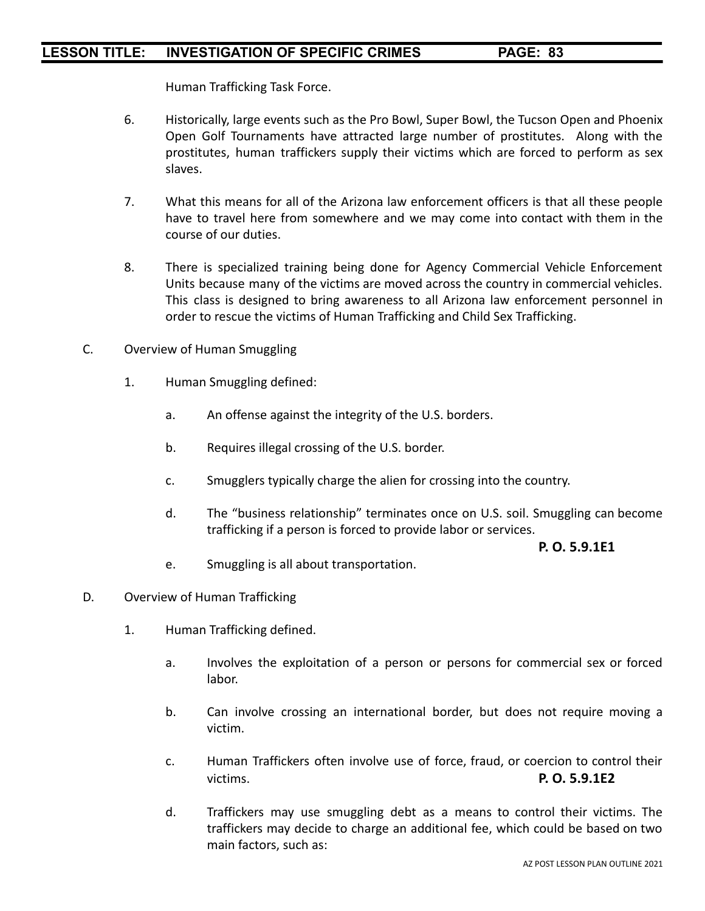Human Trafficking Task Force.

6. Historically, large events such as the Pro Bowl, Super Bowl, the Tucson Open and Phoenix Open Golf Tournaments have attracted large number of prostitutes. Along with the prostitutes, human traffickers supply their victims which are forced to perform as sex slaves.

7. What this means for all of the Arizona law enforcement officers is that all these people have to travel here from somewhere and we may come into contact with them in the course of our duties.

8. There is specialized training being done for Agency Commercial Vehicle Enforcement Units because many of the victims are moved across the country in commercial vehicles. This class is designed to bring awareness to all Arizona law enforcement personnel in order to rescue the victims of Human Trafficking and Child Sex Trafficking.

C. Overview of Human Smuggling

1. Human Smuggling defined:

   a. An offense against the integrity of the U.S. borders.

   b. Requires illegal crossing of the U.S. border.

   c. Smugglers typically charge the alien for crossing into the country.

   d. The "business relationship" terminates once on U.S. soil. Smuggling can become trafficking if a person is forced to provide labor or services.

   **P. O. 5.9.1E1**

   e. Smuggling is all about transportation.

D. Overview of Human Trafficking

1. Human Trafficking defined.

   a. Involves the exploitation of a person or persons for commercial sex or forced labor.

   b. Can involve crossing an international border, but does not require moving a victim.

   c. Human Traffickers often involve use of force, fraud, or coercion to control their victims. **P. O. 5.9.1E2**

   d. Traffickers may use smuggling debt as a means to control their victims. The traffickers may decide to charge an additional fee, which could be based on two main factors, such as: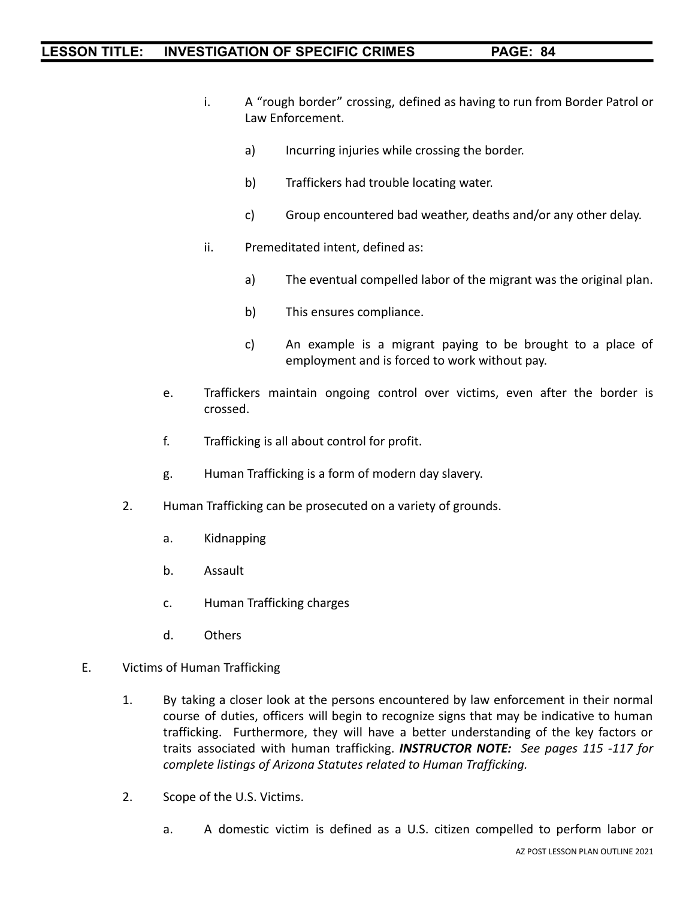i. A "rough border" crossing, defined as having to run from Border Patrol or Law Enforcement.

   a) Incurring injuries while crossing the border.

   b) Traffickers had trouble locating water.

   c) Group encountered bad weather, deaths and/or any other delay.

ii. Premeditated intent, defined as:

   a) The eventual compelled labor of the migrant was the original plan.

   b) This ensures compliance.

   c) An example is a migrant paying to be brought to a place of employment and is forced to work without pay.

e. Traffickers maintain ongoing control over victims, even after the border is crossed.

f. Trafficking is all about control for profit.

g. Human Trafficking is a form of modern day slavery.

2. Human Trafficking can be prosecuted on a variety of grounds.

   a. Kidnapping

   b. Assault

   c. Human Trafficking charges

   d. Others

E. Victims of Human Trafficking

1. By taking a closer look at the persons encountered by law enforcement in their normal course of duties, officers will begin to recognize signs that may be indicative to human trafficking. Furthermore, they will have a better understanding of the key factors or traits associated with human trafficking. ***INSTRUCTOR NOTE:*** *See pages 115 -117 for complete listings of Arizona Statutes related to Human Trafficking.*

2. Scope of the U.S. Victims.

   a. A domestic victim is defined as a U.S. citizen compelled to perform labor or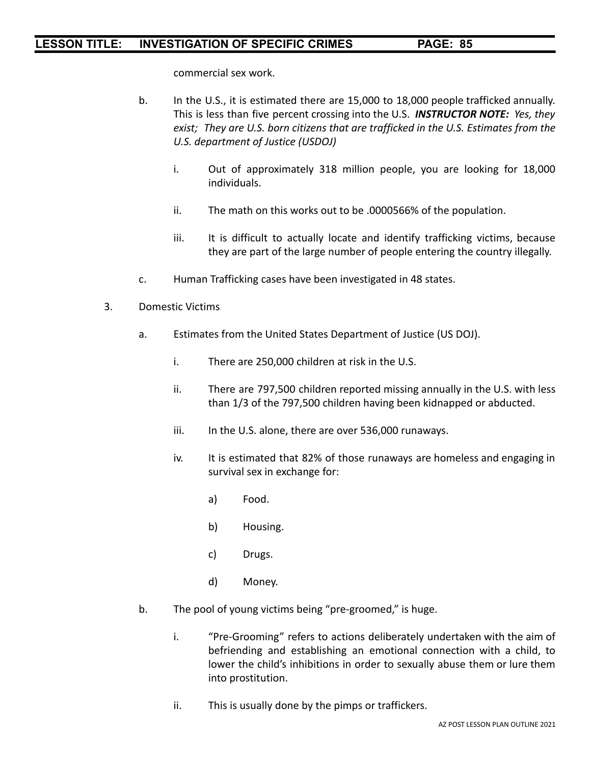commercial sex work.

b. In the U.S., it is estimated there are 15,000 to 18,000 people trafficked annually. This is less than five percent crossing into the U.S. ***INSTRUCTOR NOTE:*** *Yes, they exist; They are U.S. born citizens that are trafficked in the U.S. Estimates from the U.S. department of Justice (USDOJ)*

   i. Out of approximately 318 million people, you are looking for 18,000 individuals.

   ii. The math on this works out to be .0000566% of the population.

   iii. It is difficult to actually locate and identify trafficking victims, because they are part of the large number of people entering the country illegally.

c. Human Trafficking cases have been investigated in 48 states.

3. Domestic Victims

   a. Estimates from the United States Department of Justice (US DOJ).

      i. There are 250,000 children at risk in the U.S.

      ii. There are 797,500 children reported missing annually in the U.S. with less than 1/3 of the 797,500 children having been kidnapped or abducted.

      iii. In the U.S. alone, there are over 536,000 runaways.

      iv. It is estimated that 82% of those runaways are homeless and engaging in survival sex in exchange for:

         a) Food.

         b) Housing.

         c) Drugs.

         d) Money.

   b. The pool of young victims being "pre-groomed," is huge.

      i. "Pre-Grooming" refers to actions deliberately undertaken with the aim of befriending and establishing an emotional connection with a child, to lower the child's inhibitions in order to sexually abuse them or lure them into prostitution.

      ii. This is usually done by the pimps or traffickers.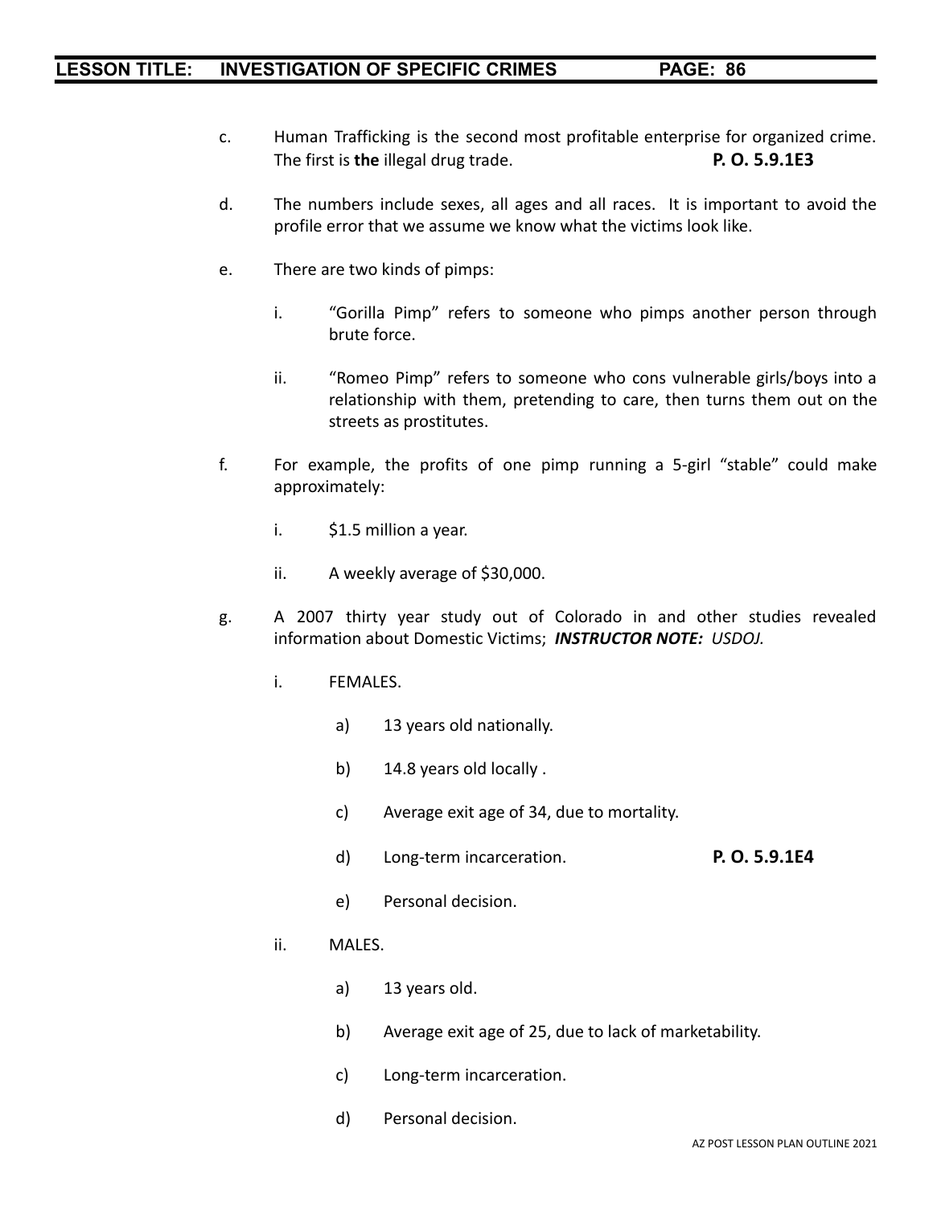c. Human Trafficking is the second most profitable enterprise for organized crime. The first is **the** illegal drug trade. **P. O. 5.9.1E3**

d. The numbers include sexes, all ages and all races. It is important to avoid the profile error that we assume we know what the victims look like.

e. There are two kinds of pimps:

   i. "Gorilla Pimp" refers to someone who pimps another person through brute force.

   ii. "Romeo Pimp" refers to someone who cons vulnerable girls/boys into a relationship with them, pretending to care, then turns them out on the streets as prostitutes.

f. For example, the profits of one pimp running a 5-girl "stable" could make approximately:

   i. $1.5 million a year.

   ii. A weekly average of $30,000.

g. A 2007 thirty year study out of Colorado in and other studies revealed information about Domestic Victims; ***INSTRUCTOR NOTE:*** *USDOJ.*

   i. FEMALES.

      a) 13 years old nationally.

      b) 14.8 years old locally .

      c) Average exit age of 34, due to mortality.

      d) Long-term incarceration. **P. O. 5.9.1E4**

      e) Personal decision.

   ii. MALES.

      a) 13 years old.

      b) Average exit age of 25, due to lack of marketability.

      c) Long-term incarceration.

      d) Personal decision.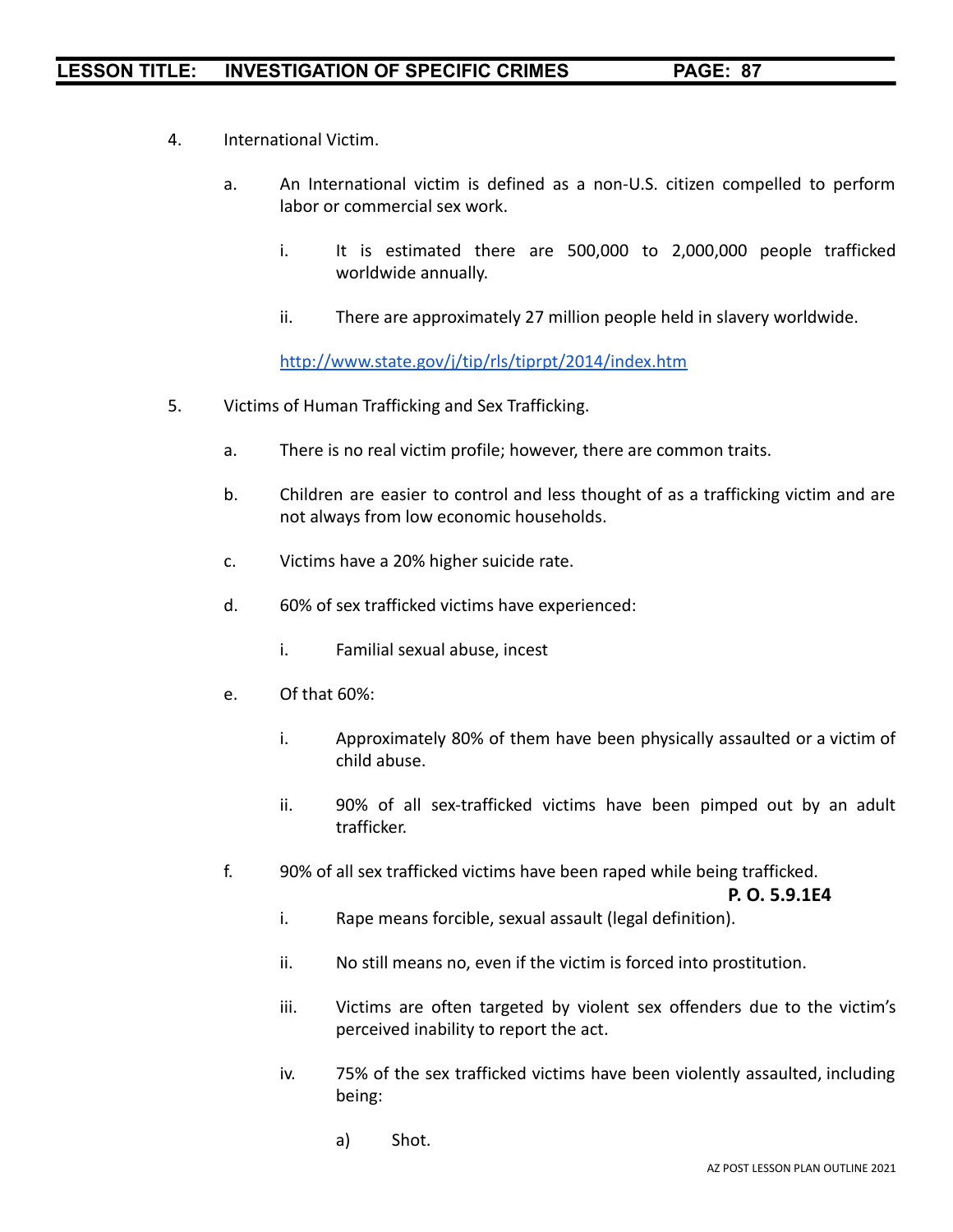4. International Victim.

   a. An International victim is defined as a non-U.S. citizen compelled to perform labor or commercial sex work.

      i. It is estimated there are 500,000 to 2,000,000 people trafficked worldwide annually.

      ii. There are approximately 27 million people held in slavery worldwide.

   http://www.state.gov/j/tip/rls/tiprpt/2014/index.htm

5. Victims of Human Trafficking and Sex Trafficking.

   a. There is no real victim profile; however, there are common traits.

   b. Children are easier to control and less thought of as a trafficking victim and are not always from low economic households.

   c. Victims have a 20% higher suicide rate.

   d. 60% of sex trafficked victims have experienced:

      i. Familial sexual abuse, incest

   e. Of that 60%:

      i. Approximately 80% of them have been physically assaulted or a victim of child abuse.

      ii. 90% of all sex-trafficked victims have been pimped out by an adult trafficker.

   f. 90% of all sex trafficked victims have been raped while being trafficked.

   **P. O. 5.9.1E4**

      i. Rape means forcible, sexual assault (legal definition).

      ii. No still means no, even if the victim is forced into prostitution.

      iii. Victims are often targeted by violent sex offenders due to the victim's perceived inability to report the act.

      iv. 75% of the sex trafficked victims have been violently assaulted, including being:

         a) Shot.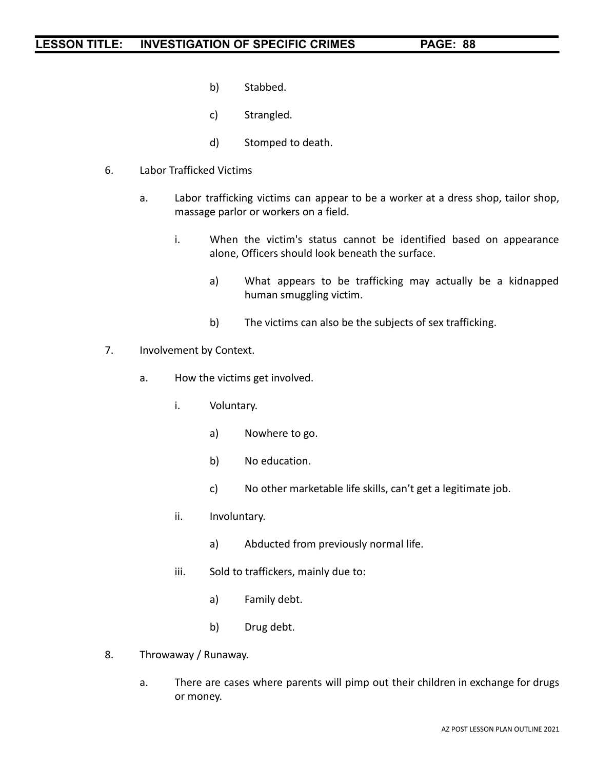b) Stabbed.

c) Strangled.

d) Stomped to death.

6. Labor Trafficked Victims

   a. Labor trafficking victims can appear to be a worker at a dress shop, tailor shop, massage parlor or workers on a field.

      i. When the victim's status cannot be identified based on appearance alone, Officers should look beneath the surface.

         a) What appears to be trafficking may actually be a kidnapped human smuggling victim.

         b) The victims can also be the subjects of sex trafficking.

7. Involvement by Context.

   a. How the victims get involved.

      i. Voluntary.

         a) Nowhere to go.

         b) No education.

         c) No other marketable life skills, can’t get a legitimate job.

      ii. Involuntary.

         a) Abducted from previously normal life.

      iii. Sold to traffickers, mainly due to:

         a) Family debt.

         b) Drug debt.

8. Throwaway / Runaway.

   a. There are cases where parents will pimp out their children in exchange for drugs or money.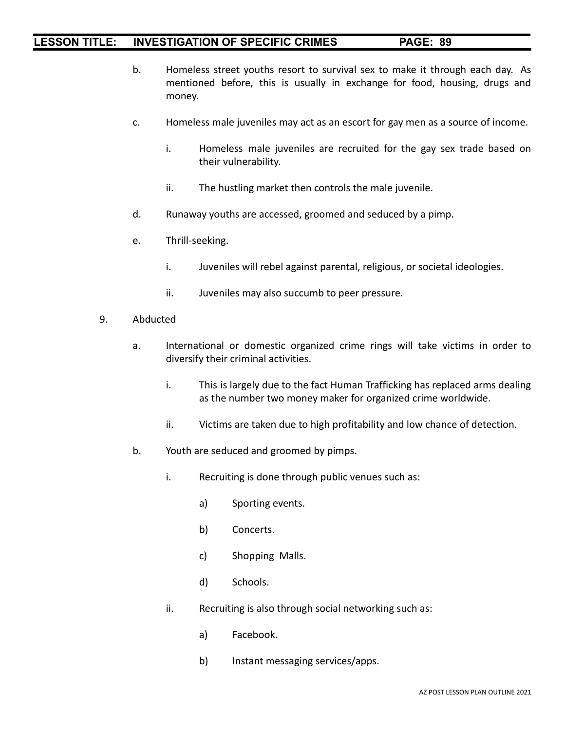b. Homeless street youths resort to survival sex to make it through each day. As mentioned before, this is usually in exchange for food, housing, drugs and money.

c. Homeless male juveniles may act as an escort for gay men as a source of income.

   i. Homeless male juveniles are recruited for the gay sex trade based on their vulnerability.

   ii. The hustling market then controls the male juvenile.

d. Runaway youths are accessed, groomed and seduced by a pimp.

e. Thrill-seeking.

   i. Juveniles will rebel against parental, religious, or societal ideologies.

   ii. Juveniles may also succumb to peer pressure.

9. Abducted

   a. International or domestic organized crime rings will take victims in order to diversify their criminal activities.

      i. This is largely due to the fact Human Trafficking has replaced arms dealing as the number two money maker for organized crime worldwide.

      ii. Victims are taken due to high profitability and low chance of detection.

   b. Youth are seduced and groomed by pimps.

      i. Recruiting is done through public venues such as:

         a) Sporting events.

         b) Concerts.

         c) Shopping Malls.

         d) Schools.

      ii. Recruiting is also through social networking such as:

         a) Facebook.

         b) Instant messaging services/apps.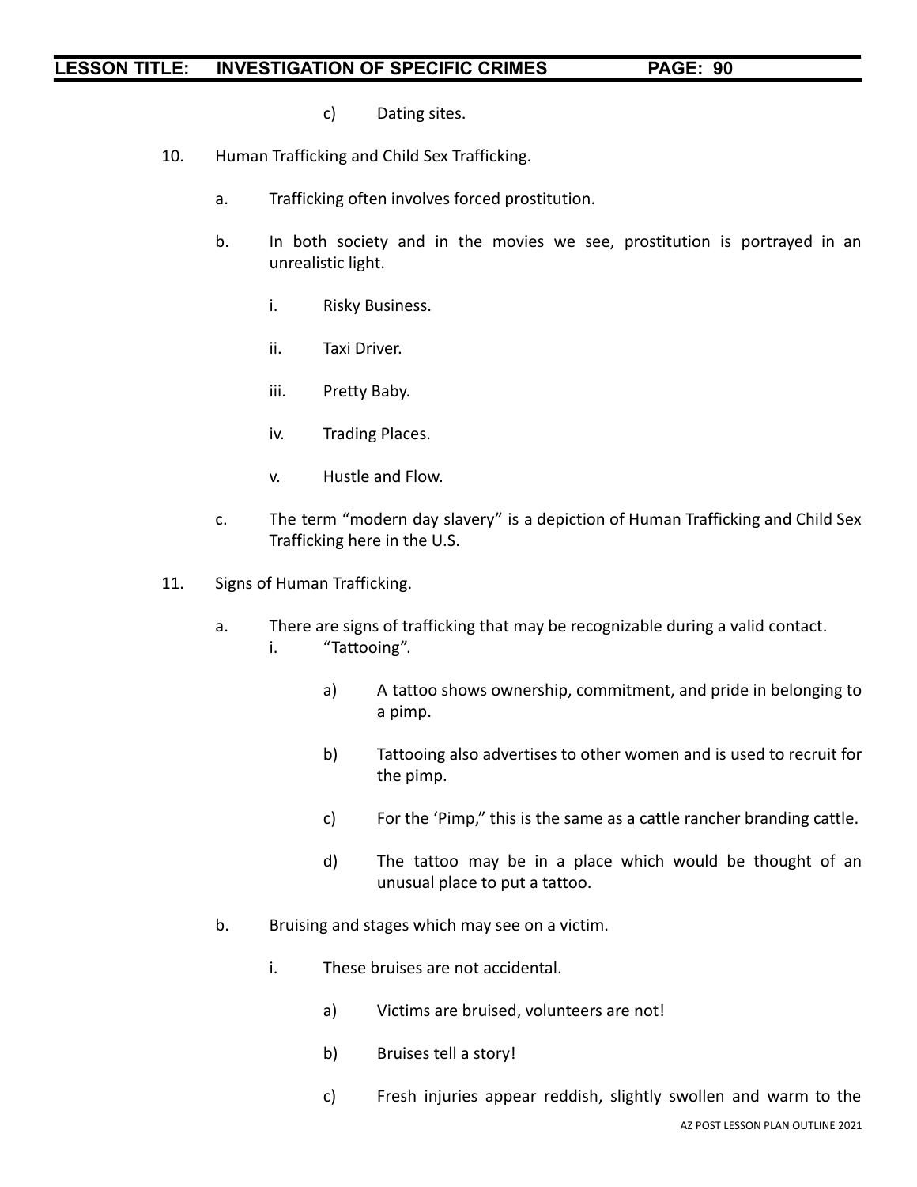c) Dating sites.

10. Human Trafficking and Child Sex Trafficking.

 a. Trafficking often involves forced prostitution.

 b. In both society and in the movies we see, prostitution is portrayed in an unrealistic light.

  i. Risky Business.

  ii. Taxi Driver.

  iii. Pretty Baby.

  iv. Trading Places.

  v. Hustle and Flow.

 c. The term "modern day slavery" is a depiction of Human Trafficking and Child Sex Trafficking here in the U.S.

11. Signs of Human Trafficking.

 a. There are signs of trafficking that may be recognizable during a valid contact.

  i. "Tattooing".

   a) A tattoo shows ownership, commitment, and pride in belonging to a pimp.

   b) Tattooing also advertises to other women and is used to recruit for the pimp.

   c) For the 'Pimp," this is the same as a cattle rancher branding cattle.

   d) The tattoo may be in a place which would be thought of an unusual place to put a tattoo.

 b. Bruising and stages which may see on a victim.

  i. These bruises are not accidental.

   a) Victims are bruised, volunteers are not!

   b) Bruises tell a story!

   c) Fresh injuries appear reddish, slightly swollen and warm to the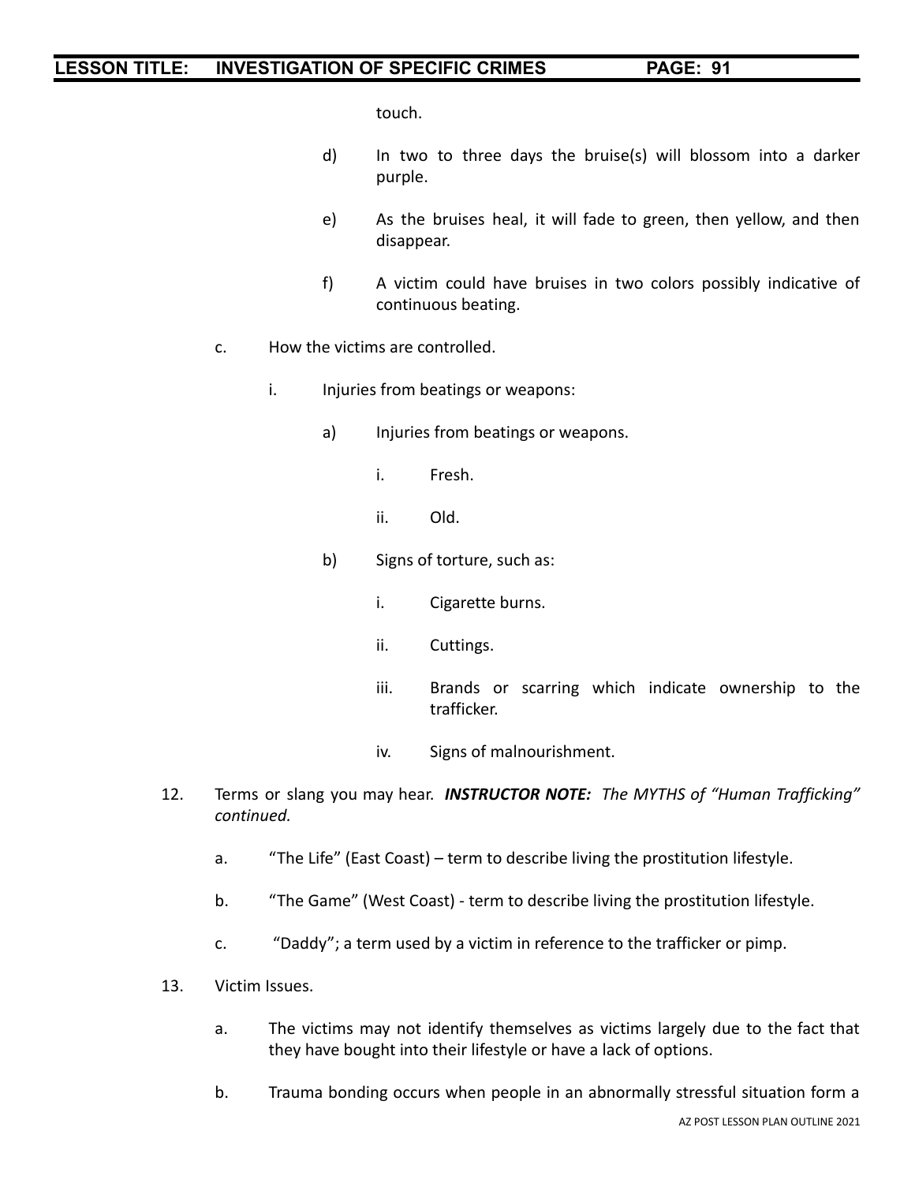touch.

d) In two to three days the bruise(s) will blossom into a darker purple.

e) As the bruises heal, it will fade to green, then yellow, and then disappear.

f) A victim could have bruises in two colors possibly indicative of continuous beating.

c. How the victims are controlled.

i. Injuries from beatings or weapons:

a) Injuries from beatings or weapons.

i. Fresh.

ii. Old.

b) Signs of torture, such as:

i. Cigarette burns.

ii. Cuttings.

iii. Brands or scarring which indicate ownership to the trafficker.

iv. Signs of malnourishment.

12. Terms or slang you may hear. ***INSTRUCTOR NOTE:*** *The MYTHS of "Human Trafficking" continued.*

a. "The Life" (East Coast) – term to describe living the prostitution lifestyle.

b. "The Game" (West Coast) - term to describe living the prostitution lifestyle.

c. "Daddy"; a term used by a victim in reference to the trafficker or pimp.

13. Victim Issues.

a. The victims may not identify themselves as victims largely due to the fact that they have bought into their lifestyle or have a lack of options.

b. Trauma bonding occurs when people in an abnormally stressful situation form a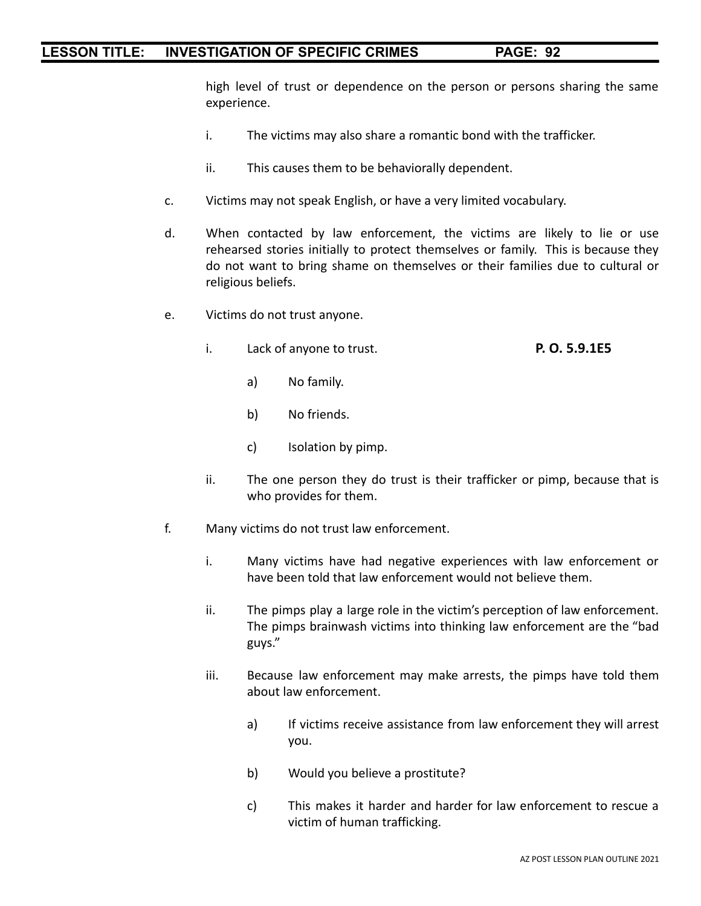high level of trust or dependence on the person or persons sharing the same experience.

i. The victims may also share a romantic bond with the trafficker.

ii. This causes them to be behaviorally dependent.

c. Victims may not speak English, or have a very limited vocabulary.

d. When contacted by law enforcement, the victims are likely to lie or use rehearsed stories initially to protect themselves or family. This is because they do not want to bring shame on themselves or their families due to cultural or religious beliefs.

e. Victims do not trust anyone.

i. Lack of anyone to trust. **P. O. 5.9.1E5**

a) No family.

b) No friends.

c) Isolation by pimp.

ii. The one person they do trust is their trafficker or pimp, because that is who provides for them.

f. Many victims do not trust law enforcement.

i. Many victims have had negative experiences with law enforcement or have been told that law enforcement would not believe them.

ii. The pimps play a large role in the victim's perception of law enforcement. The pimps brainwash victims into thinking law enforcement are the "bad guys."

iii. Because law enforcement may make arrests, the pimps have told them about law enforcement.

a) If victims receive assistance from law enforcement they will arrest you.

b) Would you believe a prostitute?

c) This makes it harder and harder for law enforcement to rescue a victim of human trafficking.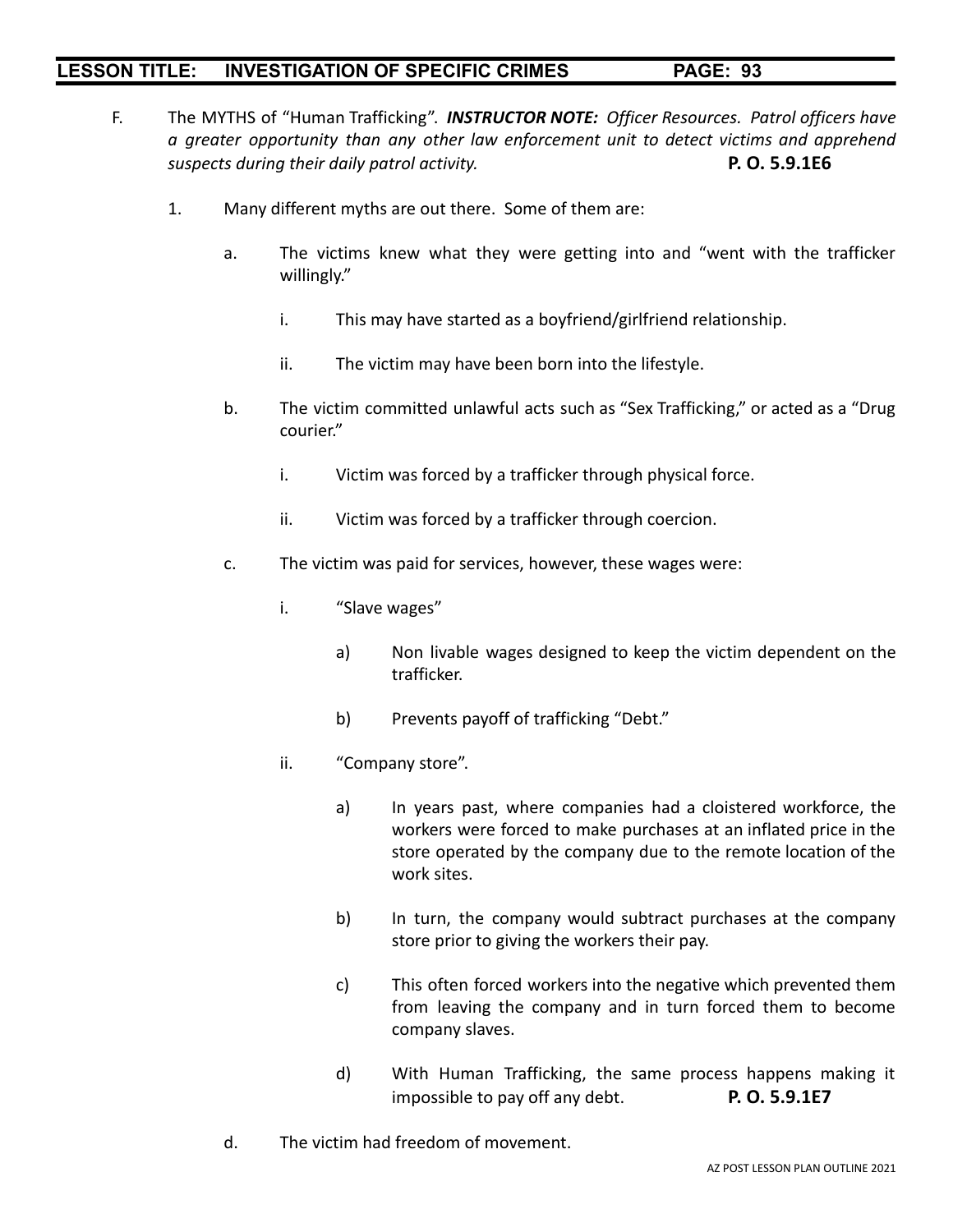F. The MYTHS of "Human Trafficking". ***INSTRUCTOR NOTE:*** *Officer Resources. Patrol officers have a greater opportunity than any other law enforcement unit to detect victims and apprehend suspects during their daily patrol activity.* **P. O. 5.9.1E6**

1. Many different myths are out there. Some of them are:

   a. The victims knew what they were getting into and "went with the trafficker willingly."

      i. This may have started as a boyfriend/girlfriend relationship.

      ii. The victim may have been born into the lifestyle.

   b. The victim committed unlawful acts such as "Sex Trafficking," or acted as a "Drug courier."

      i. Victim was forced by a trafficker through physical force.

      ii. Victim was forced by a trafficker through coercion.

   c. The victim was paid for services, however, these wages were:

      i. "Slave wages"

         a) Non livable wages designed to keep the victim dependent on the trafficker.

         b) Prevents payoff of trafficking "Debt."

      ii. "Company store".

         a) In years past, where companies had a cloistered workforce, the workers were forced to make purchases at an inflated price in the store operated by the company due to the remote location of the work sites.

         b) In turn, the company would subtract purchases at the company store prior to giving the workers their pay.

         c) This often forced workers into the negative which prevented them from leaving the company and in turn forced them to become company slaves.

         d) With Human Trafficking, the same process happens making it impossible to pay off any debt. **P. O. 5.9.1E7**

   d. The victim had freedom of movement.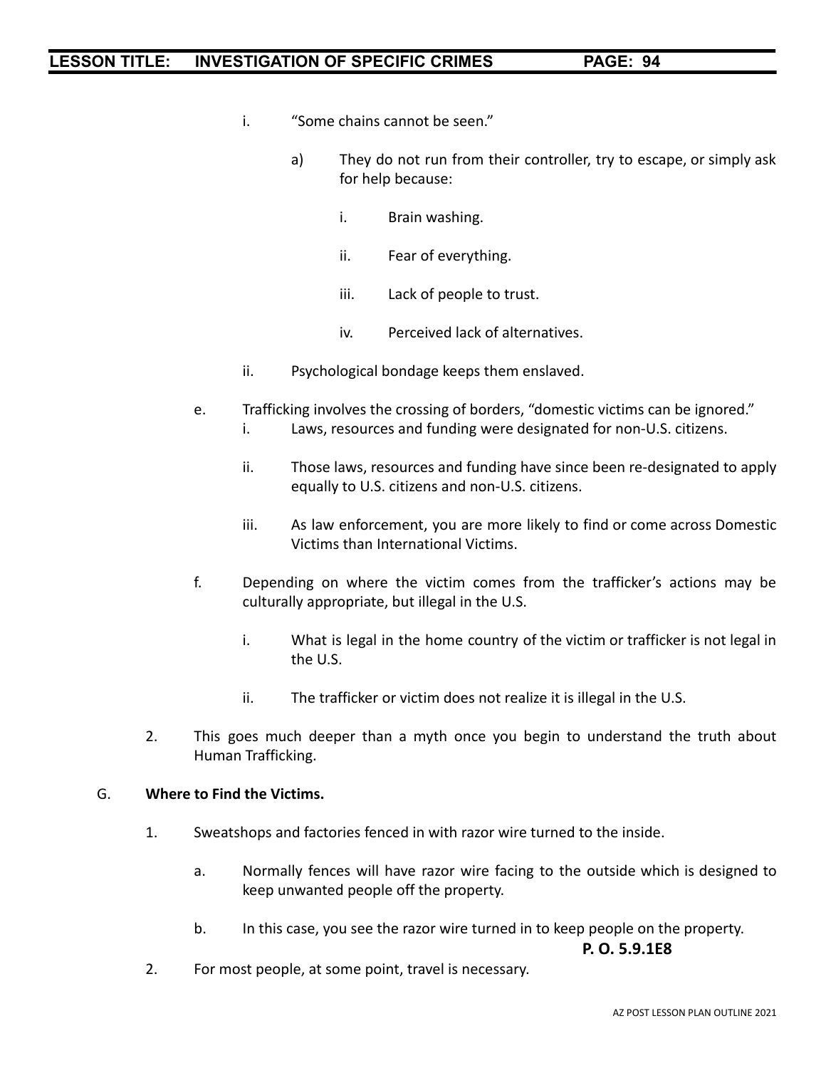i. “Some chains cannot be seen.”

  a) They do not run from their controller, try to escape, or simply ask for help because:

    i. Brain washing.

    ii. Fear of everything.

    iii. Lack of people to trust.

    iv. Perceived lack of alternatives.

ii. Psychological bondage keeps them enslaved.

e. Trafficking involves the crossing of borders, “domestic victims can be ignored.”

  i. Laws, resources and funding were designated for non-U.S. citizens.

  ii. Those laws, resources and funding have since been re-designated to apply equally to U.S. citizens and non-U.S. citizens.

  iii. As law enforcement, you are more likely to find or come across Domestic Victims than International Victims.

f. Depending on where the victim comes from the trafficker’s actions may be culturally appropriate, but illegal in the U.S.

  i. What is legal in the home country of the victim or trafficker is not legal in the U.S.

  ii. The trafficker or victim does not realize it is illegal in the U.S.

2. This goes much deeper than a myth once you begin to understand the truth about Human Trafficking.

G. **Where to Find the Victims.**

1. Sweatshops and factories fenced in with razor wire turned to the inside.

  a. Normally fences will have razor wire facing to the outside which is designed to keep unwanted people off the property.

  b. In this case, you see the razor wire turned in to keep people on the property.

**P. O. 5.9.1E8**

2. For most people, at some point, travel is necessary.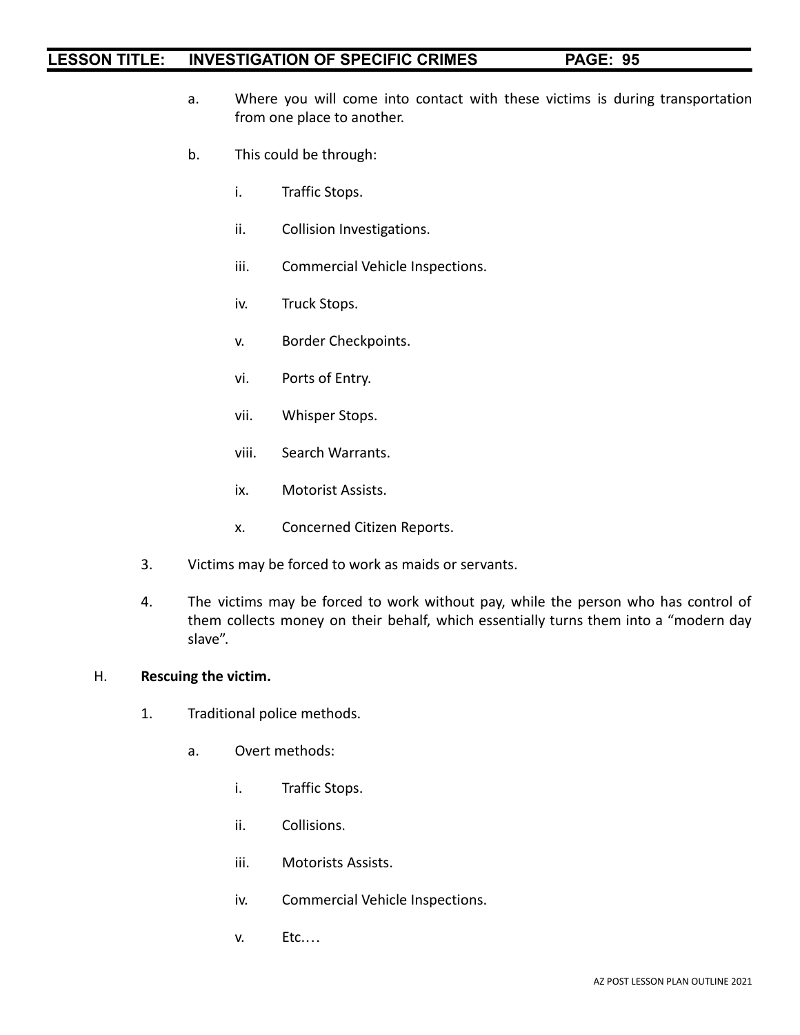a. Where you will come into contact with these victims is during transportation from one place to another.

b. This could be through:

   i. Traffic Stops.

   ii. Collision Investigations.

   iii. Commercial Vehicle Inspections.

   iv. Truck Stops.

   v. Border Checkpoints.

   vi. Ports of Entry.

   vii. Whisper Stops.

   viii. Search Warrants.

   ix. Motorist Assists.

   x. Concerned Citizen Reports.

3. Victims may be forced to work as maids or servants.

4. The victims may be forced to work without pay, while the person who has control of them collects money on their behalf, which essentially turns them into a “modern day slave”.

H. **Rescuing the victim.**

1. Traditional police methods.

   a. Overt methods:

      i. Traffic Stops.

      ii. Collisions.

      iii. Motorists Assists.

      iv. Commercial Vehicle Inspections.

      v. Etc.…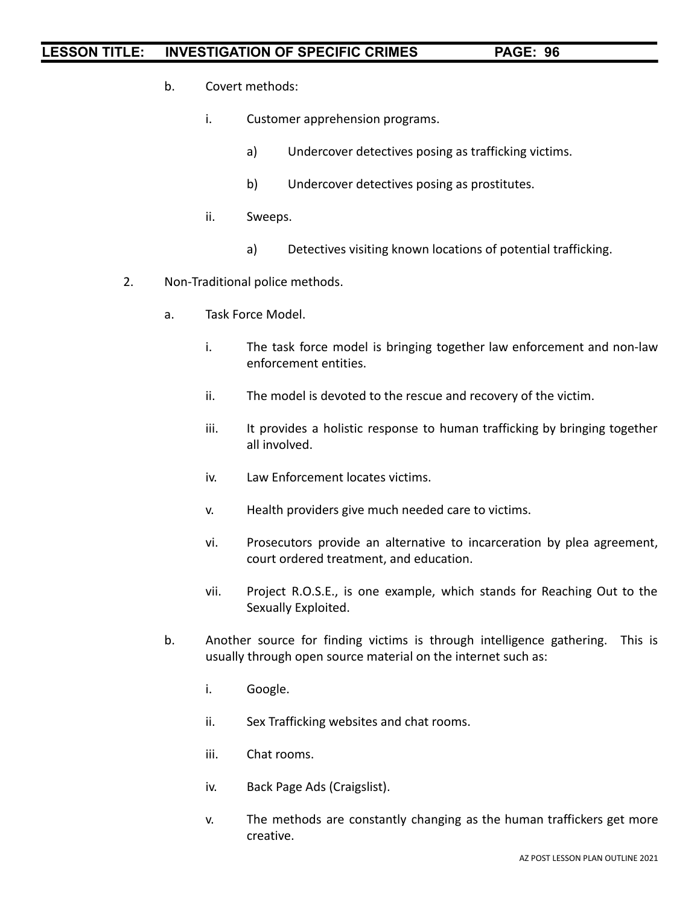b. Covert methods:

   i. Customer apprehension programs.

      a) Undercover detectives posing as trafficking victims.

      b) Undercover detectives posing as prostitutes.

   ii. Sweeps.

      a) Detectives visiting known locations of potential trafficking.

2. Non-Traditional police methods.

   a. Task Force Model.

      i. The task force model is bringing together law enforcement and non-law enforcement entities.

      ii. The model is devoted to the rescue and recovery of the victim.

      iii. It provides a holistic response to human trafficking by bringing together all involved.

      iv. Law Enforcement locates victims.

      v. Health providers give much needed care to victims.

      vi. Prosecutors provide an alternative to incarceration by plea agreement, court ordered treatment, and education.

      vii. Project R.O.S.E., is one example, which stands for Reaching Out to the Sexually Exploited.

   b. Another source for finding victims is through intelligence gathering. This is usually through open source material on the internet such as:

      i. Google.

      ii. Sex Trafficking websites and chat rooms.

      iii. Chat rooms.

      iv. Back Page Ads (Craigslist).

      v. The methods are constantly changing as the human traffickers get more creative.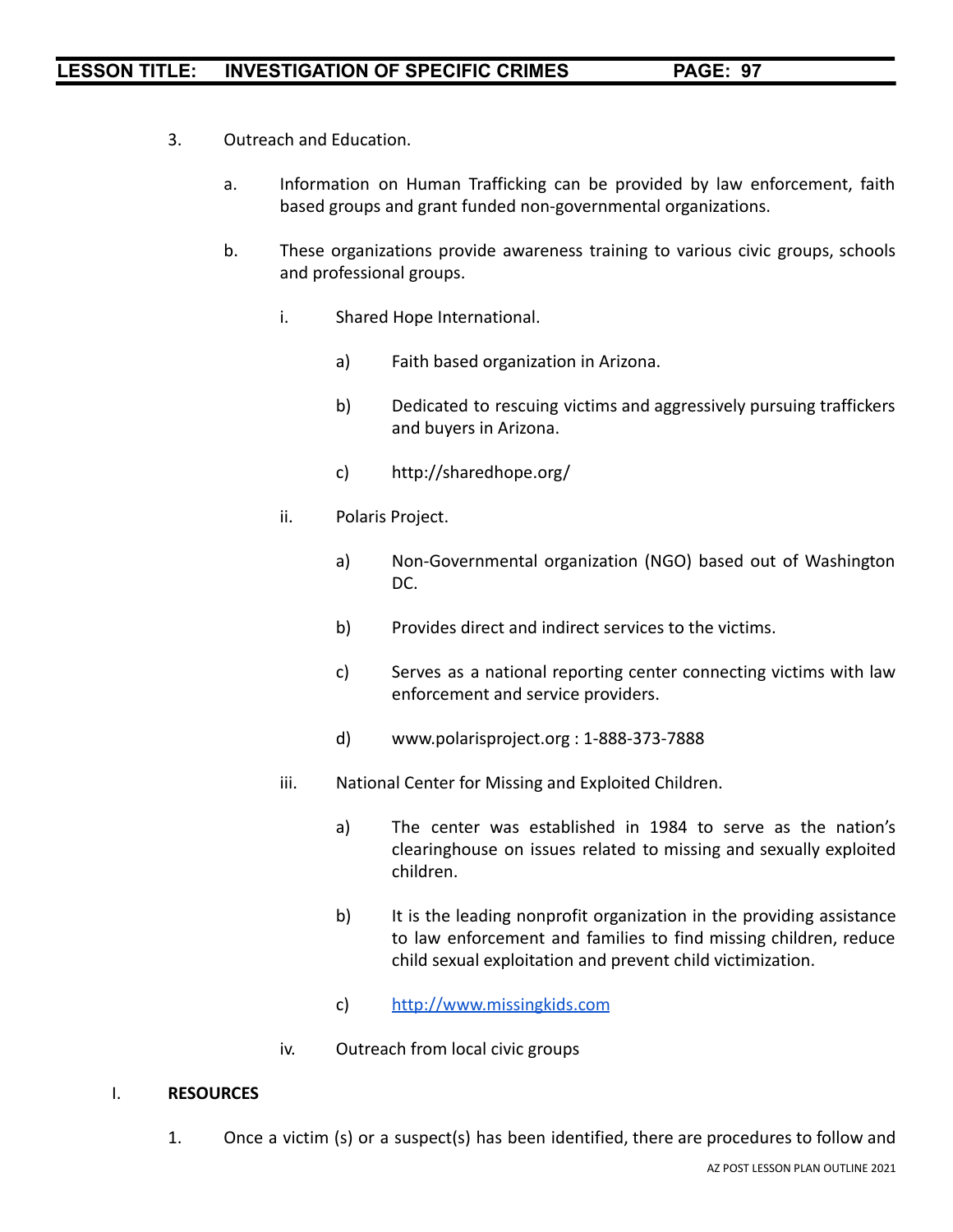3. Outreach and Education.

   a. Information on Human Trafficking can be provided by law enforcement, faith based groups and grant funded non-governmental organizations.

   b. These organizations provide awareness training to various civic groups, schools and professional groups.

      i. Shared Hope International.

         a) Faith based organization in Arizona.

         b) Dedicated to rescuing victims and aggressively pursuing traffickers and buyers in Arizona.

         c) http://sharedhope.org/

      ii. Polaris Project.

         a) Non-Governmental organization (NGO) based out of Washington DC.

         b) Provides direct and indirect services to the victims.

         c) Serves as a national reporting center connecting victims with law enforcement and service providers.

         d) www.polarisproject.org : 1-888-373-7888

      iii. National Center for Missing and Exploited Children.

         a) The center was established in 1984 to serve as the nation's clearinghouse on issues related to missing and sexually exploited children.

         b) It is the leading nonprofit organization in the providing assistance to law enforcement and families to find missing children, reduce child sexual exploitation and prevent child victimization.

         c) http://www.missingkids.com

      iv. Outreach from local civic groups

I. **RESOURCES**

1. Once a victim (s) or a suspect(s) has been identified, there are procedures to follow and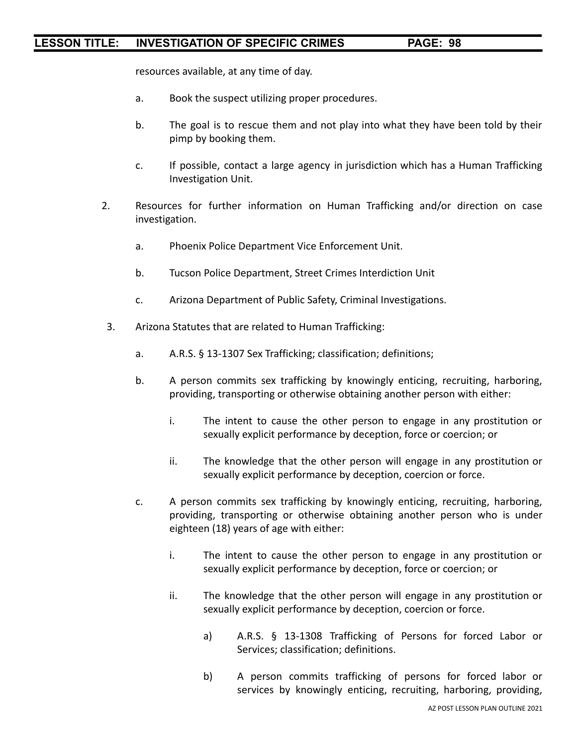resources available, at any time of day.

a. Book the suspect utilizing proper procedures.

b. The goal is to rescue them and not play into what they have been told by their pimp by booking them.

c. If possible, contact a large agency in jurisdiction which has a Human Trafficking Investigation Unit.

2. Resources for further information on Human Trafficking and/or direction on case investigation.

   a. Phoenix Police Department Vice Enforcement Unit.

   b. Tucson Police Department, Street Crimes Interdiction Unit

   c. Arizona Department of Public Safety, Criminal Investigations.

3. Arizona Statutes that are related to Human Trafficking:

   a. A.R.S. § 13-1307 Sex Trafficking; classification; definitions;

   b. A person commits sex trafficking by knowingly enticing, recruiting, harboring, providing, transporting or otherwise obtaining another person with either:

      i. The intent to cause the other person to engage in any prostitution or sexually explicit performance by deception, force or coercion; or

      ii. The knowledge that the other person will engage in any prostitution or sexually explicit performance by deception, coercion or force.

   c. A person commits sex trafficking by knowingly enticing, recruiting, harboring, providing, transporting or otherwise obtaining another person who is under eighteen (18) years of age with either:

      i. The intent to cause the other person to engage in any prostitution or sexually explicit performance by deception, force or coercion; or

      ii. The knowledge that the other person will engage in any prostitution or sexually explicit performance by deception, coercion or force.

         a) A.R.S. § 13-1308 Trafficking of Persons for forced Labor or Services; classification; definitions.

         b) A person commits trafficking of persons for forced labor or services by knowingly enticing, recruiting, harboring, providing,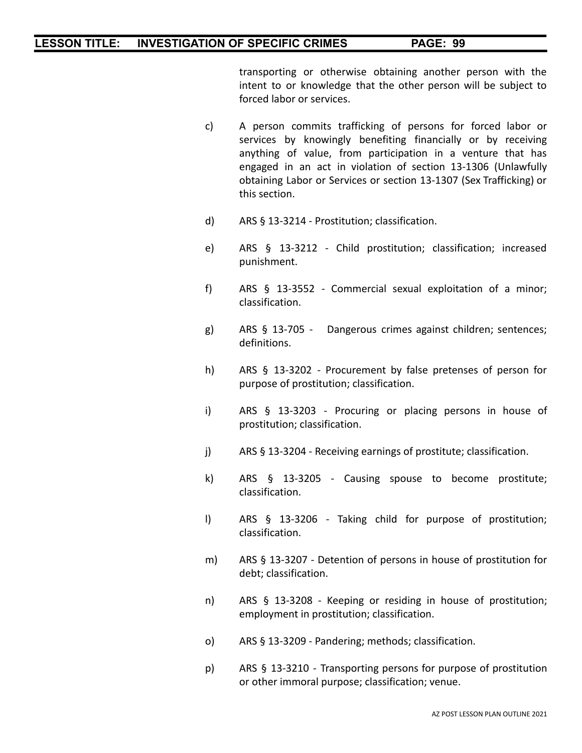transporting or otherwise obtaining another person with the intent to or knowledge that the other person will be subject to forced labor or services.

c) A person commits trafficking of persons for forced labor or services by knowingly benefiting financially or by receiving anything of value, from participation in a venture that has engaged in an act in violation of section 13-1306 (Unlawfully obtaining Labor or Services or section 13-1307 (Sex Trafficking) or this section.

d) ARS § 13-3214 - Prostitution; classification.

e) ARS § 13-3212 - Child prostitution; classification; increased punishment.

f) ARS § 13-3552 - Commercial sexual exploitation of a minor; classification.

g) ARS § 13-705 - Dangerous crimes against children; sentences; definitions.

h) ARS § 13-3202 - Procurement by false pretenses of person for purpose of prostitution; classification.

i) ARS § 13-3203 - Procuring or placing persons in house of prostitution; classification.

j) ARS § 13-3204 - Receiving earnings of prostitute; classification.

k) ARS § 13-3205 - Causing spouse to become prostitute; classification.

l) ARS § 13-3206 - Taking child for purpose of prostitution; classification.

m) ARS § 13-3207 - Detention of persons in house of prostitution for debt; classification.

n) ARS § 13-3208 - Keeping or residing in house of prostitution; employment in prostitution; classification.

o) ARS § 13-3209 - Pandering; methods; classification.

p) ARS § 13-3210 - Transporting persons for purpose of prostitution or other immoral purpose; classification; venue.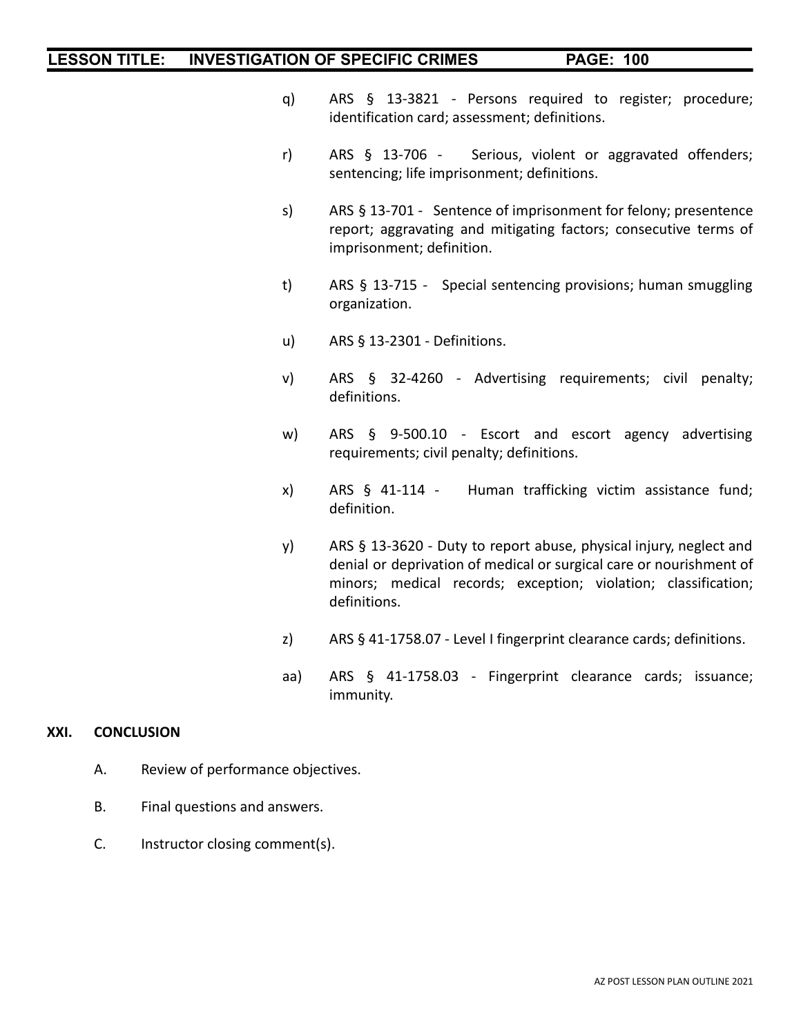q) ARS § 13-3821 - Persons required to register; procedure; identification card; assessment; definitions.

r) ARS § 13-706 - Serious, violent or aggravated offenders; sentencing; life imprisonment; definitions.

s) ARS § 13-701 - Sentence of imprisonment for felony; presentence report; aggravating and mitigating factors; consecutive terms of imprisonment; definition.

t) ARS § 13-715 - Special sentencing provisions; human smuggling organization.

u) ARS § 13-2301 - Definitions.

v) ARS § 32-4260 - Advertising requirements; civil penalty; definitions.

w) ARS § 9-500.10 - Escort and escort agency advertising requirements; civil penalty; definitions.

x) ARS § 41-114 - Human trafficking victim assistance fund; definition.

y) ARS § 13-3620 - Duty to report abuse, physical injury, neglect and denial or deprivation of medical or surgical care or nourishment of minors; medical records; exception; violation; classification; definitions.

z) ARS § 41-1758.07 - Level I fingerprint clearance cards; definitions.

aa) ARS § 41-1758.03 - Fingerprint clearance cards; issuance; immunity.

## XXI. CONCLUSION

A. Review of performance objectives.

B. Final questions and answers.

C. Instructor closing comment(s).